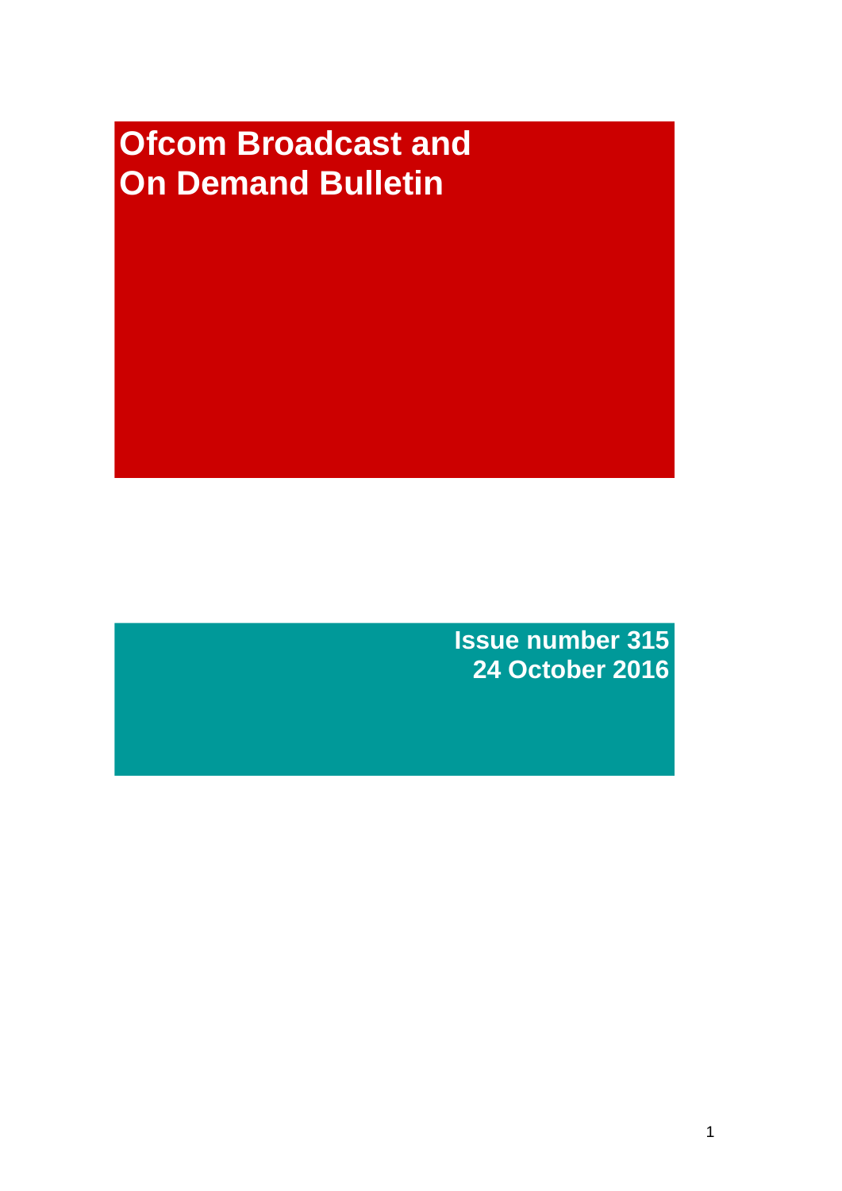# Ofcom Broadcast and On Demand Bulletin

**Issue number 315**
**24 October 2016**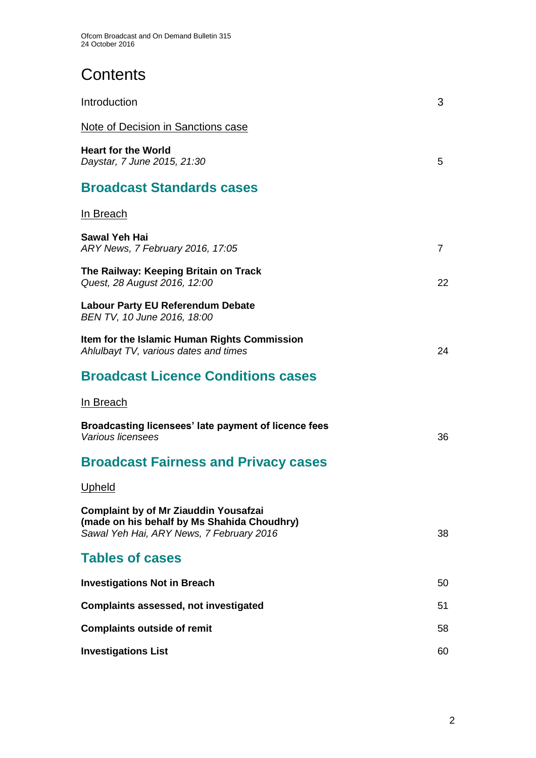# Contents

| | |
|---|---|
| Introduction | 3 |
| <u>Note of Decision in Sanctions case</u> | |
| **Heart for the World**<br>*Daystar, 7 June 2015, 21:30* | 5 |

## Broadcast Standards cases

<u>In Breach</u>

| | |
|---|---|
| **Sawal Yeh Hai**<br>*ARY News, 7 February 2016, 17:05* | 7 |
| **The Railway: Keeping Britain on Track**<br>*Quest, 28 August 2016, 12:00* | 22 |
| **Labour Party EU Referendum Debate**<br>*BEN TV, 10 June 2016, 18:00* | |
| **Item for the Islamic Human Rights Commission**<br>*Ahlulbayt TV, various dates and times* | 24 |

## Broadcast Licence Conditions cases

<u>In Breach</u>

| | |
|---|---|
| **Broadcasting licensees' late payment of licence fees**<br>*Various licensees* | 36 |

## Broadcast Fairness and Privacy cases

<u>Upheld</u>

| | |
|---|---|
| **Complaint by of Mr Ziauddin Yousafzai (made on his behalf by Ms Shahida Choudhry)**<br>*Sawal Yeh Hai, ARY News, 7 February 2016* | 38 |

## Tables of cases

| | |
|---|---|
| **Investigations Not in Breach** | 50 |
| **Complaints assessed, not investigated** | 51 |
| **Complaints outside of remit** | 58 |
| **Investigations List** | 60 |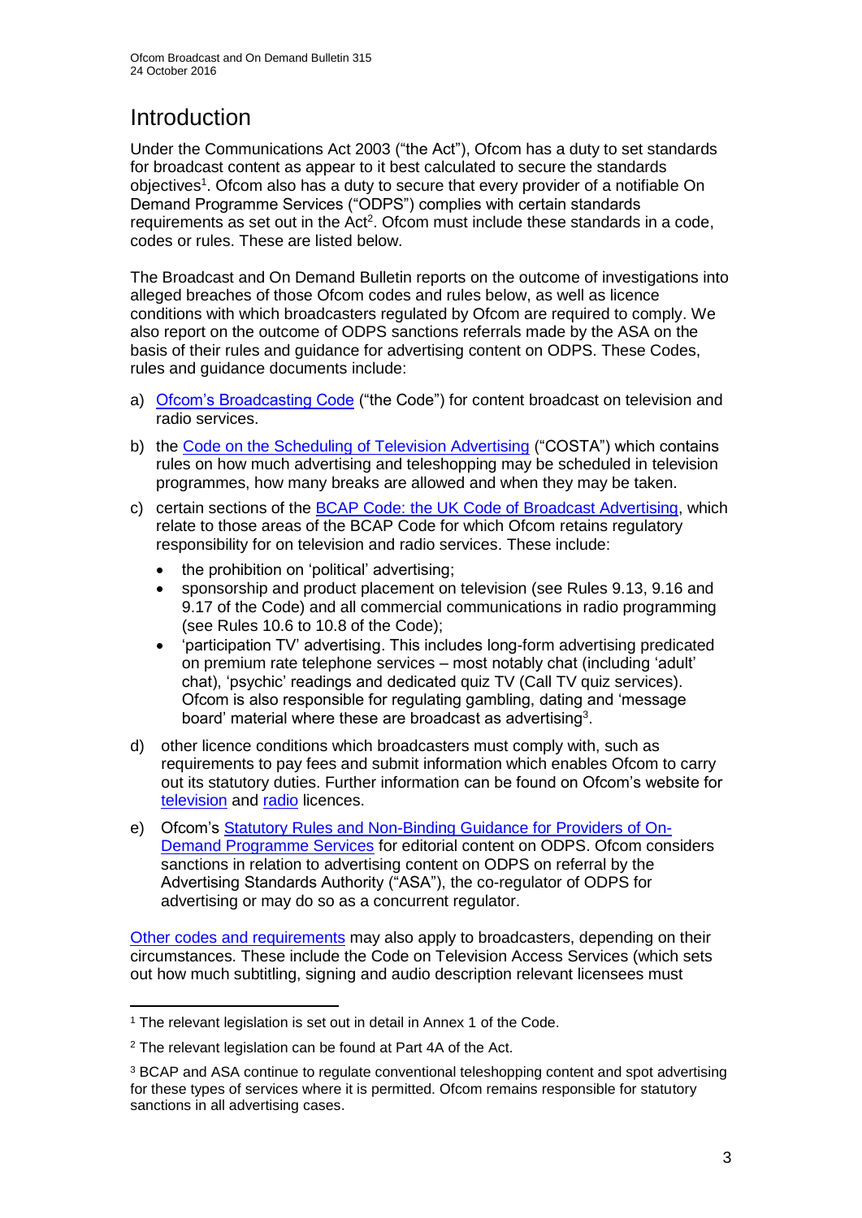# Introduction

Under the Communications Act 2003 ("the Act"), Ofcom has a duty to set standards for broadcast content as appear to it best calculated to secure the standards objectives[1]. Ofcom also has a duty to secure that every provider of a notifiable On Demand Programme Services ("ODPS") complies with certain standards requirements as set out in the Act[2]. Ofcom must include these standards in a code, codes or rules. These are listed below.

The Broadcast and On Demand Bulletin reports on the outcome of investigations into alleged breaches of those Ofcom codes and rules below, as well as licence conditions with which broadcasters regulated by Ofcom are required to comply. We also report on the outcome of ODPS sanctions referrals made by the ASA on the basis of their rules and guidance for advertising content on ODPS. These Codes, rules and guidance documents include:

a) Ofcom's Broadcasting Code ("the Code") for content broadcast on television and radio services.

b) the Code on the Scheduling of Television Advertising ("COSTA") which contains rules on how much advertising and teleshopping may be scheduled in television programmes, how many breaks are allowed and when they may be taken.

c) certain sections of the BCAP Code: the UK Code of Broadcast Advertising, which relate to those areas of the BCAP Code for which Ofcom retains regulatory responsibility for on television and radio services. These include:
   - the prohibition on 'political' advertising;
   - sponsorship and product placement on television (see Rules 9.13, 9.16 and 9.17 of the Code) and all commercial communications in radio programming (see Rules 10.6 to 10.8 of the Code);
   - 'participation TV' advertising. This includes long-form advertising predicated on premium rate telephone services – most notably chat (including 'adult' chat), 'psychic' readings and dedicated quiz TV (Call TV quiz services). Ofcom is also responsible for regulating gambling, dating and 'message board' material where these are broadcast as advertising[3].

d) other licence conditions which broadcasters must comply with, such as requirements to pay fees and submit information which enables Ofcom to carry out its statutory duties. Further information can be found on Ofcom's website for television and radio licences.

e) Ofcom's Statutory Rules and Non-Binding Guidance for Providers of On-Demand Programme Services for editorial content on ODPS. Ofcom considers sanctions in relation to advertising content on ODPS on referral by the Advertising Standards Authority ("ASA"), the co-regulator of ODPS for advertising or may do so as a concurrent regulator.

Other codes and requirements may also apply to broadcasters, depending on their circumstances. These include the Code on Television Access Services (which sets out how much subtitling, signing and audio description relevant licensees must

---

[1] The relevant legislation is set out in detail in Annex 1 of the Code.

[2] The relevant legislation can be found at Part 4A of the Act.

[3] BCAP and ASA continue to regulate conventional teleshopping content and spot advertising for these types of services where it is permitted. Ofcom remains responsible for statutory sanctions in all advertising cases.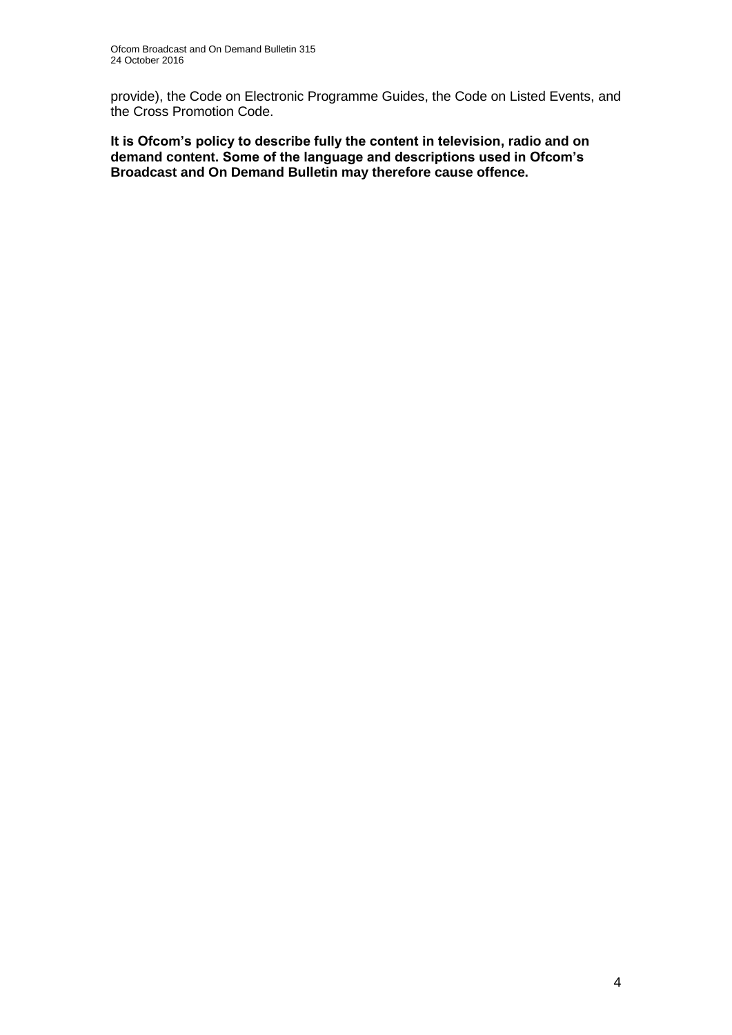provide), the Code on Electronic Programme Guides, the Code on Listed Events, and the Cross Promotion Code.

**It is Ofcom's policy to describe fully the content in television, radio and on demand content. Some of the language and descriptions used in Ofcom's Broadcast and On Demand Bulletin may therefore cause offence.**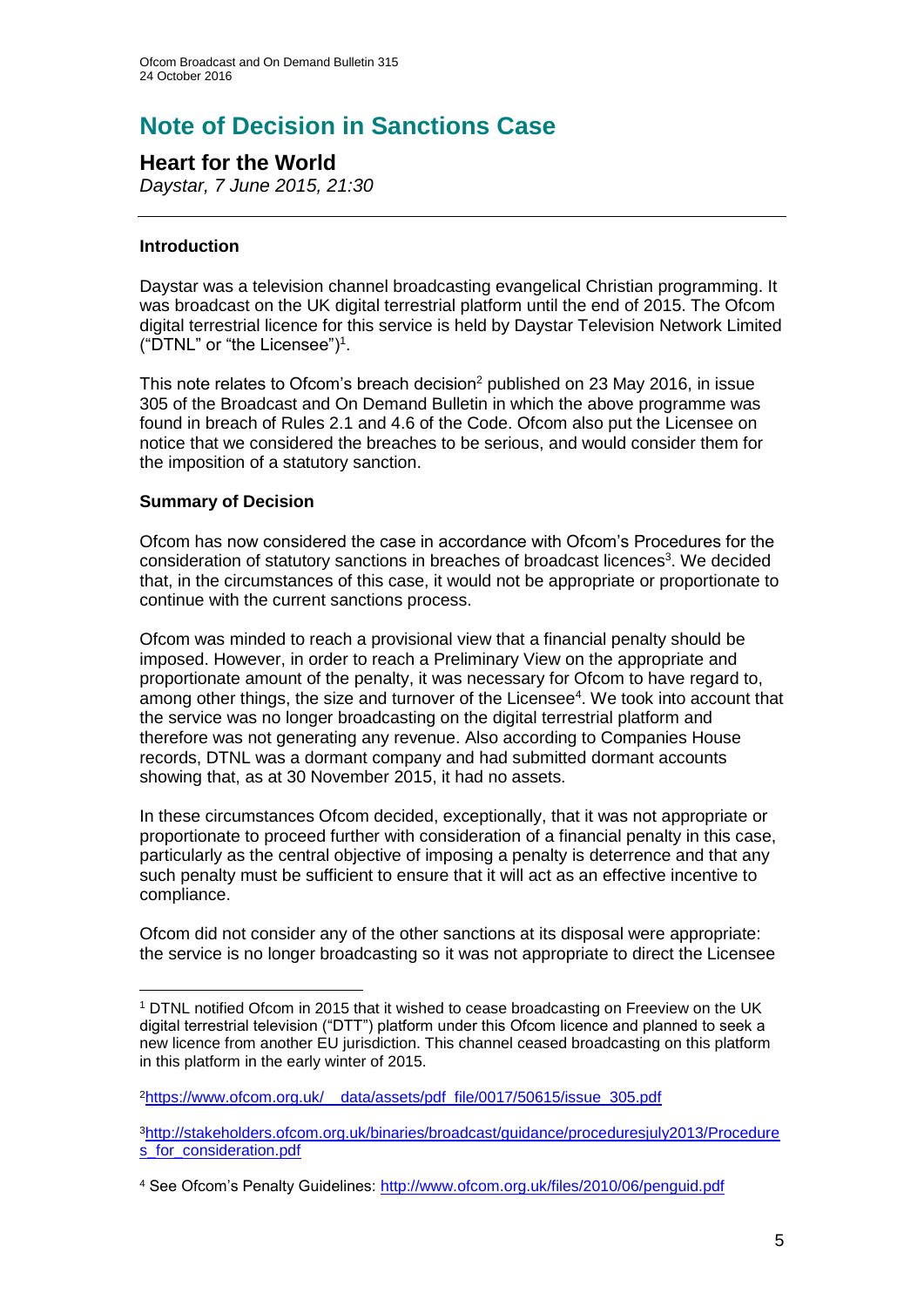# Note of Decision in Sanctions Case

## Heart for the World

*Daystar, 7 June 2015, 21:30*

### Introduction

Daystar was a television channel broadcasting evangelical Christian programming. It was broadcast on the UK digital terrestrial platform until the end of 2015. The Ofcom digital terrestrial licence for this service is held by Daystar Television Network Limited ("DTNL" or "the Licensee")[1].

This note relates to Ofcom's breach decision[2] published on 23 May 2016, in issue 305 of the Broadcast and On Demand Bulletin in which the above programme was found in breach of Rules 2.1 and 4.6 of the Code. Ofcom also put the Licensee on notice that we considered the breaches to be serious, and would consider them for the imposition of a statutory sanction.

### Summary of Decision

Ofcom has now considered the case in accordance with Ofcom's Procedures for the consideration of statutory sanctions in breaches of broadcast licences[3]. We decided that, in the circumstances of this case, it would not be appropriate or proportionate to continue with the current sanctions process.

Ofcom was minded to reach a provisional view that a financial penalty should be imposed. However, in order to reach a Preliminary View on the appropriate and proportionate amount of the penalty, it was necessary for Ofcom to have regard to, among other things, the size and turnover of the Licensee[4]. We took into account that the service was no longer broadcasting on the digital terrestrial platform and therefore was not generating any revenue. Also according to Companies House records, DTNL was a dormant company and had submitted dormant accounts showing that, as at 30 November 2015, it had no assets.

In these circumstances Ofcom decided, exceptionally, that it was not appropriate or proportionate to proceed further with consideration of a financial penalty in this case, particularly as the central objective of imposing a penalty is deterrence and that any such penalty must be sufficient to ensure that it will act as an effective incentive to compliance.

Ofcom did not consider any of the other sanctions at its disposal were appropriate: the service is no longer broadcasting so it was not appropriate to direct the Licensee

---

[1] DTNL notified Ofcom in 2015 that it wished to cease broadcasting on Freeview on the UK digital terrestrial television ("DTT") platform under this Ofcom licence and planned to seek a new licence from another EU jurisdiction. This channel ceased broadcasting on this platform in this platform in the early winter of 2015.

[2] https://www.ofcom.org.uk/__data/assets/pdf_file/0017/50615/issue_305.pdf

[3] http://stakeholders.ofcom.org.uk/binaries/broadcast/guidance/proceduresjuly2013/Procedures_for_consideration.pdf

[4] See Ofcom's Penalty Guidelines: http://www.ofcom.org.uk/files/2010/06/penguid.pdf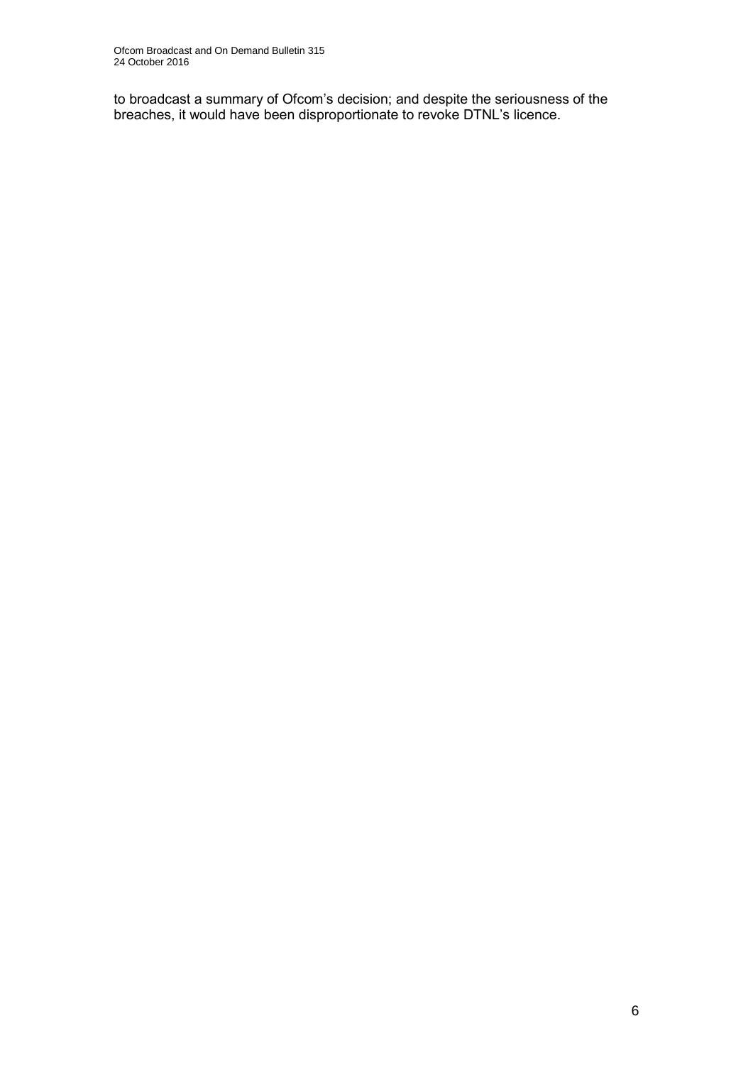to broadcast a summary of Ofcom's decision; and despite the seriousness of the breaches, it would have been disproportionate to revoke DTNL's licence.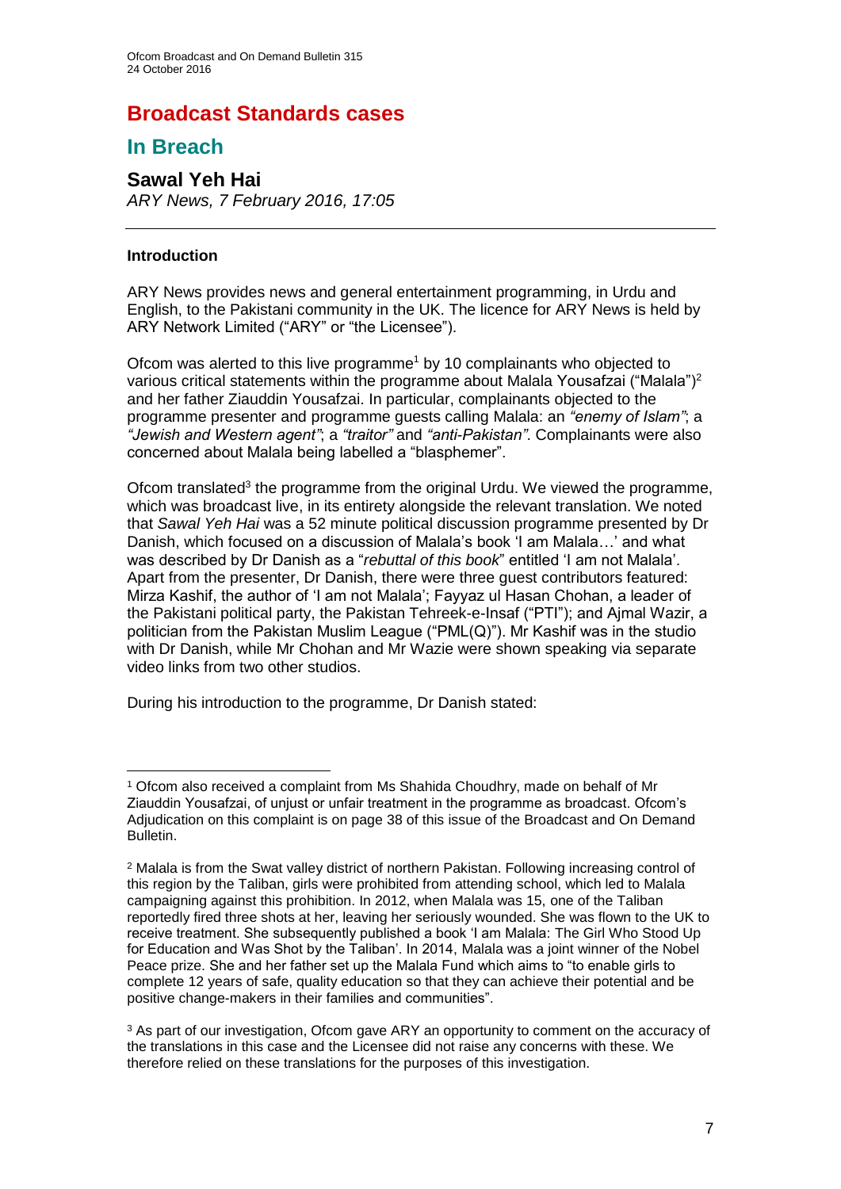# Broadcast Standards cases

## In Breach

### Sawal Yeh Hai

*ARY News, 7 February 2016, 17:05*

---

#### Introduction

ARY News provides news and general entertainment programming, in Urdu and English, to the Pakistani community in the UK. The licence for ARY News is held by ARY Network Limited ("ARY" or "the Licensee").

Ofcom was alerted to this live programme[1] by 10 complainants who objected to various critical statements within the programme about Malala Yousafzai ("Malala")[2] and her father Ziauddin Yousafzai. In particular, complainants objected to the programme presenter and programme guests calling Malala: an *"enemy of Islam"*; a *"Jewish and Western agent"*; a *"traitor"* and *"anti-Pakistan"*. Complainants were also concerned about Malala being labelled a "blasphemer".

Ofcom translated[3] the programme from the original Urdu. We viewed the programme, which was broadcast live, in its entirety alongside the relevant translation. We noted that *Sawal Yeh Hai* was a 52 minute political discussion programme presented by Dr Danish, which focused on a discussion of Malala's book 'I am Malala…' and what was described by Dr Danish as a "*rebuttal of this book*" entitled 'I am not Malala'. Apart from the presenter, Dr Danish, there were three guest contributors featured: Mirza Kashif, the author of 'I am not Malala'; Fayyaz ul Hasan Chohan, a leader of the Pakistani political party, the Pakistan Tehreek-e-Insaf ("PTI"); and Ajmal Wazir, a politician from the Pakistan Muslim League ("PML(Q)"). Mr Kashif was in the studio with Dr Danish, while Mr Chohan and Mr Wazie were shown speaking via separate video links from two other studios.

During his introduction to the programme, Dr Danish stated:

---

[1] Ofcom also received a complaint from Ms Shahida Choudhry, made on behalf of Mr Ziauddin Yousafzai, of unjust or unfair treatment in the programme as broadcast. Ofcom's Adjudication on this complaint is on page 38 of this issue of the Broadcast and On Demand Bulletin.

[2] Malala is from the Swat valley district of northern Pakistan. Following increasing control of this region by the Taliban, girls were prohibited from attending school, which led to Malala campaigning against this prohibition. In 2012, when Malala was 15, one of the Taliban reportedly fired three shots at her, leaving her seriously wounded. She was flown to the UK to receive treatment. She subsequently published a book 'I am Malala: The Girl Who Stood Up for Education and Was Shot by the Taliban'. In 2014, Malala was a joint winner of the Nobel Peace prize. She and her father set up the Malala Fund which aims to "to enable girls to complete 12 years of safe, quality education so that they can achieve their potential and be positive change-makers in their families and communities".

[3] As part of our investigation, Ofcom gave ARY an opportunity to comment on the accuracy of the translations in this case and the Licensee did not raise any concerns with these. We therefore relied on these translations for the purposes of this investigation.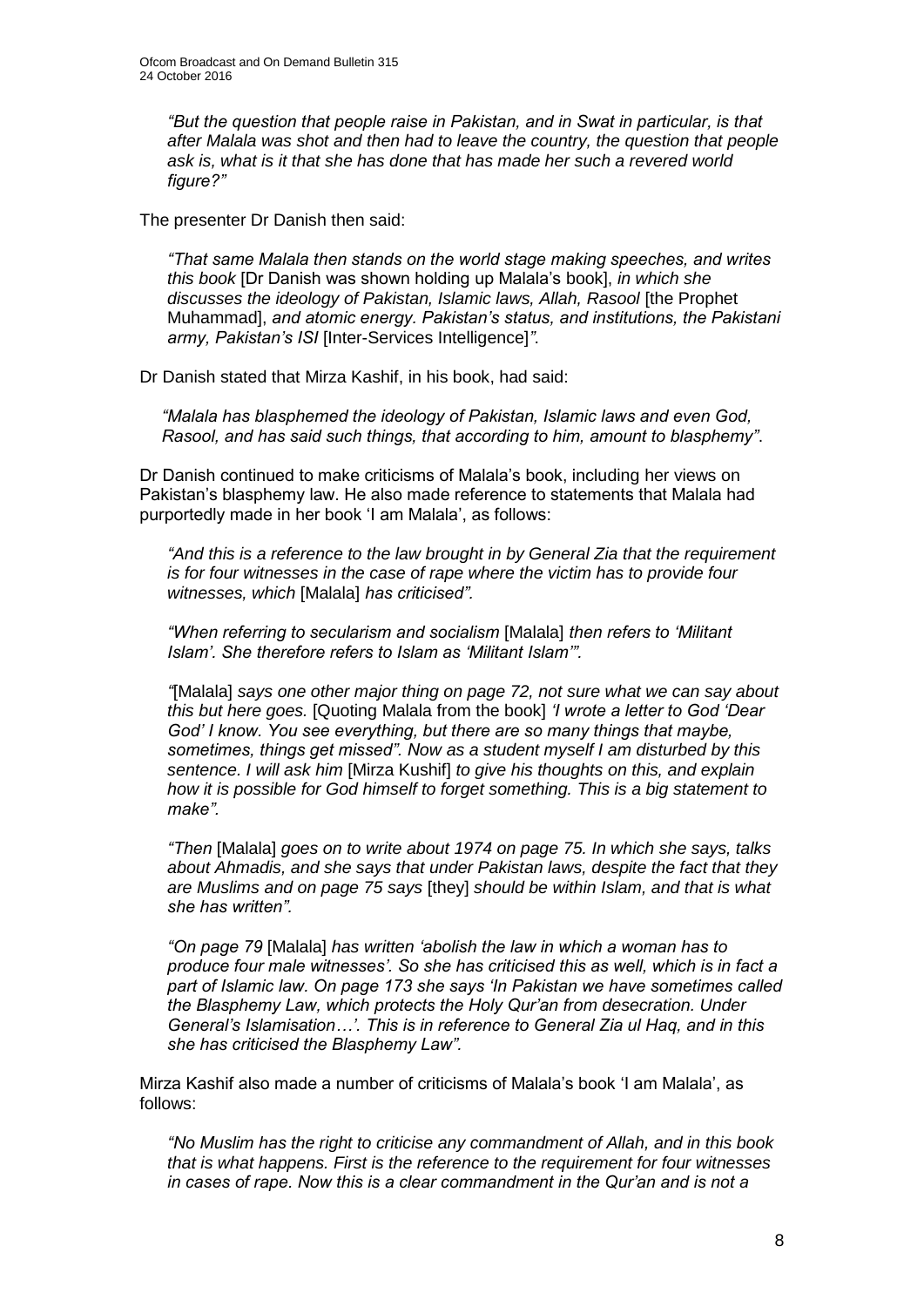> *"But the question that people raise in Pakistan, and in Swat in particular, is that after Malala was shot and then had to leave the country, the question that people ask is, what is it that she has done that has made her such a revered world figure?"*

The presenter Dr Danish then said:

> *"That same Malala then stands on the world stage making speeches, and writes this book* [Dr Danish was shown holding up Malala's book], *in which she discusses the ideology of Pakistan, Islamic laws, Allah, Rasool* [the Prophet Muhammad], *and atomic energy. Pakistan's status, and institutions, the Pakistani army, Pakistan's ISI* [Inter-Services Intelligence]*"*.

Dr Danish stated that Mirza Kashif, in his book, had said:

> *"Malala has blasphemed the ideology of Pakistan, Islamic laws and even God, Rasool, and has said such things, that according to him, amount to blasphemy"*.

Dr Danish continued to make criticisms of Malala's book, including her views on Pakistan's blasphemy law. He also made reference to statements that Malala had purportedly made in her book 'I am Malala', as follows:

> *"And this is a reference to the law brought in by General Zia that the requirement is for four witnesses in the case of rape where the victim has to provide four witnesses, which* [Malala] *has criticised".*
>
> *"When referring to secularism and socialism* [Malala] *then refers to 'Militant Islam'. She therefore refers to Islam as 'Militant Islam'".*
>
> *"*[Malala] *says one other major thing on page 72, not sure what we can say about this but here goes.* [Quoting Malala from the book] *'I wrote a letter to God 'Dear God' I know. You see everything, but there are so many things that maybe, sometimes, things get missed". Now as a student myself I am disturbed by this sentence. I will ask him* [Mirza Kushif] *to give his thoughts on this, and explain how it is possible for God himself to forget something. This is a big statement to make".*
>
> *"Then* [Malala] *goes on to write about 1974 on page 75. In which she says, talks about Ahmadis, and she says that under Pakistan laws, despite the fact that they are Muslims and on page 75 says* [they] *should be within Islam, and that is what she has written".*
>
> *"On page 79* [Malala] *has written 'abolish the law in which a woman has to produce four male witnesses'. So she has criticised this as well, which is in fact a part of Islamic law. On page 173 she says 'In Pakistan we have sometimes called the Blasphemy Law, which protects the Holy Qur'an from desecration. Under General's Islamisation…'. This is in reference to General Zia ul Haq, and in this she has criticised the Blasphemy Law".*

Mirza Kashif also made a number of criticisms of Malala's book 'I am Malala', as follows:

> *"No Muslim has the right to criticise any commandment of Allah, and in this book that is what happens. First is the reference to the requirement for four witnesses in cases of rape. Now this is a clear commandment in the Qur'an and is not a*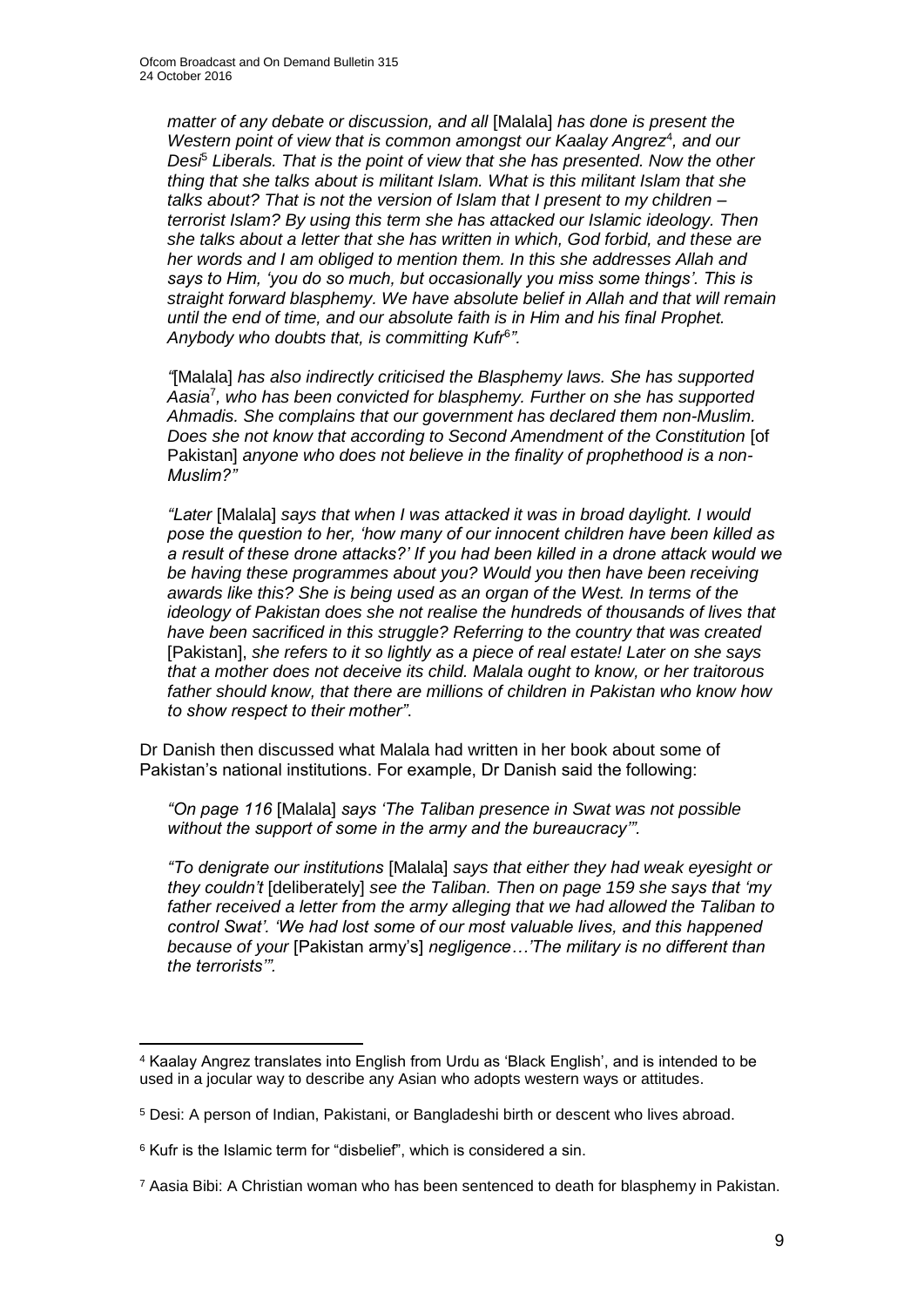*matter of any debate or discussion, and all* [Malala] *has done is present the Western point of view that is common amongst our Kaalay Angrez*[4]*, and our Desi*[5] *Liberals. That is the point of view that she has presented. Now the other thing that she talks about is militant Islam. What is this militant Islam that she talks about? That is not the version of Islam that I present to my children – terrorist Islam? By using this term she has attacked our Islamic ideology. Then she talks about a letter that she has written in which, God forbid, and these are her words and I am obliged to mention them. In this she addresses Allah and says to Him, 'you do so much, but occasionally you miss some things'. This is straight forward blasphemy. We have absolute belief in Allah and that will remain until the end of time, and our absolute faith is in Him and his final Prophet. Anybody who doubts that, is committing Kufr*[6]*".*

*"*[Malala] *has also indirectly criticised the Blasphemy laws. She has supported Aasia*[7]*, who has been convicted for blasphemy. Further on she has supported Ahmadis. She complains that our government has declared them non-Muslim. Does she not know that according to Second Amendment of the Constitution* [of Pakistan] *anyone who does not believe in the finality of prophethood is a non-Muslim?"*

*"Later* [Malala] *says that when I was attacked it was in broad daylight. I would pose the question to her, 'how many of our innocent children have been killed as a result of these drone attacks?' If you had been killed in a drone attack would we be having these programmes about you? Would you then have been receiving awards like this? She is being used as an organ of the West. In terms of the ideology of Pakistan does she not realise the hundreds of thousands of lives that have been sacrificed in this struggle? Referring to the country that was created* [Pakistan]*, she refers to it so lightly as a piece of real estate! Later on she says that a mother does not deceive its child. Malala ought to know, or her traitorous father should know, that there are millions of children in Pakistan who know how to show respect to their mother".*

Dr Danish then discussed what Malala had written in her book about some of Pakistan's national institutions. For example, Dr Danish said the following:

*"On page 116* [Malala] *says 'The Taliban presence in Swat was not possible without the support of some in the army and the bureaucracy'".*

*"To denigrate our institutions* [Malala] *says that either they had weak eyesight or they couldn't* [deliberately] *see the Taliban. Then on page 159 she says that 'my father received a letter from the army alleging that we had allowed the Taliban to control Swat'. 'We had lost some of our most valuable lives, and this happened because of your* [Pakistan army's] *negligence…'The military is no different than the terrorists'".*

---

[4] Kaalay Angrez translates into English from Urdu as 'Black English', and is intended to be used in a jocular way to describe any Asian who adopts western ways or attitudes.

[5] Desi: A person of Indian, Pakistani, or Bangladeshi birth or descent who lives abroad.

[6] Kufr is the Islamic term for "disbelief", which is considered a sin.

[7] Aasia Bibi: A Christian woman who has been sentenced to death for blasphemy in Pakistan.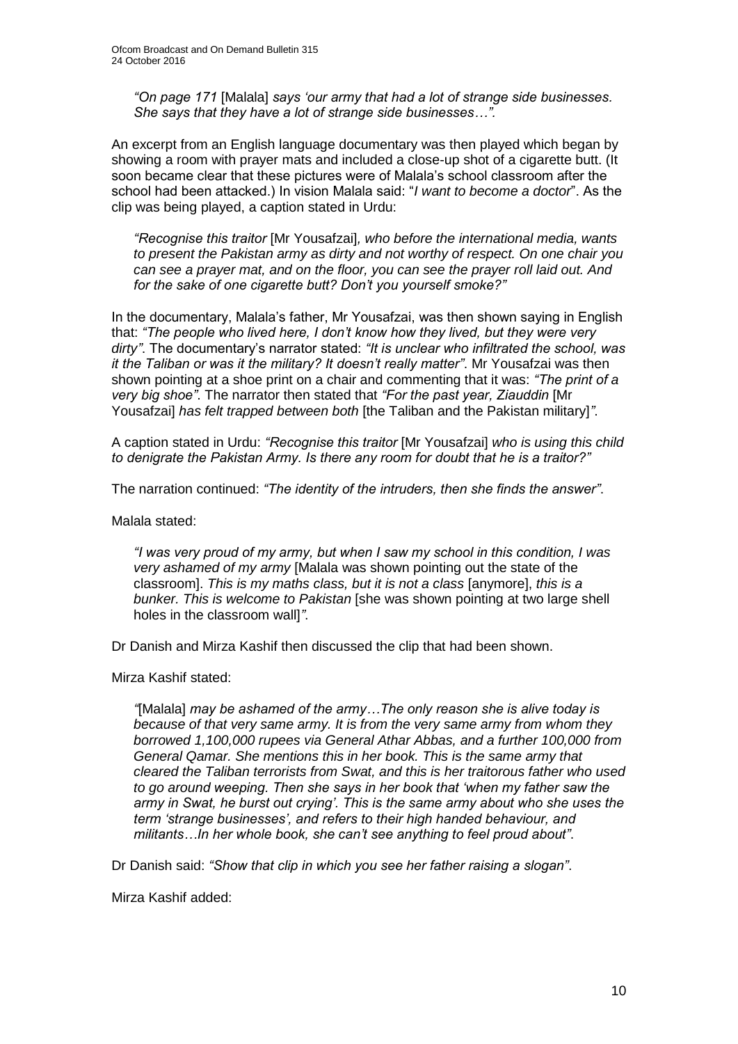> *"On page 171* [Malala] *says 'our army that had a lot of strange side businesses. She says that they have a lot of strange side businesses…"*.

An excerpt from an English language documentary was then played which began by showing a room with prayer mats and included a close-up shot of a cigarette butt. (It soon became clear that these pictures were of Malala's school classroom after the school had been attacked.) In vision Malala said: "*I want to become a doctor*". As the clip was being played, a caption stated in Urdu:

> *"Recognise this traitor* [Mr Yousafzai], *who before the international media, wants to present the Pakistan army as dirty and not worthy of respect. On one chair you can see a prayer mat, and on the floor, you can see the prayer roll laid out. And for the sake of one cigarette butt? Don't you yourself smoke?"*

In the documentary, Malala's father, Mr Yousafzai, was then shown saying in English that: *"The people who lived here, I don't know how they lived, but they were very dirty"*. The documentary's narrator stated: *"It is unclear who infiltrated the school, was it the Taliban or was it the military? It doesn't really matter"*. Mr Yousafzai was then shown pointing at a shoe print on a chair and commenting that it was: *"The print of a very big shoe"*. The narrator then stated that *"For the past year, Ziauddin* [Mr Yousafzai] *has felt trapped between both* [the Taliban and the Pakistan military]*"*.

A caption stated in Urdu: *"Recognise this traitor* [Mr Yousafzai] *who is using this child to denigrate the Pakistan Army. Is there any room for doubt that he is a traitor?"*

The narration continued: *"The identity of the intruders, then she finds the answer"*.

Malala stated:

> *"I was very proud of my army, but when I saw my school in this condition, I was very ashamed of my army* [Malala was shown pointing out the state of the classroom]. *This is my maths class, but it is not a class* [anymore], *this is a bunker. This is welcome to Pakistan* [she was shown pointing at two large shell holes in the classroom wall]*"*.

Dr Danish and Mirza Kashif then discussed the clip that had been shown.

Mirza Kashif stated:

> *"*[Malala] *may be ashamed of the army…The only reason she is alive today is because of that very same army. It is from the very same army from whom they borrowed 1,100,000 rupees via General Athar Abbas, and a further 100,000 from General Qamar. She mentions this in her book. This is the same army that cleared the Taliban terrorists from Swat, and this is her traitorous father who used to go around weeping. Then she says in her book that 'when my father saw the army in Swat, he burst out crying'. This is the same army about who she uses the term 'strange businesses', and refers to their high handed behaviour, and militants…In her whole book, she can't see anything to feel proud about"*.

Dr Danish said: *"Show that clip in which you see her father raising a slogan"*.

Mirza Kashif added: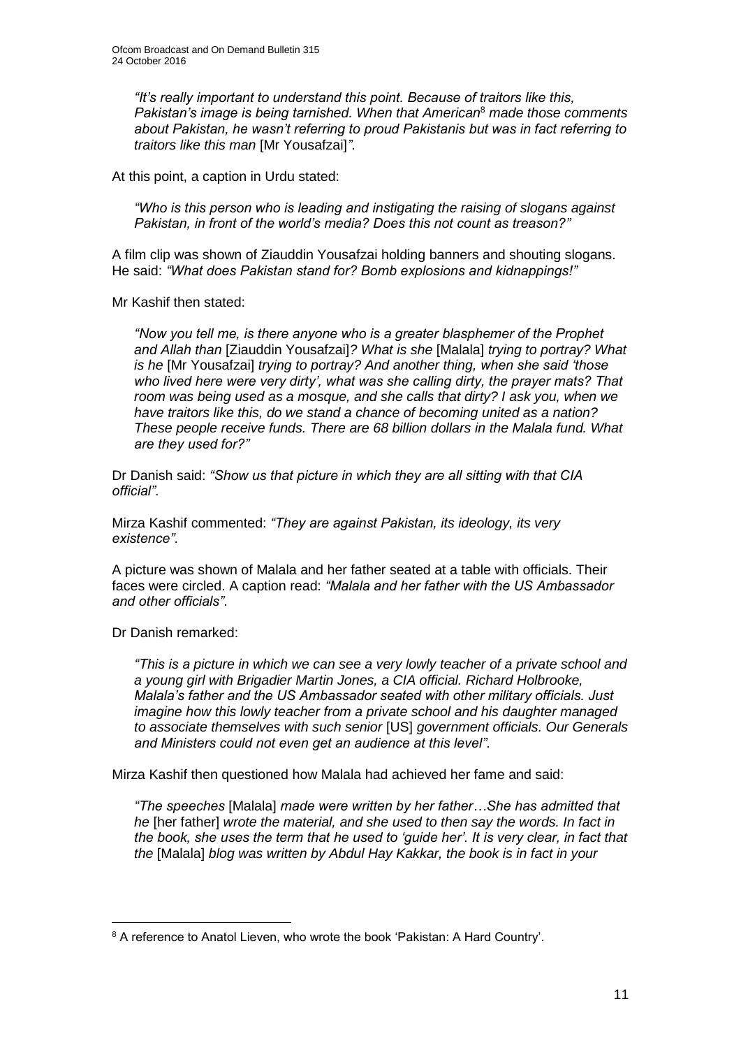*"It's really important to understand this point. Because of traitors like this, Pakistan's image is being tarnished. When that American*[8] *made those comments about Pakistan, he wasn't referring to proud Pakistanis but was in fact referring to traitors like this man* [Mr Yousafzai]*"*.

At this point, a caption in Urdu stated:

> *"Who is this person who is leading and instigating the raising of slogans against Pakistan, in front of the world's media? Does this not count as treason?"*

A film clip was shown of Ziauddin Yousafzai holding banners and shouting slogans. He said: *"What does Pakistan stand for? Bomb explosions and kidnappings!"*

Mr Kashif then stated:

> *"Now you tell me, is there anyone who is a greater blasphemer of the Prophet and Allah than* [Ziauddin Yousafzai]*? What is she* [Malala] *trying to portray? What is he* [Mr Yousafzai] *trying to portray? And another thing, when she said 'those who lived here were very dirty', what was she calling dirty, the prayer mats? That room was being used as a mosque, and she calls that dirty? I ask you, when we have traitors like this, do we stand a chance of becoming united as a nation? These people receive funds. There are 68 billion dollars in the Malala fund. What are they used for?"*

Dr Danish said: *"Show us that picture in which they are all sitting with that CIA official"*.

Mirza Kashif commented: *"They are against Pakistan, its ideology, its very existence"*.

A picture was shown of Malala and her father seated at a table with officials. Their faces were circled. A caption read: *"Malala and her father with the US Ambassador and other officials"*.

Dr Danish remarked:

> *"This is a picture in which we can see a very lowly teacher of a private school and a young girl with Brigadier Martin Jones, a CIA official. Richard Holbrooke, Malala's father and the US Ambassador seated with other military officials. Just imagine how this lowly teacher from a private school and his daughter managed to associate themselves with such senior* [US] *government officials. Our Generals and Ministers could not even get an audience at this level"*.

Mirza Kashif then questioned how Malala had achieved her fame and said:

> *"The speeches* [Malala] *made were written by her father…She has admitted that he* [her father] *wrote the material, and she used to then say the words. In fact in the book, she uses the term that he used to 'guide her'. It is very clear, in fact that the* [Malala] *blog was written by Abdul Hay Kakkar, the book is in fact in your*

---

[8] A reference to Anatol Lieven, who wrote the book 'Pakistan: A Hard Country'.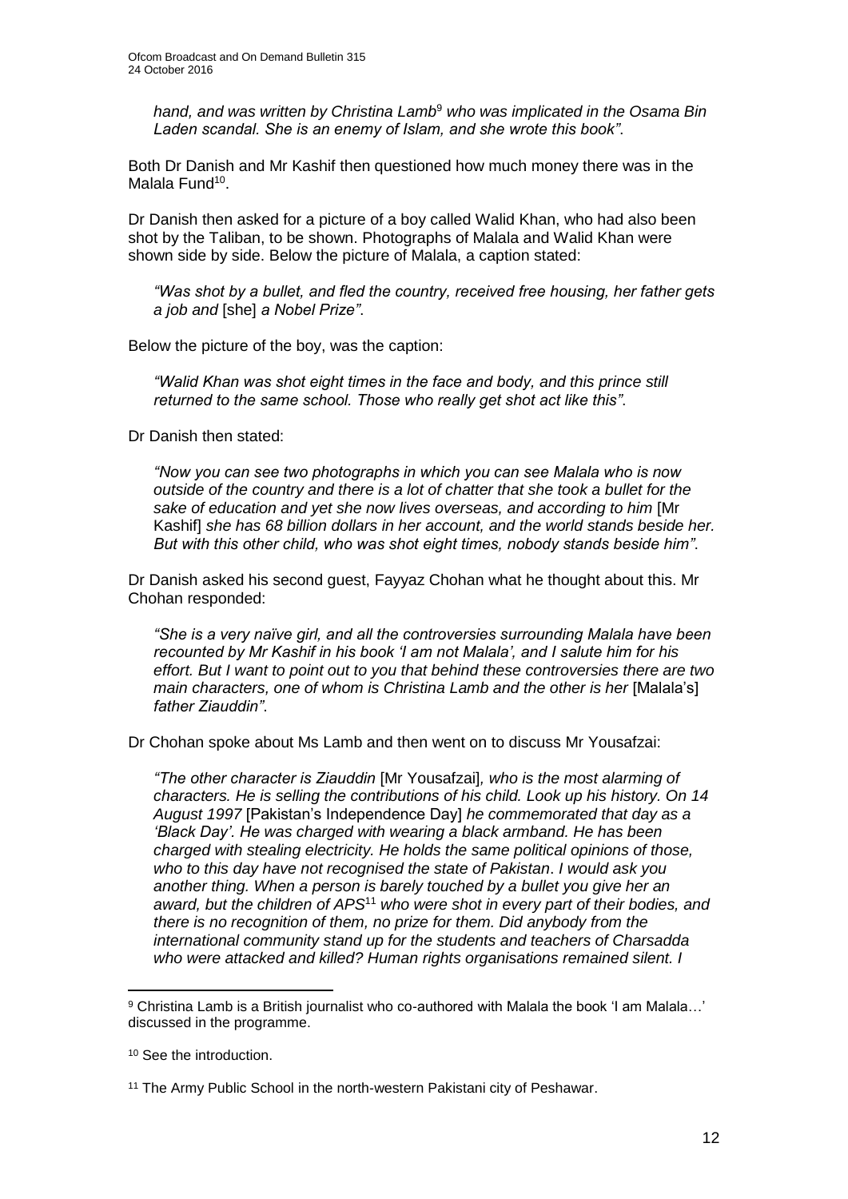*hand, and was written by Christina Lamb*[9] *who was implicated in the Osama Bin Laden scandal. She is an enemy of Islam, and she wrote this book"*.

Both Dr Danish and Mr Kashif then questioned how much money there was in the Malala Fund[10].

Dr Danish then asked for a picture of a boy called Walid Khan, who had also been shot by the Taliban, to be shown. Photographs of Malala and Walid Khan were shown side by side. Below the picture of Malala, a caption stated:

> *"Was shot by a bullet, and fled the country, received free housing, her father gets a job and* [she] *a Nobel Prize"*.

Below the picture of the boy, was the caption:

> *"Walid Khan was shot eight times in the face and body, and this prince still returned to the same school. Those who really get shot act like this"*.

Dr Danish then stated:

> *"Now you can see two photographs in which you can see Malala who is now outside of the country and there is a lot of chatter that she took a bullet for the sake of education and yet she now lives overseas, and according to him* [Mr Kashif] *she has 68 billion dollars in her account, and the world stands beside her. But with this other child, who was shot eight times, nobody stands beside him"*.

Dr Danish asked his second guest, Fayyaz Chohan what he thought about this. Mr Chohan responded:

> *"She is a very naïve girl, and all the controversies surrounding Malala have been recounted by Mr Kashif in his book 'I am not Malala', and I salute him for his effort. But I want to point out to you that behind these controversies there are two main characters, one of whom is Christina Lamb and the other is her* [Malala's] *father Ziauddin"*.

Dr Chohan spoke about Ms Lamb and then went on to discuss Mr Yousafzai:

> *"The other character is Ziauddin* [Mr Yousafzai]*, who is the most alarming of characters. He is selling the contributions of his child. Look up his history. On 14 August 1997* [Pakistan's Independence Day] *he commemorated that day as a 'Black Day'. He was charged with wearing a black armband. He has been charged with stealing electricity. He holds the same political opinions of those, who to this day have not recognised the state of Pakistan*. *I would ask you another thing. When a person is barely touched by a bullet you give her an award, but the children of APS*[11] *who were shot in every part of their bodies, and there is no recognition of them, no prize for them. Did anybody from the international community stand up for the students and teachers of Charsadda who were attacked and killed? Human rights organisations remained silent. I*

---

[9] Christina Lamb is a British journalist who co-authored with Malala the book 'I am Malala…' discussed in the programme.

[10] See the introduction.

[11] The Army Public School in the north-western Pakistani city of Peshawar.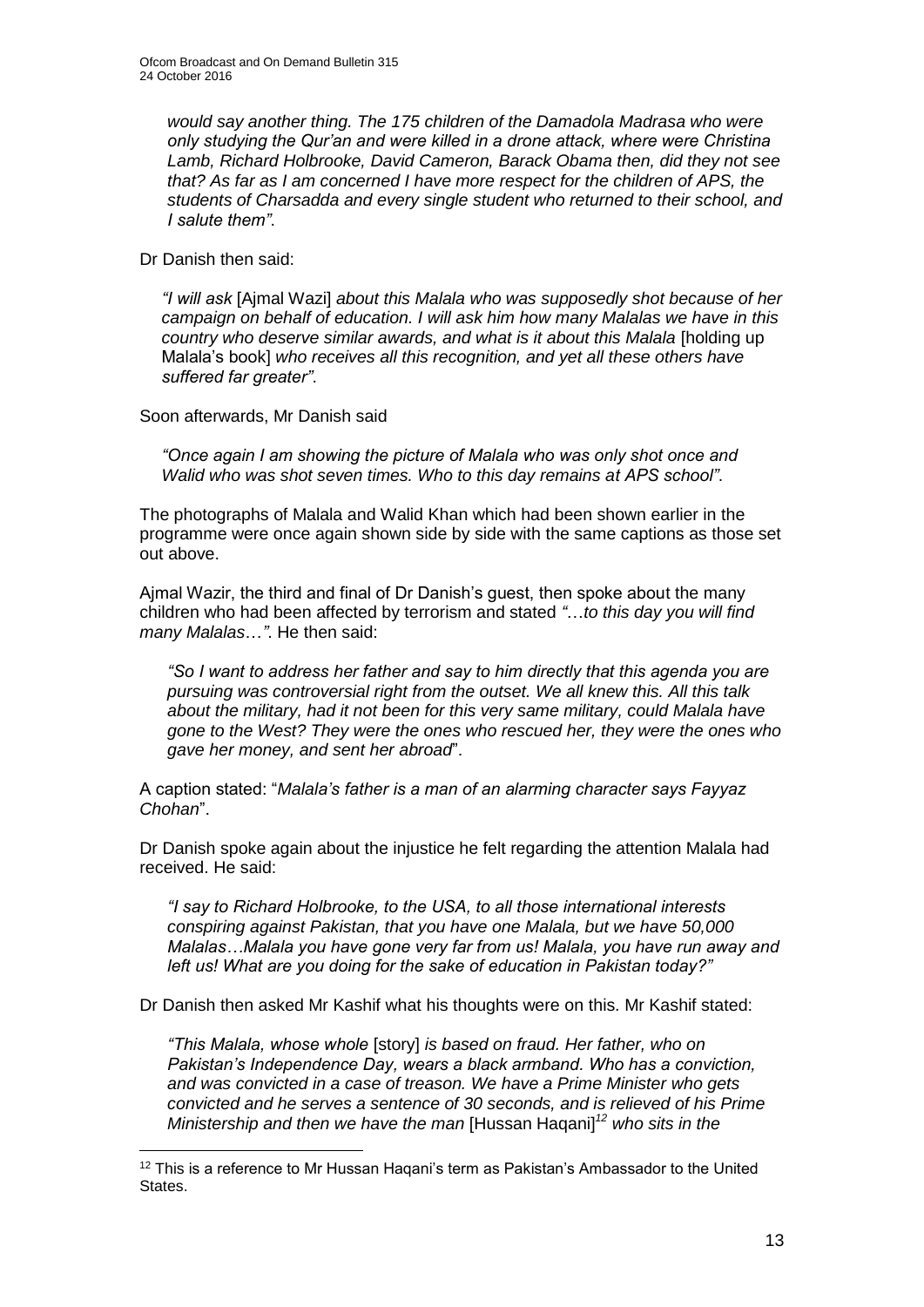*would say another thing. The 175 children of the Damadola Madrasa who were only studying the Qur'an and were killed in a drone attack, where were Christina Lamb, Richard Holbrooke, David Cameron, Barack Obama then, did they not see that? As far as I am concerned I have more respect for the children of APS, the students of Charsadda and every single student who returned to their school, and I salute them"*.

Dr Danish then said:

> *"I will ask* [Ajmal Wazi] *about this Malala who was supposedly shot because of her campaign on behalf of education. I will ask him how many Malalas we have in this country who deserve similar awards, and what is it about this Malala* [holding up Malala's book] *who receives all this recognition, and yet all these others have suffered far greater"*.

Soon afterwards, Mr Danish said

> *"Once again I am showing the picture of Malala who was only shot once and Walid who was shot seven times. Who to this day remains at APS school"*.

The photographs of Malala and Walid Khan which had been shown earlier in the programme were once again shown side by side with the same captions as those set out above.

Ajmal Wazir, the third and final of Dr Danish's guest, then spoke about the many children who had been affected by terrorism and stated *"…to this day you will find many Malalas…"*. He then said:

> *"So I want to address her father and say to him directly that this agenda you are pursuing was controversial right from the outset. We all knew this. All this talk about the military, had it not been for this very same military, could Malala have gone to the West? They were the ones who rescued her, they were the ones who gave her money, and sent her abroad*".

A caption stated: "*Malala's father is a man of an alarming character says Fayyaz Chohan*".

Dr Danish spoke again about the injustice he felt regarding the attention Malala had received. He said:

> *"I say to Richard Holbrooke, to the USA, to all those international interests conspiring against Pakistan, that you have one Malala, but we have 50,000 Malalas…Malala you have gone very far from us! Malala, you have run away and left us! What are you doing for the sake of education in Pakistan today?"*

Dr Danish then asked Mr Kashif what his thoughts were on this. Mr Kashif stated:

> *"This Malala, whose whole* [story] *is based on fraud. Her father, who on Pakistan's Independence Day, wears a black armband. Who has a conviction, and was convicted in a case of treason. We have a Prime Minister who gets convicted and he serves a sentence of 30 seconds, and is relieved of his Prime Ministership and then we have the man* [Hussan Haqani][12] *who sits in the*

[12] This is a reference to Mr Hussan Haqani's term as Pakistan's Ambassador to the United States.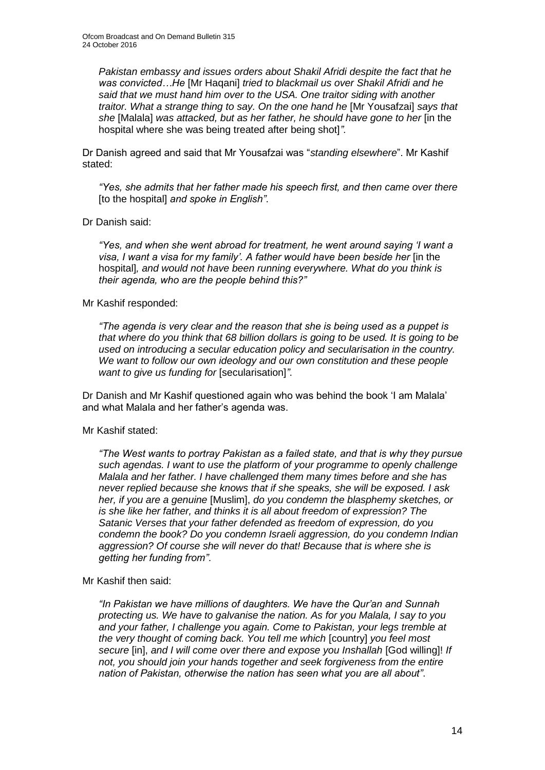*Pakistan embassy and issues orders about Shakil Afridi despite the fact that he was convicted…He* [Mr Haqani] *tried to blackmail us over Shakil Afridi and he said that we must hand him over to the USA. One traitor siding with another traitor. What a strange thing to say. On the one hand he* [Mr Yousafzai] *says that she* [Malala] *was attacked, but as her father, he should have gone to her* [in the hospital where she was being treated after being shot]*"*.

Dr Danish agreed and said that Mr Yousafzai was "*standing elsewhere*". Mr Kashif stated:

> *"Yes, she admits that her father made his speech first, and then came over there* [to the hospital] *and spoke in English"*.

Dr Danish said:

> *"Yes, and when she went abroad for treatment, he went around saying 'I want a visa, I want a visa for my family'. A father would have been beside her* [in the hospital]*, and would not have been running everywhere. What do you think is their agenda, who are the people behind this?"*

Mr Kashif responded:

> *"The agenda is very clear and the reason that she is being used as a puppet is that where do you think that 68 billion dollars is going to be used. It is going to be used on introducing a secular education policy and secularisation in the country. We want to follow our own ideology and our own constitution and these people want to give us funding for* [secularisation]*"*.

Dr Danish and Mr Kashif questioned again who was behind the book 'I am Malala' and what Malala and her father's agenda was.

Mr Kashif stated:

> *"The West wants to portray Pakistan as a failed state, and that is why they pursue such agendas. I want to use the platform of your programme to openly challenge Malala and her father. I have challenged them many times before and she has never replied because she knows that if she speaks, she will be exposed. I ask her, if you are a genuine* [Muslim], *do you condemn the blasphemy sketches, or is she like her father, and thinks it is all about freedom of expression? The Satanic Verses that your father defended as freedom of expression, do you condemn the book? Do you condemn Israeli aggression, do you condemn Indian aggression? Of course she will never do that! Because that is where she is getting her funding from"*.

Mr Kashif then said:

> *"In Pakistan we have millions of daughters. We have the Qur'an and Sunnah protecting us. We have to galvanise the nation. As for you Malala, I say to you and your father, I challenge you again. Come to Pakistan, your legs tremble at the very thought of coming back. You tell me which* [country] *you feel most secure* [in], *and I will come over there and expose you Inshallah* [God willing]! *If not, you should join your hands together and seek forgiveness from the entire nation of Pakistan, otherwise the nation has seen what you are all about"*.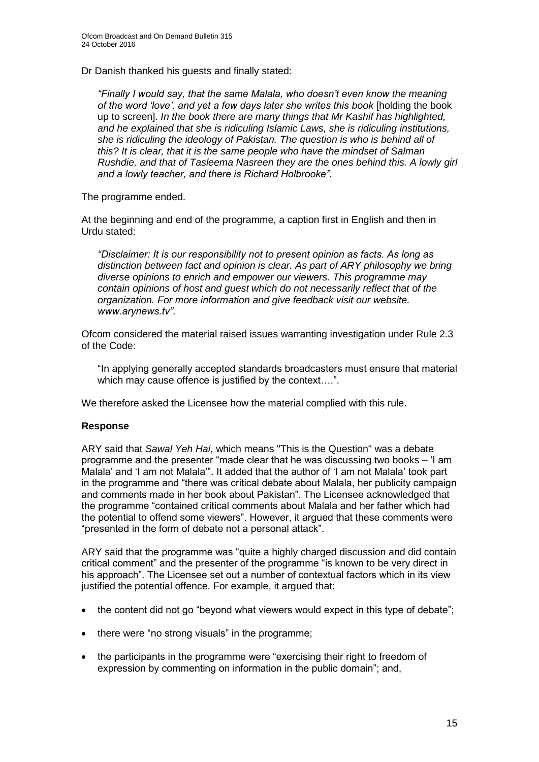Dr Danish thanked his guests and finally stated:

> *"Finally I would say, that the same Malala, who doesn't even know the meaning of the word 'love', and yet a few days later she writes this book* [holding the book up to screen]. *In the book there are many things that Mr Kashif has highlighted, and he explained that she is ridiculing Islamic Laws, she is ridiculing institutions, she is ridiculing the ideology of Pakistan. The question is who is behind all of this? It is clear, that it is the same people who have the mindset of Salman Rushdie, and that of Tasleema Nasreen they are the ones behind this. A lowly girl and a lowly teacher, and there is Richard Holbrooke"*.

The programme ended.

At the beginning and end of the programme, a caption first in English and then in Urdu stated:

> *"Disclaimer: It is our responsibility not to present opinion as facts. As long as distinction between fact and opinion is clear. As part of ARY philosophy we bring diverse opinions to enrich and empower our viewers. This programme may contain opinions of host and guest which do not necessarily reflect that of the organization. For more information and give feedback visit our website. www.arynews.tv"*.

Ofcom considered the material raised issues warranting investigation under Rule 2.3 of the Code:

> "In applying generally accepted standards broadcasters must ensure that material which may cause offence is justified by the context….".

We therefore asked the Licensee how the material complied with this rule.

**Response**

ARY said that *Sawal Yeh Hai*, which means "This is the Question" was a debate programme and the presenter "made clear that he was discussing two books – 'I am Malala' and 'I am not Malala'". It added that the author of 'I am not Malala' took part in the programme and "there was critical debate about Malala, her publicity campaign and comments made in her book about Pakistan". The Licensee acknowledged that the programme "contained critical comments about Malala and her father which had the potential to offend some viewers". However, it argued that these comments were "presented in the form of debate not a personal attack".

ARY said that the programme was "quite a highly charged discussion and did contain critical comment" and the presenter of the programme "is known to be very direct in his approach". The Licensee set out a number of contextual factors which in its view justified the potential offence. For example, it argued that:

- the content did not go "beyond what viewers would expect in this type of debate";
- there were "no strong visuals" in the programme;
- the participants in the programme were "exercising their right to freedom of expression by commenting on information in the public domain"; and,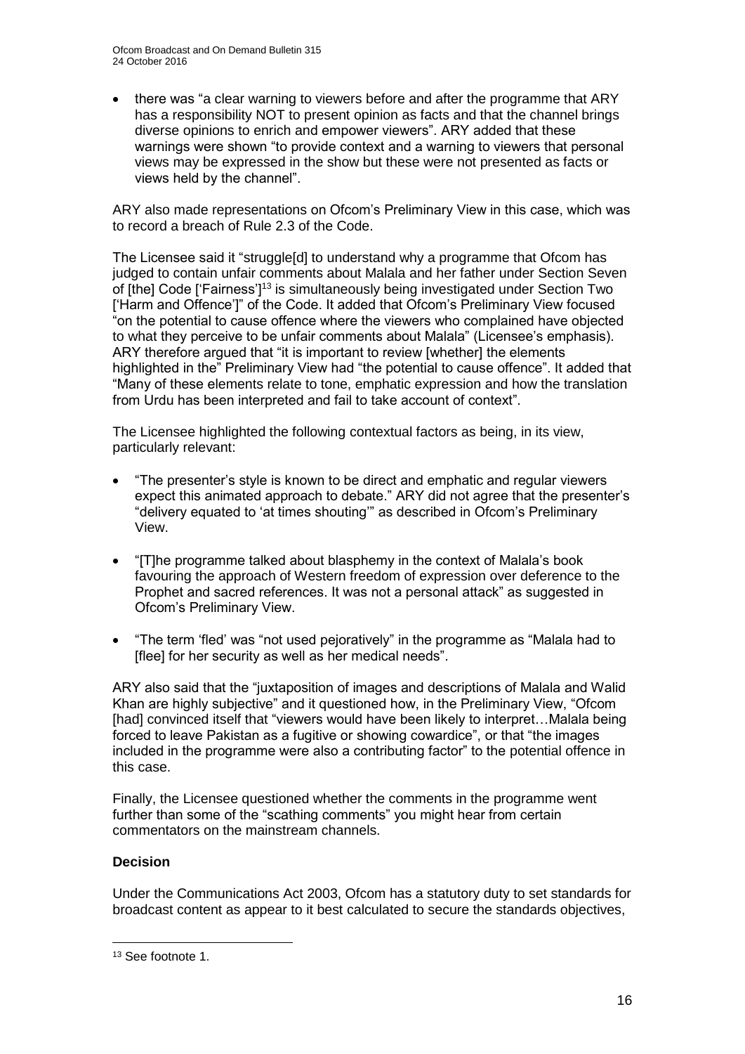- there was "a clear warning to viewers before and after the programme that ARY has a responsibility NOT to present opinion as facts and that the channel brings diverse opinions to enrich and empower viewers". ARY added that these warnings were shown "to provide context and a warning to viewers that personal views may be expressed in the show but these were not presented as facts or views held by the channel".

ARY also made representations on Ofcom's Preliminary View in this case, which was to record a breach of Rule 2.3 of the Code.

The Licensee said it "struggle[d] to understand why a programme that Ofcom has judged to contain unfair comments about Malala and her father under Section Seven of [the] Code ['Fairness'][13] is simultaneously being investigated under Section Two ['Harm and Offence']" of the Code. It added that Ofcom's Preliminary View focused "on the potential to cause offence where the viewers who complained have objected to what they perceive to be unfair comments about Malala" (Licensee's emphasis). ARY therefore argued that "it is important to review [whether] the elements highlighted in the" Preliminary View had "the potential to cause offence". It added that "Many of these elements relate to tone, emphatic expression and how the translation from Urdu has been interpreted and fail to take account of context".

The Licensee highlighted the following contextual factors as being, in its view, particularly relevant:

- "The presenter's style is known to be direct and emphatic and regular viewers expect this animated approach to debate." ARY did not agree that the presenter's "delivery equated to 'at times shouting'" as described in Ofcom's Preliminary View.

- "[T]he programme talked about blasphemy in the context of Malala's book favouring the approach of Western freedom of expression over deference to the Prophet and sacred references. It was not a personal attack" as suggested in Ofcom's Preliminary View.

- "The term 'fled' was "not used pejoratively" in the programme as "Malala had to [flee] for her security as well as her medical needs".

ARY also said that the "juxtaposition of images and descriptions of Malala and Walid Khan are highly subjective" and it questioned how, in the Preliminary View, "Ofcom [had] convinced itself that "viewers would have been likely to interpret…Malala being forced to leave Pakistan as a fugitive or showing cowardice", or that "the images included in the programme were also a contributing factor" to the potential offence in this case.

Finally, the Licensee questioned whether the comments in the programme went further than some of the "scathing comments" you might hear from certain commentators on the mainstream channels.

**Decision**

Under the Communications Act 2003, Ofcom has a statutory duty to set standards for broadcast content as appear to it best calculated to secure the standards objectives,

[13] See footnote 1.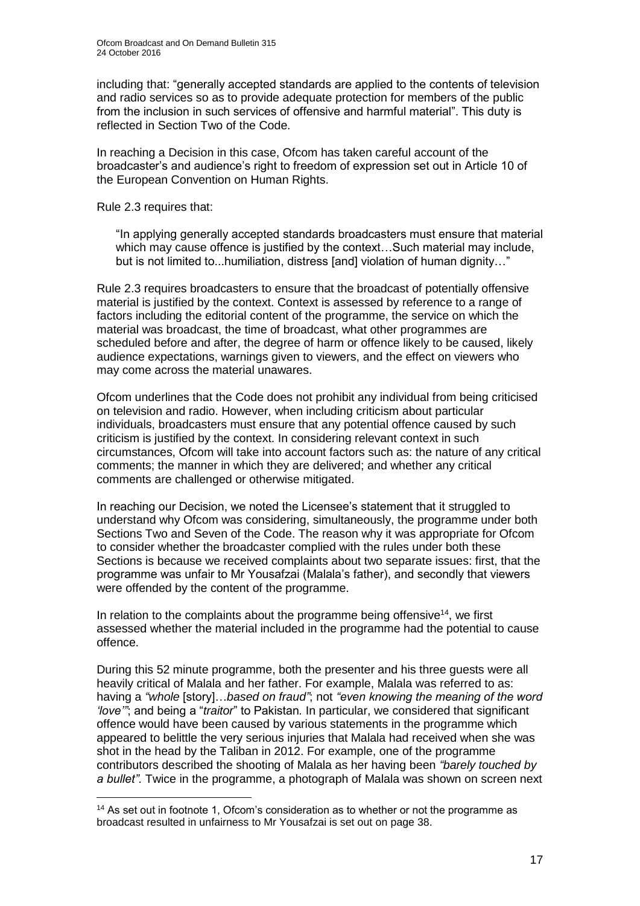including that: "generally accepted standards are applied to the contents of television and radio services so as to provide adequate protection for members of the public from the inclusion in such services of offensive and harmful material". This duty is reflected in Section Two of the Code.

In reaching a Decision in this case, Ofcom has taken careful account of the broadcaster's and audience's right to freedom of expression set out in Article 10 of the European Convention on Human Rights.

Rule 2.3 requires that:

> "In applying generally accepted standards broadcasters must ensure that material which may cause offence is justified by the context…Such material may include, but is not limited to...humiliation, distress [and] violation of human dignity…"

Rule 2.3 requires broadcasters to ensure that the broadcast of potentially offensive material is justified by the context. Context is assessed by reference to a range of factors including the editorial content of the programme, the service on which the material was broadcast, the time of broadcast, what other programmes are scheduled before and after, the degree of harm or offence likely to be caused, likely audience expectations, warnings given to viewers, and the effect on viewers who may come across the material unawares.

Ofcom underlines that the Code does not prohibit any individual from being criticised on television and radio. However, when including criticism about particular individuals, broadcasters must ensure that any potential offence caused by such criticism is justified by the context. In considering relevant context in such circumstances, Ofcom will take into account factors such as: the nature of any critical comments; the manner in which they are delivered; and whether any critical comments are challenged or otherwise mitigated.

In reaching our Decision, we noted the Licensee's statement that it struggled to understand why Ofcom was considering, simultaneously, the programme under both Sections Two and Seven of the Code. The reason why it was appropriate for Ofcom to consider whether the broadcaster complied with the rules under both these Sections is because we received complaints about two separate issues: first, that the programme was unfair to Mr Yousafzai (Malala's father), and secondly that viewers were offended by the content of the programme.

In relation to the complaints about the programme being offensive[14], we first assessed whether the material included in the programme had the potential to cause offence.

During this 52 minute programme, both the presenter and his three guests were all heavily critical of Malala and her father. For example, Malala was referred to as: having a *"whole* [story]…*based on fraud"*; not *"even knowing the meaning of the word 'love'"*; and being a "*traitor*" to Pakistan. In particular, we considered that significant offence would have been caused by various statements in the programme which appeared to belittle the very serious injuries that Malala had received when she was shot in the head by the Taliban in 2012. For example, one of the programme contributors described the shooting of Malala as her having been *"barely touched by a bullet".* Twice in the programme, a photograph of Malala was shown on screen next

---

[14] As set out in footnote 1, Ofcom's consideration as to whether or not the programme as broadcast resulted in unfairness to Mr Yousafzai is set out on page 38.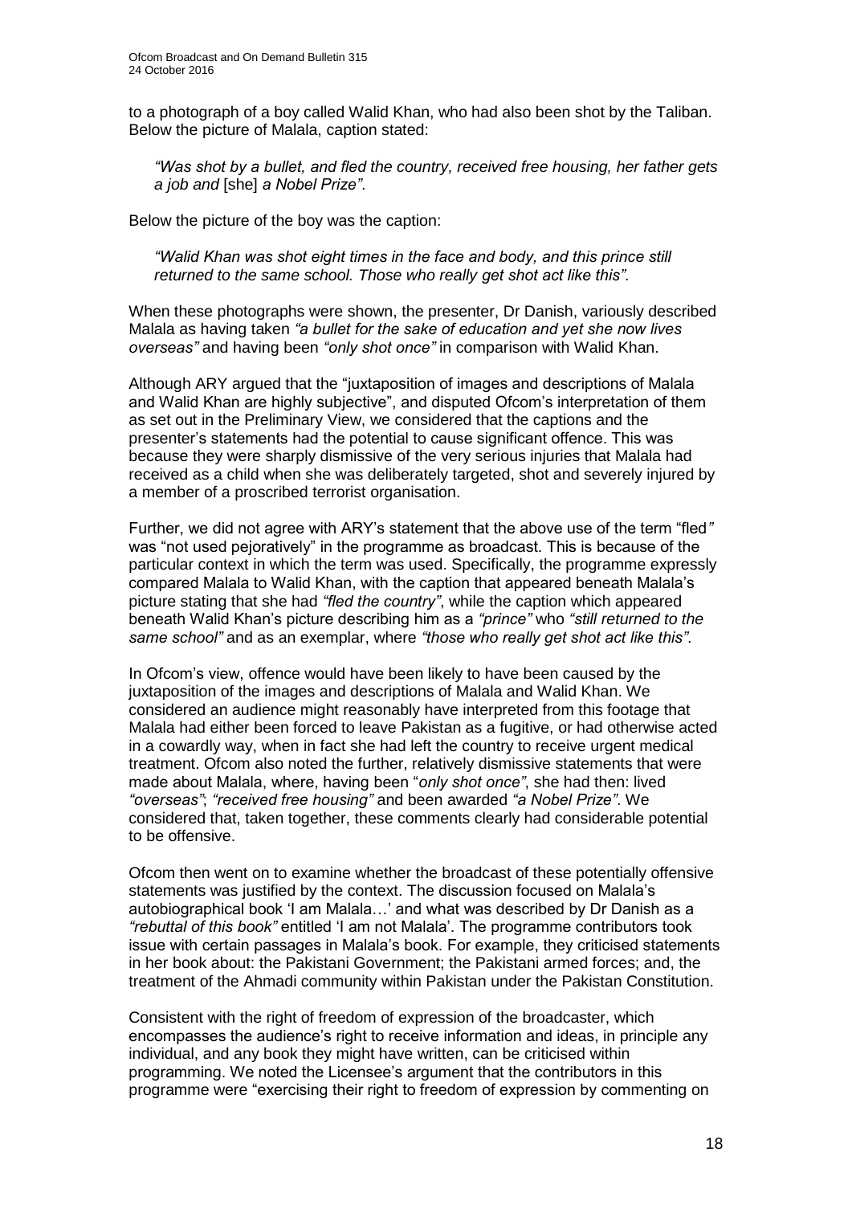to a photograph of a boy called Walid Khan, who had also been shot by the Taliban. Below the picture of Malala, caption stated:

> *"Was shot by a bullet, and fled the country, received free housing, her father gets a job and* [she] *a Nobel Prize"*.

Below the picture of the boy was the caption:

> *"Walid Khan was shot eight times in the face and body, and this prince still returned to the same school. Those who really get shot act like this"*.

When these photographs were shown, the presenter, Dr Danish, variously described Malala as having taken *"a bullet for the sake of education and yet she now lives overseas"* and having been *"only shot once"* in comparison with Walid Khan.

Although ARY argued that the "juxtaposition of images and descriptions of Malala and Walid Khan are highly subjective", and disputed Ofcom's interpretation of them as set out in the Preliminary View, we considered that the captions and the presenter's statements had the potential to cause significant offence. This was because they were sharply dismissive of the very serious injuries that Malala had received as a child when she was deliberately targeted, shot and severely injured by a member of a proscribed terrorist organisation.

Further, we did not agree with ARY's statement that the above use of the term "fled*"* was "not used pejoratively" in the programme as broadcast. This is because of the particular context in which the term was used. Specifically, the programme expressly compared Malala to Walid Khan, with the caption that appeared beneath Malala's picture stating that she had *"fled the country"*, while the caption which appeared beneath Walid Khan's picture describing him as a *"prince"* who *"still returned to the same school"* and as an exemplar, where *"those who really get shot act like this"*.

In Ofcom's view, offence would have been likely to have been caused by the juxtaposition of the images and descriptions of Malala and Walid Khan. We considered an audience might reasonably have interpreted from this footage that Malala had either been forced to leave Pakistan as a fugitive, or had otherwise acted in a cowardly way, when in fact she had left the country to receive urgent medical treatment. Ofcom also noted the further, relatively dismissive statements that were made about Malala, where, having been "*only shot once"*, she had then: lived *"overseas"*; *"received free housing"* and been awarded *"a Nobel Prize"*. We considered that, taken together, these comments clearly had considerable potential to be offensive.

Ofcom then went on to examine whether the broadcast of these potentially offensive statements was justified by the context. The discussion focused on Malala's autobiographical book 'I am Malala…' and what was described by Dr Danish as a *"rebuttal of this book"* entitled 'I am not Malala'. The programme contributors took issue with certain passages in Malala's book. For example, they criticised statements in her book about: the Pakistani Government; the Pakistani armed forces; and, the treatment of the Ahmadi community within Pakistan under the Pakistan Constitution.

Consistent with the right of freedom of expression of the broadcaster, which encompasses the audience's right to receive information and ideas, in principle any individual, and any book they might have written, can be criticised within programming. We noted the Licensee's argument that the contributors in this programme were "exercising their right to freedom of expression by commenting on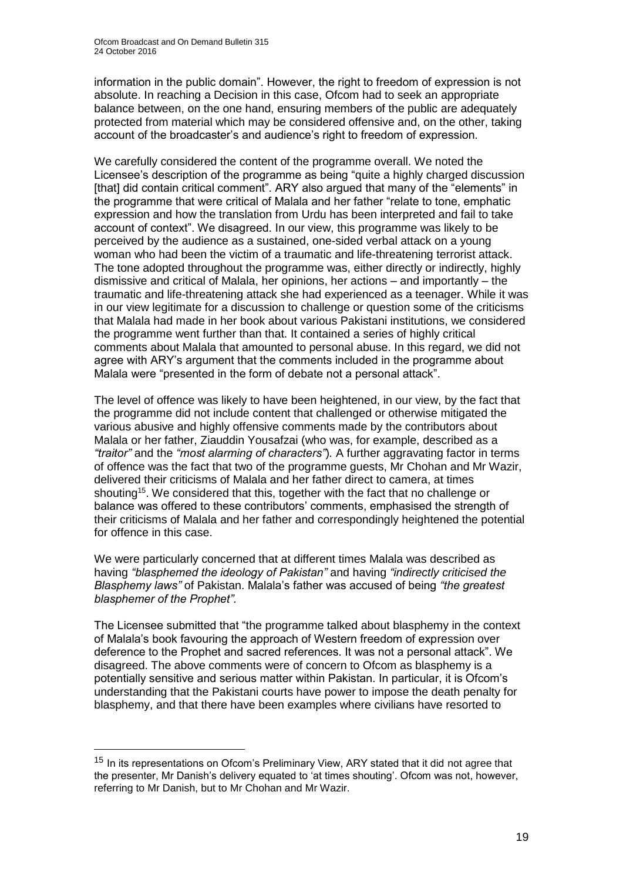information in the public domain". However, the right to freedom of expression is not absolute. In reaching a Decision in this case, Ofcom had to seek an appropriate balance between, on the one hand, ensuring members of the public are adequately protected from material which may be considered offensive and, on the other, taking account of the broadcaster's and audience's right to freedom of expression.

We carefully considered the content of the programme overall. We noted the Licensee's description of the programme as being "quite a highly charged discussion [that] did contain critical comment". ARY also argued that many of the "elements" in the programme that were critical of Malala and her father "relate to tone, emphatic expression and how the translation from Urdu has been interpreted and fail to take account of context". We disagreed. In our view, this programme was likely to be perceived by the audience as a sustained, one-sided verbal attack on a young woman who had been the victim of a traumatic and life-threatening terrorist attack. The tone adopted throughout the programme was, either directly or indirectly, highly dismissive and critical of Malala, her opinions, her actions – and importantly – the traumatic and life-threatening attack she had experienced as a teenager. While it was in our view legitimate for a discussion to challenge or question some of the criticisms that Malala had made in her book about various Pakistani institutions, we considered the programme went further than that. It contained a series of highly critical comments about Malala that amounted to personal abuse. In this regard, we did not agree with ARY's argument that the comments included in the programme about Malala were "presented in the form of debate not a personal attack".

The level of offence was likely to have been heightened, in our view, by the fact that the programme did not include content that challenged or otherwise mitigated the various abusive and highly offensive comments made by the contributors about Malala or her father, Ziauddin Yousafzai (who was, for example, described as a *"traitor"* and the *"most alarming of characters"*). A further aggravating factor in terms of offence was the fact that two of the programme guests, Mr Chohan and Mr Wazir, delivered their criticisms of Malala and her father direct to camera, at times shouting[15]. We considered that this, together with the fact that no challenge or balance was offered to these contributors' comments, emphasised the strength of their criticisms of Malala and her father and correspondingly heightened the potential for offence in this case.

We were particularly concerned that at different times Malala was described as having *"blasphemed the ideology of Pakistan"* and having *"indirectly criticised the Blasphemy laws"* of Pakistan. Malala's father was accused of being *"the greatest blasphemer of the Prophet".*

The Licensee submitted that "the programme talked about blasphemy in the context of Malala's book favouring the approach of Western freedom of expression over deference to the Prophet and sacred references. It was not a personal attack". We disagreed. The above comments were of concern to Ofcom as blasphemy is a potentially sensitive and serious matter within Pakistan. In particular, it is Ofcom's understanding that the Pakistani courts have power to impose the death penalty for blasphemy, and that there have been examples where civilians have resorted to

[15] In its representations on Ofcom's Preliminary View, ARY stated that it did not agree that the presenter, Mr Danish's delivery equated to 'at times shouting'. Ofcom was not, however, referring to Mr Danish, but to Mr Chohan and Mr Wazir.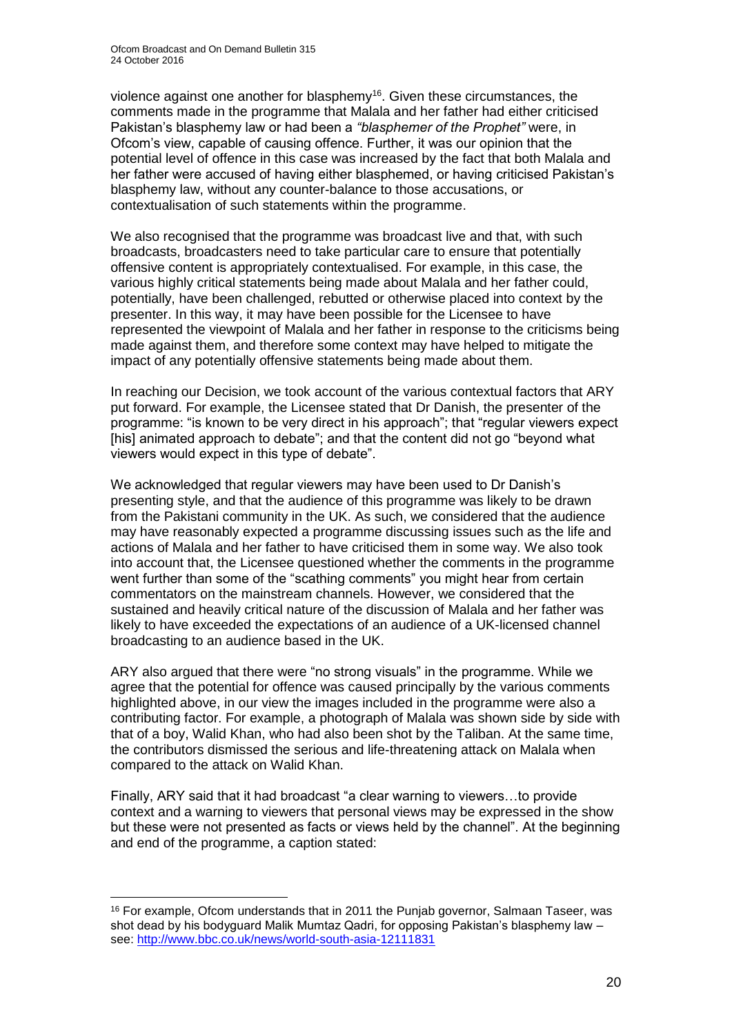violence against one another for blasphemy[16]. Given these circumstances, the comments made in the programme that Malala and her father had either criticised Pakistan's blasphemy law or had been a *"blasphemer of the Prophet"* were, in Ofcom's view, capable of causing offence. Further, it was our opinion that the potential level of offence in this case was increased by the fact that both Malala and her father were accused of having either blasphemed, or having criticised Pakistan's blasphemy law, without any counter-balance to those accusations, or contextualisation of such statements within the programme.

We also recognised that the programme was broadcast live and that, with such broadcasts, broadcasters need to take particular care to ensure that potentially offensive content is appropriately contextualised. For example, in this case, the various highly critical statements being made about Malala and her father could, potentially, have been challenged, rebutted or otherwise placed into context by the presenter. In this way, it may have been possible for the Licensee to have represented the viewpoint of Malala and her father in response to the criticisms being made against them, and therefore some context may have helped to mitigate the impact of any potentially offensive statements being made about them.

In reaching our Decision, we took account of the various contextual factors that ARY put forward. For example, the Licensee stated that Dr Danish, the presenter of the programme: "is known to be very direct in his approach"; that "regular viewers expect [his] animated approach to debate"; and that the content did not go "beyond what viewers would expect in this type of debate".

We acknowledged that regular viewers may have been used to Dr Danish's presenting style, and that the audience of this programme was likely to be drawn from the Pakistani community in the UK. As such, we considered that the audience may have reasonably expected a programme discussing issues such as the life and actions of Malala and her father to have criticised them in some way. We also took into account that, the Licensee questioned whether the comments in the programme went further than some of the "scathing comments" you might hear from certain commentators on the mainstream channels. However, we considered that the sustained and heavily critical nature of the discussion of Malala and her father was likely to have exceeded the expectations of an audience of a UK-licensed channel broadcasting to an audience based in the UK.

ARY also argued that there were "no strong visuals" in the programme. While we agree that the potential for offence was caused principally by the various comments highlighted above, in our view the images included in the programme were also a contributing factor. For example, a photograph of Malala was shown side by side with that of a boy, Walid Khan, who had also been shot by the Taliban. At the same time, the contributors dismissed the serious and life-threatening attack on Malala when compared to the attack on Walid Khan.

Finally, ARY said that it had broadcast "a clear warning to viewers…to provide context and a warning to viewers that personal views may be expressed in the show but these were not presented as facts or views held by the channel". At the beginning and end of the programme, a caption stated:

---

[16] For example, Ofcom understands that in 2011 the Punjab governor, Salmaan Taseer, was shot dead by his bodyguard Malik Mumtaz Qadri, for opposing Pakistan's blasphemy law – see: http://www.bbc.co.uk/news/world-south-asia-12111831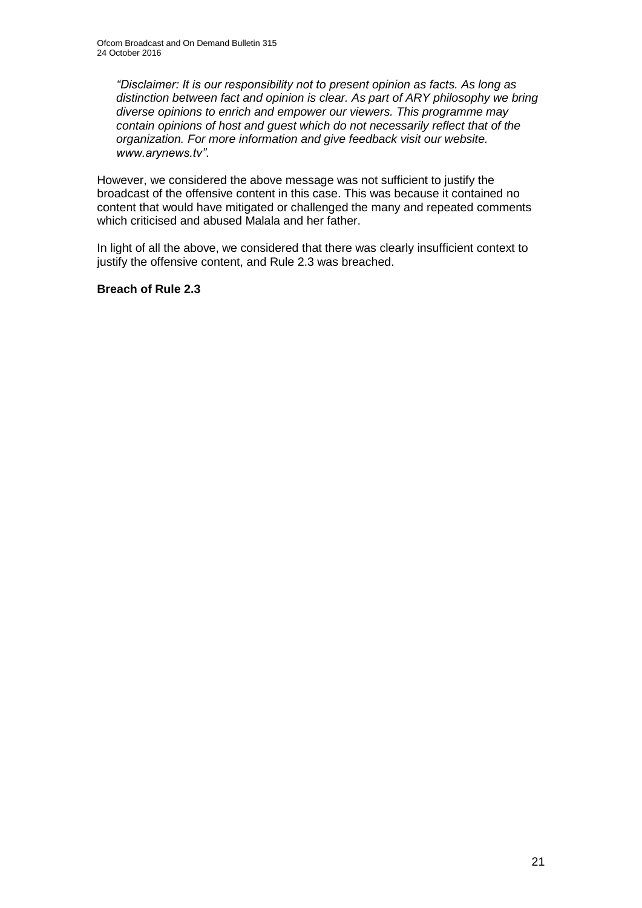> *"Disclaimer: It is our responsibility not to present opinion as facts. As long as distinction between fact and opinion is clear. As part of ARY philosophy we bring diverse opinions to enrich and empower our viewers. This programme may contain opinions of host and guest which do not necessarily reflect that of the organization. For more information and give feedback visit our website. www.arynews.tv"*.

However, we considered the above message was not sufficient to justify the broadcast of the offensive content in this case. This was because it contained no content that would have mitigated or challenged the many and repeated comments which criticised and abused Malala and her father.

In light of all the above, we considered that there was clearly insufficient context to justify the offensive content, and Rule 2.3 was breached.

**Breach of Rule 2.3**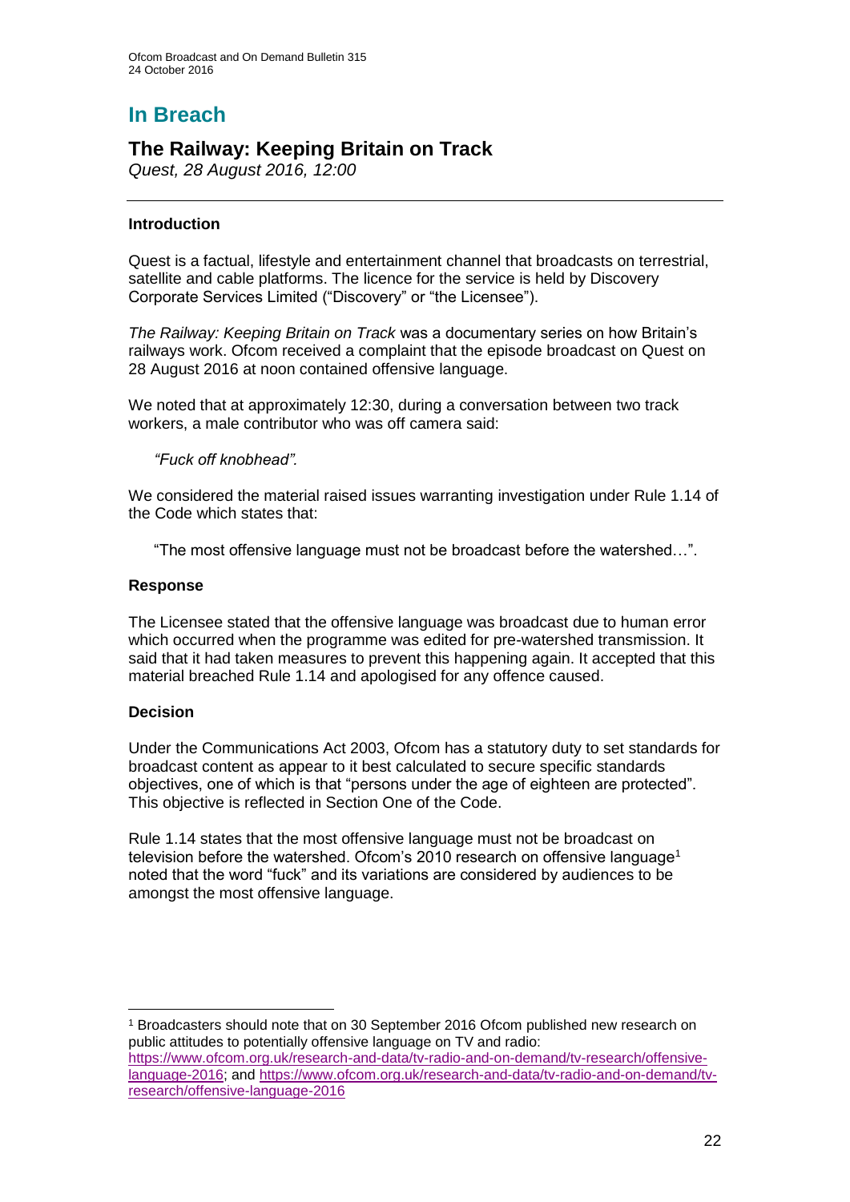# In Breach

## The Railway: Keeping Britain on Track

*Quest, 28 August 2016, 12:00*

### Introduction

Quest is a factual, lifestyle and entertainment channel that broadcasts on terrestrial, satellite and cable platforms. The licence for the service is held by Discovery Corporate Services Limited ("Discovery" or "the Licensee").

*The Railway: Keeping Britain on Track* was a documentary series on how Britain's railways work. Ofcom received a complaint that the episode broadcast on Quest on 28 August 2016 at noon contained offensive language.

We noted that at approximately 12:30, during a conversation between two track workers, a male contributor who was off camera said:

> *"Fuck off knobhead".*

We considered the material raised issues warranting investigation under Rule 1.14 of the Code which states that:

> "The most offensive language must not be broadcast before the watershed…".

### Response

The Licensee stated that the offensive language was broadcast due to human error which occurred when the programme was edited for pre-watershed transmission. It said that it had taken measures to prevent this happening again. It accepted that this material breached Rule 1.14 and apologised for any offence caused.

### Decision

Under the Communications Act 2003, Ofcom has a statutory duty to set standards for broadcast content as appear to it best calculated to secure specific standards objectives, one of which is that "persons under the age of eighteen are protected". This objective is reflected in Section One of the Code.

Rule 1.14 states that the most offensive language must not be broadcast on television before the watershed. Ofcom's 2010 research on offensive language[1] noted that the word "fuck" and its variations are considered by audiences to be amongst the most offensive language.

---

[1] Broadcasters should note that on 30 September 2016 Ofcom published new research on public attitudes to potentially offensive language on TV and radio: https://www.ofcom.org.uk/research-and-data/tv-radio-and-on-demand/tv-research/offensive-language-2016; and https://www.ofcom.org.uk/research-and-data/tv-radio-and-on-demand/tv-research/offensive-language-2016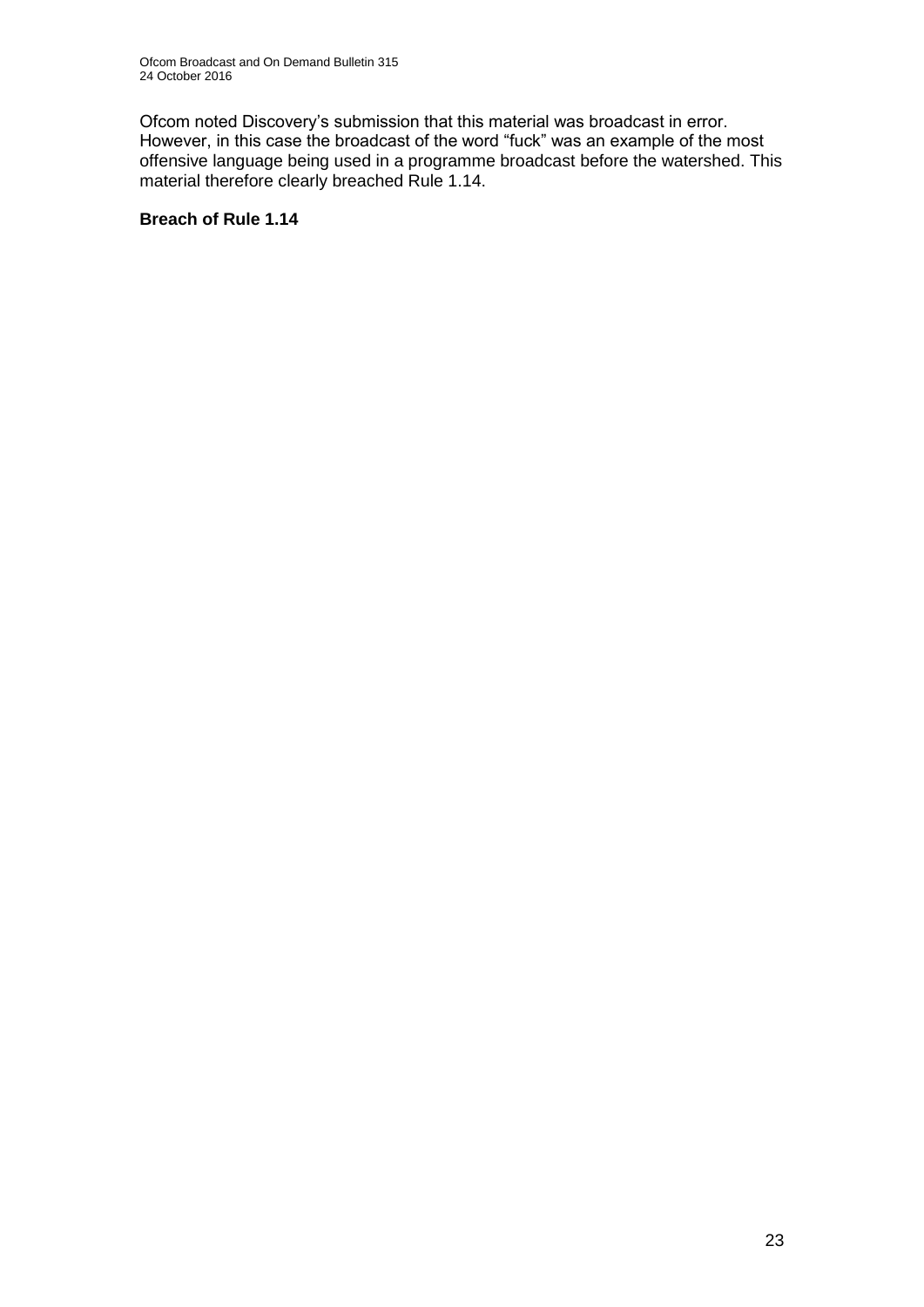Ofcom noted Discovery's submission that this material was broadcast in error. However, in this case the broadcast of the word "fuck" was an example of the most offensive language being used in a programme broadcast before the watershed. This material therefore clearly breached Rule 1.14.

**Breach of Rule 1.14**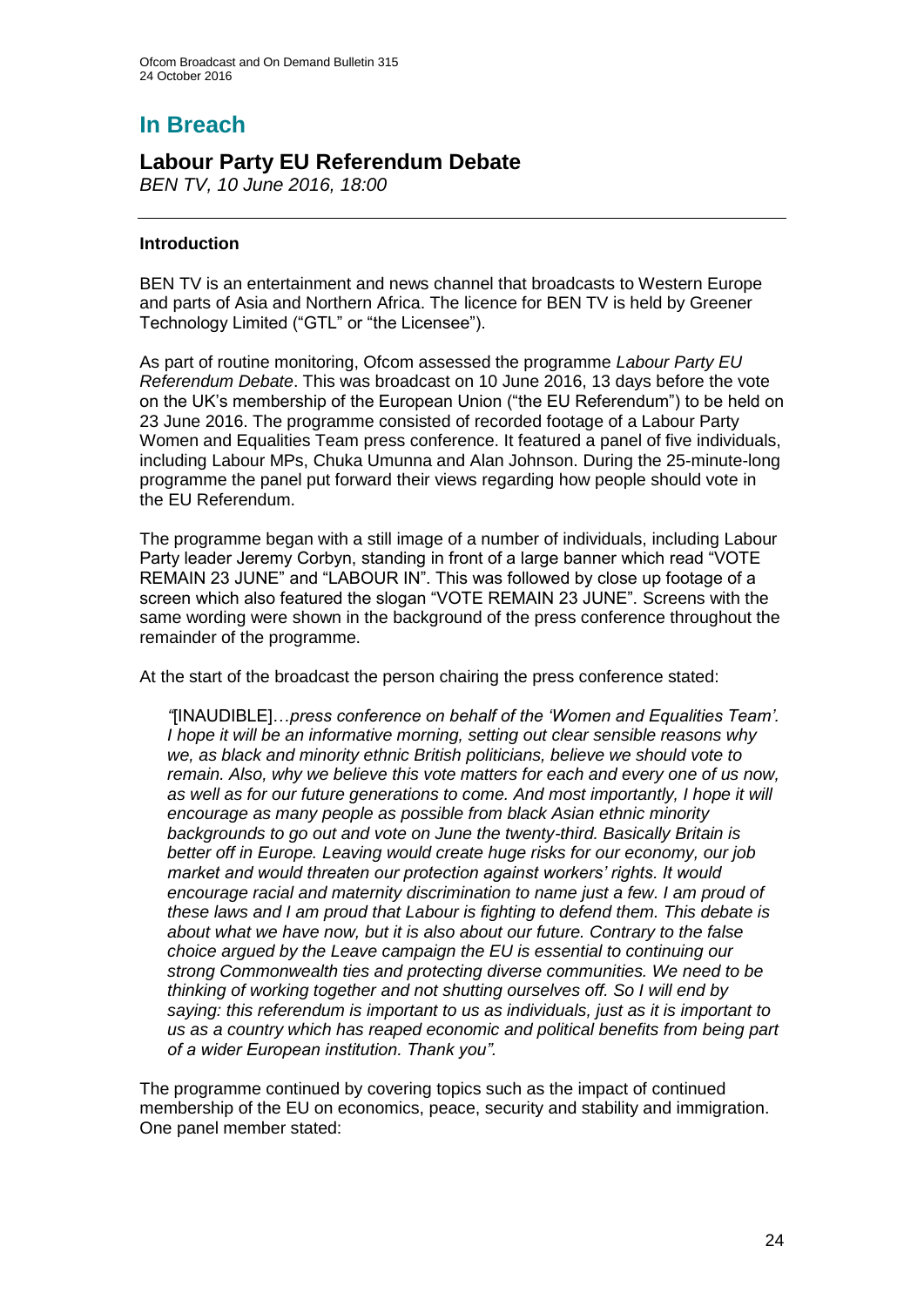# In Breach

## Labour Party EU Referendum Debate

*BEN TV, 10 June 2016, 18:00*

---

### Introduction

BEN TV is an entertainment and news channel that broadcasts to Western Europe and parts of Asia and Northern Africa. The licence for BEN TV is held by Greener Technology Limited ("GTL" or "the Licensee").

As part of routine monitoring, Ofcom assessed the programme *Labour Party EU Referendum Debate*. This was broadcast on 10 June 2016, 13 days before the vote on the UK's membership of the European Union ("the EU Referendum") to be held on 23 June 2016. The programme consisted of recorded footage of a Labour Party Women and Equalities Team press conference. It featured a panel of five individuals, including Labour MPs, Chuka Umunna and Alan Johnson. During the 25-minute-long programme the panel put forward their views regarding how people should vote in the EU Referendum.

The programme began with a still image of a number of individuals, including Labour Party leader Jeremy Corbyn, standing in front of a large banner which read "VOTE REMAIN 23 JUNE" and "LABOUR IN". This was followed by close up footage of a screen which also featured the slogan "VOTE REMAIN 23 JUNE". Screens with the same wording were shown in the background of the press conference throughout the remainder of the programme.

At the start of the broadcast the person chairing the press conference stated:

> *"*[INAUDIBLE]…*press conference on behalf of the 'Women and Equalities Team'. I hope it will be an informative morning, setting out clear sensible reasons why we, as black and minority ethnic British politicians, believe we should vote to remain. Also, why we believe this vote matters for each and every one of us now, as well as for our future generations to come. And most importantly, I hope it will encourage as many people as possible from black Asian ethnic minority backgrounds to go out and vote on June the twenty-third. Basically Britain is better off in Europe. Leaving would create huge risks for our economy, our job market and would threaten our protection against workers' rights. It would encourage racial and maternity discrimination to name just a few. I am proud of these laws and I am proud that Labour is fighting to defend them. This debate is about what we have now, but it is also about our future. Contrary to the false choice argued by the Leave campaign the EU is essential to continuing our strong Commonwealth ties and protecting diverse communities. We need to be thinking of working together and not shutting ourselves off. So I will end by saying: this referendum is important to us as individuals, just as it is important to us as a country which has reaped economic and political benefits from being part of a wider European institution. Thank you".*

The programme continued by covering topics such as the impact of continued membership of the EU on economics, peace, security and stability and immigration. One panel member stated: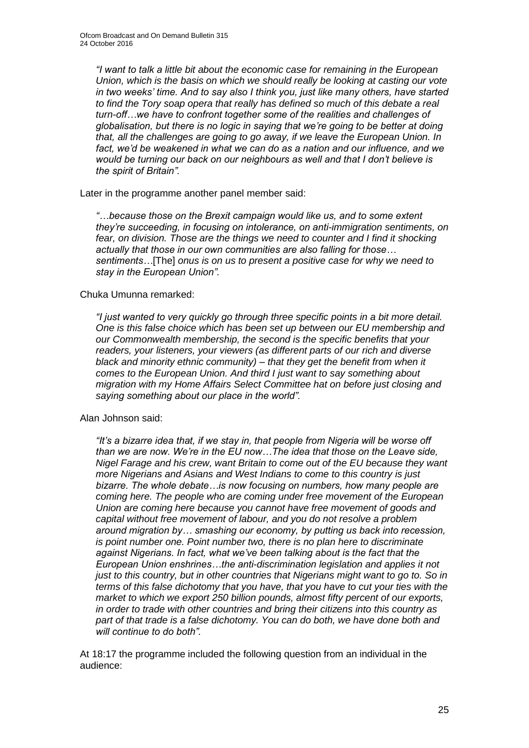*"I want to talk a little bit about the economic case for remaining in the European Union, which is the basis on which we should really be looking at casting our vote in two weeks' time. And to say also I think you, just like many others, have started to find the Tory soap opera that really has defined so much of this debate a real turn-off…we have to confront together some of the realities and challenges of globalisation, but there is no logic in saying that we're going to be better at doing that, all the challenges are going to go away, if we leave the European Union. In fact, we'd be weakened in what we can do as a nation and our influence, and we would be turning our back on our neighbours as well and that I don't believe is the spirit of Britain".*

Later in the programme another panel member said:

*"…because those on the Brexit campaign would like us, and to some extent they're succeeding, in focusing on intolerance, on anti-immigration sentiments, on fear, on division. Those are the things we need to counter and I find it shocking actually that those in our own communities are also falling for those… sentiments…*[The] *onus is on us to present a positive case for why we need to stay in the European Union".*

Chuka Umunna remarked:

*"I just wanted to very quickly go through three specific points in a bit more detail. One is this false choice which has been set up between our EU membership and our Commonwealth membership, the second is the specific benefits that your readers, your listeners, your viewers (as different parts of our rich and diverse black and minority ethnic community) – that they get the benefit from when it comes to the European Union. And third I just want to say something about migration with my Home Affairs Select Committee hat on before just closing and saying something about our place in the world".*

Alan Johnson said:

*"It's a bizarre idea that, if we stay in, that people from Nigeria will be worse off than we are now. We're in the EU now…The idea that those on the Leave side, Nigel Farage and his crew, want Britain to come out of the EU because they want more Nigerians and Asians and West Indians to come to this country is just bizarre. The whole debate…is now focusing on numbers, how many people are coming here. The people who are coming under free movement of the European Union are coming here because you cannot have free movement of goods and capital without free movement of labour, and you do not resolve a problem around migration by… smashing our economy, by putting us back into recession, is point number one. Point number two, there is no plan here to discriminate against Nigerians. In fact, what we've been talking about is the fact that the European Union enshrines…the anti-discrimination legislation and applies it not just to this country, but in other countries that Nigerians might want to go to. So in terms of this false dichotomy that you have, that you have to cut your ties with the market to which we export 250 billion pounds, almost fifty percent of our exports, in order to trade with other countries and bring their citizens into this country as part of that trade is a false dichotomy. You can do both, we have done both and will continue to do both".*

At 18:17 the programme included the following question from an individual in the audience: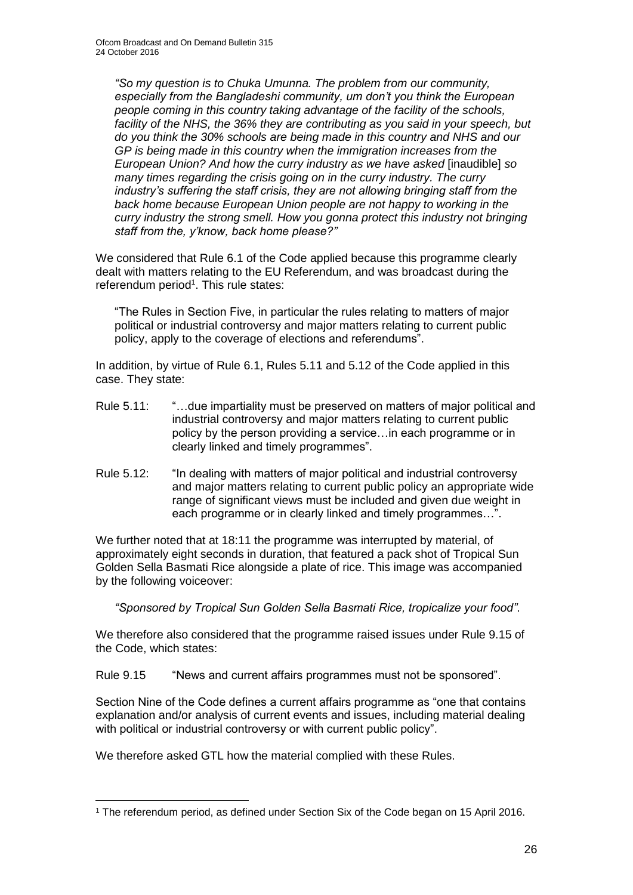*"So my question is to Chuka Umunna. The problem from our community, especially from the Bangladeshi community, um don't you think the European people coming in this country taking advantage of the facility of the schools, facility of the NHS, the 36% they are contributing as you said in your speech, but do you think the 30% schools are being made in this country and NHS and our GP is being made in this country when the immigration increases from the European Union? And how the curry industry as we have asked* [inaudible] *so many times regarding the crisis going on in the curry industry. The curry industry's suffering the staff crisis, they are not allowing bringing staff from the back home because European Union people are not happy to working in the curry industry the strong smell. How you gonna protect this industry not bringing staff from the, y'know, back home please?"*

We considered that Rule 6.1 of the Code applied because this programme clearly dealt with matters relating to the EU Referendum, and was broadcast during the referendum period[1]. This rule states:

> "The Rules in Section Five, in particular the rules relating to matters of major political or industrial controversy and major matters relating to current public policy, apply to the coverage of elections and referendums".

In addition, by virtue of Rule 6.1, Rules 5.11 and 5.12 of the Code applied in this case. They state:

Rule 5.11: "…due impartiality must be preserved on matters of major political and industrial controversy and major matters relating to current public policy by the person providing a service…in each programme or in clearly linked and timely programmes".

Rule 5.12: "In dealing with matters of major political and industrial controversy and major matters relating to current public policy an appropriate wide range of significant views must be included and given due weight in each programme or in clearly linked and timely programmes…".

We further noted that at 18:11 the programme was interrupted by material, of approximately eight seconds in duration, that featured a pack shot of Tropical Sun Golden Sella Basmati Rice alongside a plate of rice. This image was accompanied by the following voiceover:

> *"Sponsored by Tropical Sun Golden Sella Basmati Rice, tropicalize your food"*.

We therefore also considered that the programme raised issues under Rule 9.15 of the Code, which states:

Rule 9.15 "News and current affairs programmes must not be sponsored".

Section Nine of the Code defines a current affairs programme as "one that contains explanation and/or analysis of current events and issues, including material dealing with political or industrial controversy or with current public policy".

We therefore asked GTL how the material complied with these Rules.

---

[1] The referendum period, as defined under Section Six of the Code began on 15 April 2016.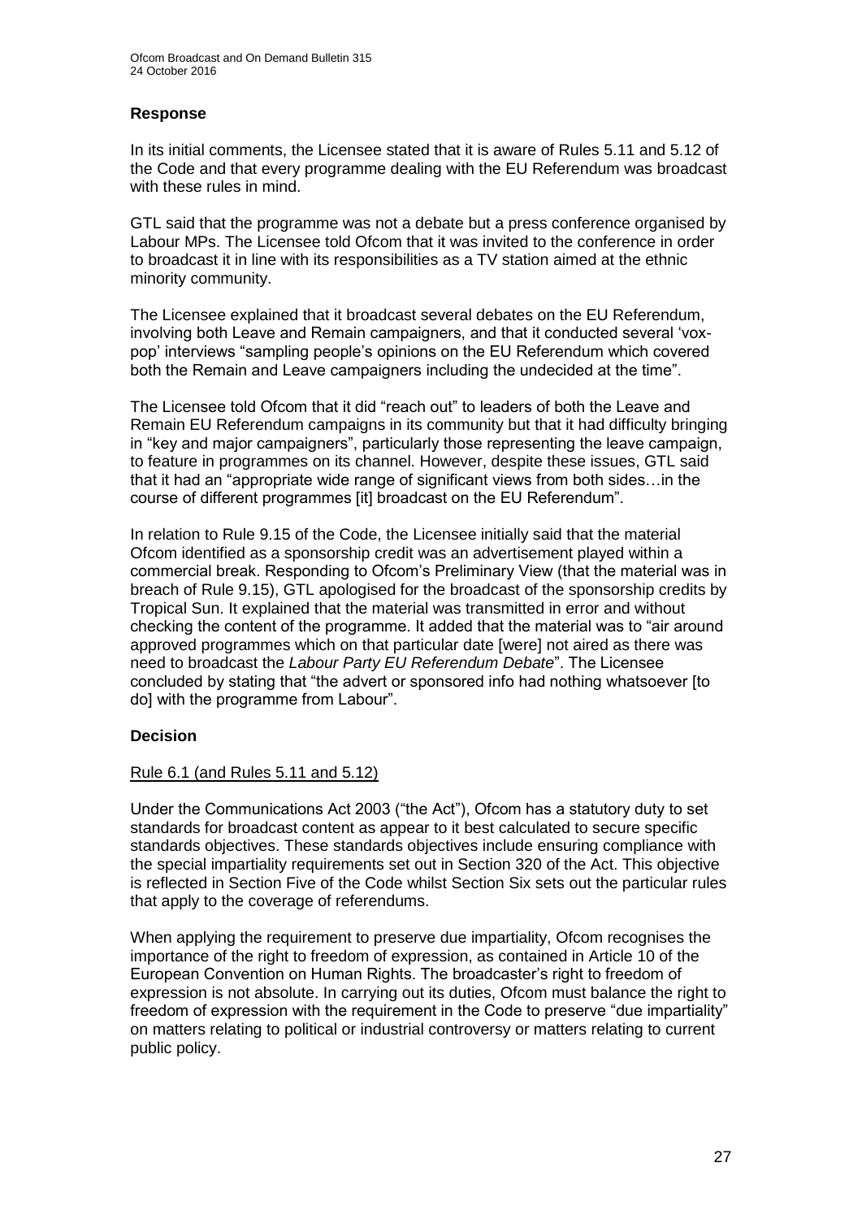### Response

In its initial comments, the Licensee stated that it is aware of Rules 5.11 and 5.12 of the Code and that every programme dealing with the EU Referendum was broadcast with these rules in mind.

GTL said that the programme was not a debate but a press conference organised by Labour MPs. The Licensee told Ofcom that it was invited to the conference in order to broadcast it in line with its responsibilities as a TV station aimed at the ethnic minority community.

The Licensee explained that it broadcast several debates on the EU Referendum, involving both Leave and Remain campaigners, and that it conducted several 'vox-pop' interviews "sampling people's opinions on the EU Referendum which covered both the Remain and Leave campaigners including the undecided at the time".

The Licensee told Ofcom that it did "reach out" to leaders of both the Leave and Remain EU Referendum campaigns in its community but that it had difficulty bringing in "key and major campaigners", particularly those representing the leave campaign, to feature in programmes on its channel. However, despite these issues, GTL said that it had an "appropriate wide range of significant views from both sides…in the course of different programmes [it] broadcast on the EU Referendum".

In relation to Rule 9.15 of the Code, the Licensee initially said that the material Ofcom identified as a sponsorship credit was an advertisement played within a commercial break. Responding to Ofcom's Preliminary View (that the material was in breach of Rule 9.15), GTL apologised for the broadcast of the sponsorship credits by Tropical Sun. It explained that the material was transmitted in error and without checking the content of the programme. It added that the material was to "air around approved programmes which on that particular date [were] not aired as there was need to broadcast the *Labour Party EU Referendum Debate*". The Licensee concluded by stating that "the advert or sponsored info had nothing whatsoever [to do] with the programme from Labour".

### Decision

Rule 6.1 (and Rules 5.11 and 5.12)

Under the Communications Act 2003 ("the Act"), Ofcom has a statutory duty to set standards for broadcast content as appear to it best calculated to secure specific standards objectives. These standards objectives include ensuring compliance with the special impartiality requirements set out in Section 320 of the Act. This objective is reflected in Section Five of the Code whilst Section Six sets out the particular rules that apply to the coverage of referendums.

When applying the requirement to preserve due impartiality, Ofcom recognises the importance of the right to freedom of expression, as contained in Article 10 of the European Convention on Human Rights. The broadcaster's right to freedom of expression is not absolute. In carrying out its duties, Ofcom must balance the right to freedom of expression with the requirement in the Code to preserve "due impartiality" on matters relating to political or industrial controversy or matters relating to current public policy.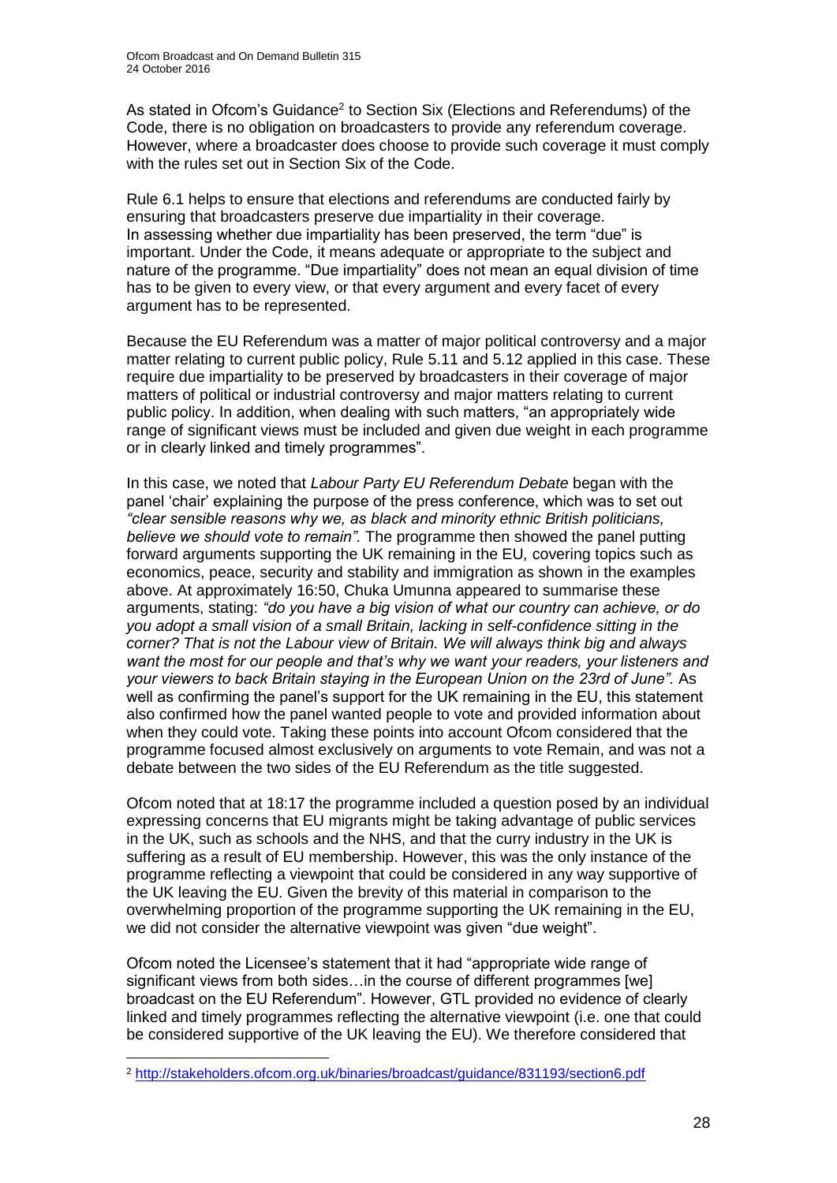As stated in Ofcom's Guidance[2] to Section Six (Elections and Referendums) of the Code, there is no obligation on broadcasters to provide any referendum coverage. However, where a broadcaster does choose to provide such coverage it must comply with the rules set out in Section Six of the Code.

Rule 6.1 helps to ensure that elections and referendums are conducted fairly by ensuring that broadcasters preserve due impartiality in their coverage. In assessing whether due impartiality has been preserved, the term "due" is important. Under the Code, it means adequate or appropriate to the subject and nature of the programme. "Due impartiality" does not mean an equal division of time has to be given to every view, or that every argument and every facet of every argument has to be represented.

Because the EU Referendum was a matter of major political controversy and a major matter relating to current public policy, Rule 5.11 and 5.12 applied in this case. These require due impartiality to be preserved by broadcasters in their coverage of major matters of political or industrial controversy and major matters relating to current public policy. In addition, when dealing with such matters, "an appropriately wide range of significant views must be included and given due weight in each programme or in clearly linked and timely programmes".

In this case, we noted that *Labour Party EU Referendum Debate* began with the panel 'chair' explaining the purpose of the press conference, which was to set out *"clear sensible reasons why we, as black and minority ethnic British politicians, believe we should vote to remain"*. The programme then showed the panel putting forward arguments supporting the UK remaining in the EU, covering topics such as economics, peace, security and stability and immigration as shown in the examples above. At approximately 16:50, Chuka Umunna appeared to summarise these arguments, stating: *"do you have a big vision of what our country can achieve, or do you adopt a small vision of a small Britain, lacking in self-confidence sitting in the corner? That is not the Labour view of Britain. We will always think big and always want the most for our people and that's why we want your readers, your listeners and your viewers to back Britain staying in the European Union on the 23rd of June".* As well as confirming the panel's support for the UK remaining in the EU, this statement also confirmed how the panel wanted people to vote and provided information about when they could vote. Taking these points into account Ofcom considered that the programme focused almost exclusively on arguments to vote Remain, and was not a debate between the two sides of the EU Referendum as the title suggested.

Ofcom noted that at 18:17 the programme included a question posed by an individual expressing concerns that EU migrants might be taking advantage of public services in the UK, such as schools and the NHS, and that the curry industry in the UK is suffering as a result of EU membership. However, this was the only instance of the programme reflecting a viewpoint that could be considered in any way supportive of the UK leaving the EU. Given the brevity of this material in comparison to the overwhelming proportion of the programme supporting the UK remaining in the EU, we did not consider the alternative viewpoint was given "due weight".

Ofcom noted the Licensee's statement that it had "appropriate wide range of significant views from both sides…in the course of different programmes [we] broadcast on the EU Referendum". However, GTL provided no evidence of clearly linked and timely programmes reflecting the alternative viewpoint (i.e. one that could be considered supportive of the UK leaving the EU). We therefore considered that

---

[2] http://stakeholders.ofcom.org.uk/binaries/broadcast/guidance/831193/section6.pdf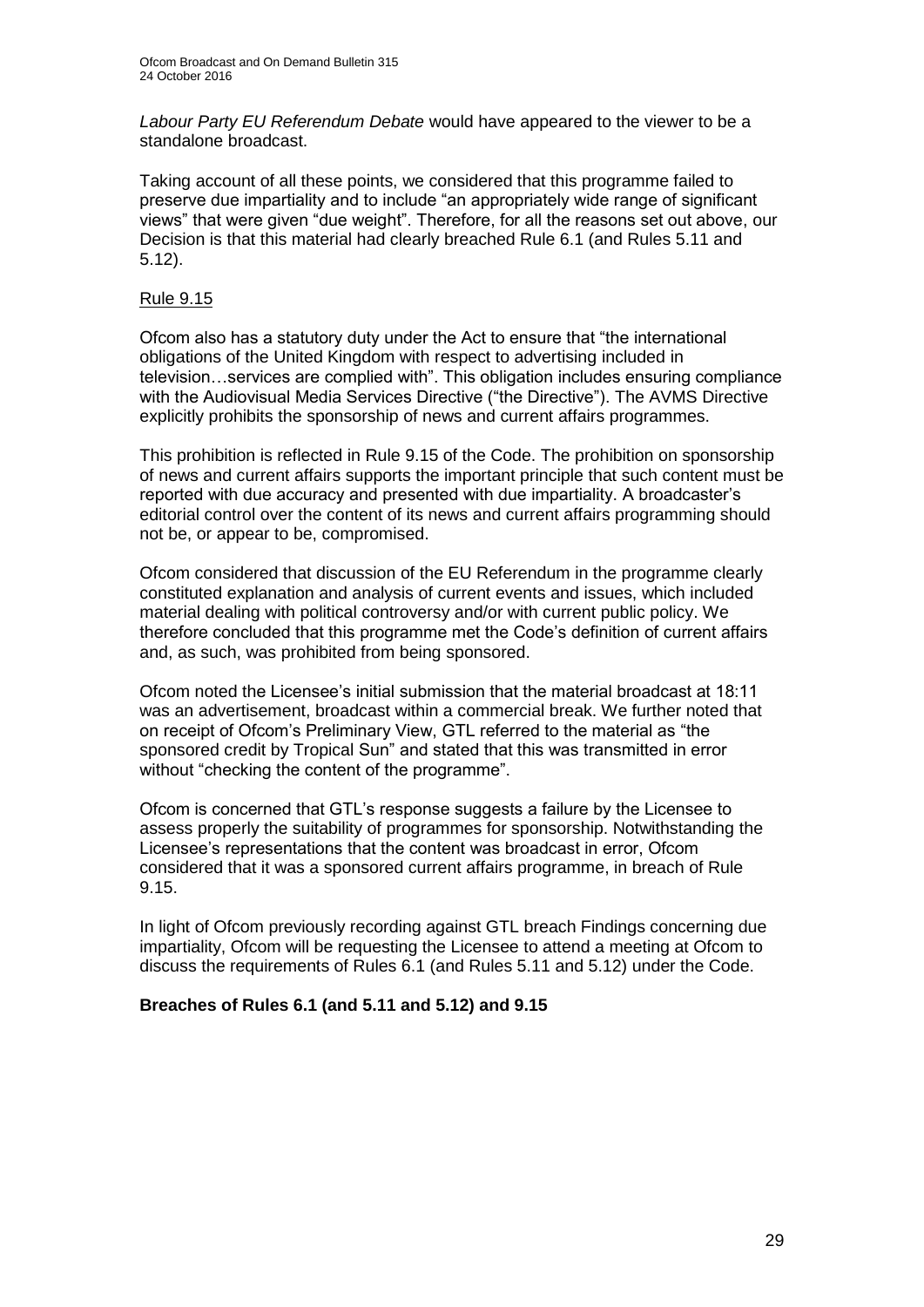*Labour Party EU Referendum Debate* would have appeared to the viewer to be a standalone broadcast.

Taking account of all these points, we considered that this programme failed to preserve due impartiality and to include "an appropriately wide range of significant views" that were given "due weight". Therefore, for all the reasons set out above, our Decision is that this material had clearly breached Rule 6.1 (and Rules 5.11 and 5.12).

Rule 9.15

Ofcom also has a statutory duty under the Act to ensure that "the international obligations of the United Kingdom with respect to advertising included in television…services are complied with". This obligation includes ensuring compliance with the Audiovisual Media Services Directive ("the Directive"). The AVMS Directive explicitly prohibits the sponsorship of news and current affairs programmes.

This prohibition is reflected in Rule 9.15 of the Code. The prohibition on sponsorship of news and current affairs supports the important principle that such content must be reported with due accuracy and presented with due impartiality. A broadcaster's editorial control over the content of its news and current affairs programming should not be, or appear to be, compromised.

Ofcom considered that discussion of the EU Referendum in the programme clearly constituted explanation and analysis of current events and issues, which included material dealing with political controversy and/or with current public policy. We therefore concluded that this programme met the Code's definition of current affairs and, as such, was prohibited from being sponsored.

Ofcom noted the Licensee's initial submission that the material broadcast at 18:11 was an advertisement, broadcast within a commercial break. We further noted that on receipt of Ofcom's Preliminary View, GTL referred to the material as "the sponsored credit by Tropical Sun" and stated that this was transmitted in error without "checking the content of the programme".

Ofcom is concerned that GTL's response suggests a failure by the Licensee to assess properly the suitability of programmes for sponsorship. Notwithstanding the Licensee's representations that the content was broadcast in error, Ofcom considered that it was a sponsored current affairs programme, in breach of Rule 9.15.

In light of Ofcom previously recording against GTL breach Findings concerning due impartiality, Ofcom will be requesting the Licensee to attend a meeting at Ofcom to discuss the requirements of Rules 6.1 (and Rules 5.11 and 5.12) under the Code.

**Breaches of Rules 6.1 (and 5.11 and 5.12) and 9.15**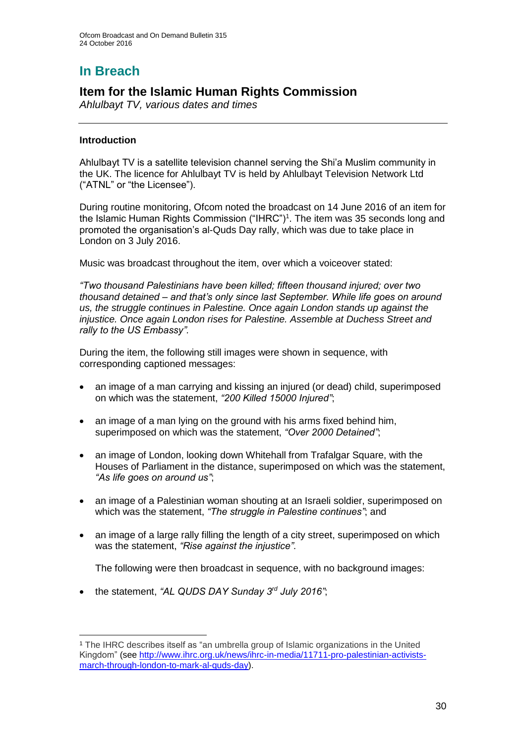# In Breach

## Item for the Islamic Human Rights Commission

*Ahlulbayt TV, various dates and times*

### Introduction

Ahlulbayt TV is a satellite television channel serving the Shi'a Muslim community in the UK. The licence for Ahlulbayt TV is held by Ahlulbayt Television Network Ltd ("ATNL" or "the Licensee").

During routine monitoring, Ofcom noted the broadcast on 14 June 2016 of an item for the Islamic Human Rights Commission ("IHRC")[1]. The item was 35 seconds long and promoted the organisation's al-Quds Day rally, which was due to take place in London on 3 July 2016.

Music was broadcast throughout the item, over which a voiceover stated:

*"Two thousand Palestinians have been killed; fifteen thousand injured; over two thousand detained – and that's only since last September. While life goes on around us, the struggle continues in Palestine. Once again London stands up against the injustice. Once again London rises for Palestine. Assemble at Duchess Street and rally to the US Embassy".*

During the item, the following still images were shown in sequence, with corresponding captioned messages:

- an image of a man carrying and kissing an injured (or dead) child, superimposed on which was the statement, *"200 Killed 15000 Injured"*;
- an image of a man lying on the ground with his arms fixed behind him, superimposed on which was the statement, *"Over 2000 Detained"*;
- an image of London, looking down Whitehall from Trafalgar Square, with the Houses of Parliament in the distance, superimposed on which was the statement, *"As life goes on around us"*;
- an image of a Palestinian woman shouting at an Israeli soldier, superimposed on which was the statement, *"The struggle in Palestine continues"*; and
- an image of a large rally filling the length of a city street, superimposed on which was the statement, *"Rise against the injustice"*.

  The following were then broadcast in sequence, with no background images:

- the statement, *"AL QUDS DAY Sunday 3rd July 2016"*;

[1] The IHRC describes itself as "an umbrella group of Islamic organizations in the United Kingdom" (see http://www.ihrc.org.uk/news/ihrc-in-media/11711-pro-palestinian-activists-march-through-london-to-mark-al-quds-day).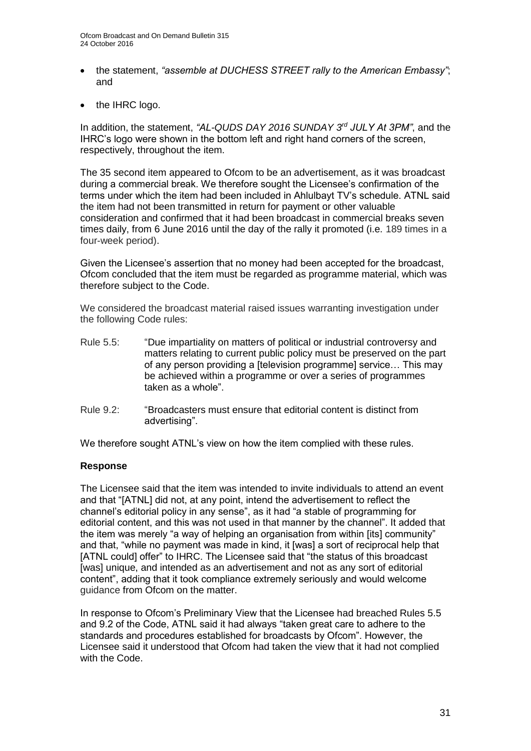- the statement, *"assemble at DUCHESS STREET rally to the American Embassy"*; and
- the IHRC logo.

In addition, the statement, *"AL-QUDS DAY 2016 SUNDAY 3rd JULY At 3PM"*, and the IHRC's logo were shown in the bottom left and right hand corners of the screen, respectively, throughout the item.

The 35 second item appeared to Ofcom to be an advertisement, as it was broadcast during a commercial break. We therefore sought the Licensee's confirmation of the terms under which the item had been included in Ahlulbayt TV's schedule. ATNL said the item had not been transmitted in return for payment or other valuable consideration and confirmed that it had been broadcast in commercial breaks seven times daily, from 6 June 2016 until the day of the rally it promoted (i.e. 189 times in a four-week period).

Given the Licensee's assertion that no money had been accepted for the broadcast, Ofcom concluded that the item must be regarded as programme material, which was therefore subject to the Code.

We considered the broadcast material raised issues warranting investigation under the following Code rules:

Rule 5.5: "Due impartiality on matters of political or industrial controversy and matters relating to current public policy must be preserved on the part of any person providing a [television programme] service… This may be achieved within a programme or over a series of programmes taken as a whole".

Rule 9.2: "Broadcasters must ensure that editorial content is distinct from advertising".

We therefore sought ATNL's view on how the item complied with these rules.

**Response**

The Licensee said that the item was intended to invite individuals to attend an event and that "[ATNL] did not, at any point, intend the advertisement to reflect the channel's editorial policy in any sense", as it had "a stable of programming for editorial content, and this was not used in that manner by the channel". It added that the item was merely "a way of helping an organisation from within [its] community" and that, "while no payment was made in kind, it [was] a sort of reciprocal help that [ATNL could] offer" to IHRC. The Licensee said that "the status of this broadcast [was] unique, and intended as an advertisement and not as any sort of editorial content", adding that it took compliance extremely seriously and would welcome guidance from Ofcom on the matter.

In response to Ofcom's Preliminary View that the Licensee had breached Rules 5.5 and 9.2 of the Code, ATNL said it had always "taken great care to adhere to the standards and procedures established for broadcasts by Ofcom". However, the Licensee said it understood that Ofcom had taken the view that it had not complied with the Code.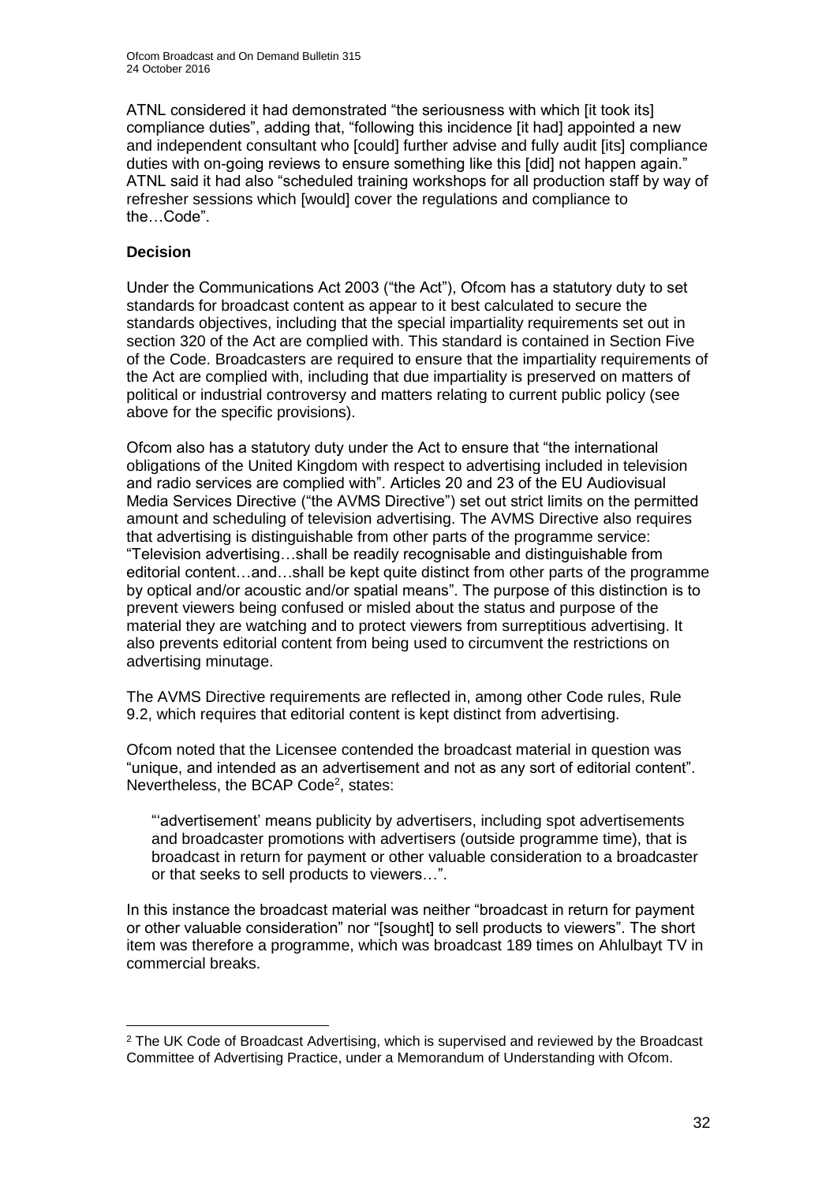ATNL considered it had demonstrated "the seriousness with which [it took its] compliance duties", adding that, "following this incidence [it had] appointed a new and independent consultant who [could] further advise and fully audit [its] compliance duties with on-going reviews to ensure something like this [did] not happen again." ATNL said it had also "scheduled training workshops for all production staff by way of refresher sessions which [would] cover the regulations and compliance to the…Code".

**Decision**

Under the Communications Act 2003 ("the Act"), Ofcom has a statutory duty to set standards for broadcast content as appear to it best calculated to secure the standards objectives, including that the special impartiality requirements set out in section 320 of the Act are complied with. This standard is contained in Section Five of the Code. Broadcasters are required to ensure that the impartiality requirements of the Act are complied with, including that due impartiality is preserved on matters of political or industrial controversy and matters relating to current public policy (see above for the specific provisions).

Ofcom also has a statutory duty under the Act to ensure that "the international obligations of the United Kingdom with respect to advertising included in television and radio services are complied with". Articles 20 and 23 of the EU Audiovisual Media Services Directive ("the AVMS Directive") set out strict limits on the permitted amount and scheduling of television advertising. The AVMS Directive also requires that advertising is distinguishable from other parts of the programme service: "Television advertising…shall be readily recognisable and distinguishable from editorial content…and…shall be kept quite distinct from other parts of the programme by optical and/or acoustic and/or spatial means". The purpose of this distinction is to prevent viewers being confused or misled about the status and purpose of the material they are watching and to protect viewers from surreptitious advertising. It also prevents editorial content from being used to circumvent the restrictions on advertising minutage.

The AVMS Directive requirements are reflected in, among other Code rules, Rule 9.2, which requires that editorial content is kept distinct from advertising.

Ofcom noted that the Licensee contended the broadcast material in question was "unique, and intended as an advertisement and not as any sort of editorial content". Nevertheless, the BCAP Code[2], states:

> "'advertisement' means publicity by advertisers, including spot advertisements and broadcaster promotions with advertisers (outside programme time), that is broadcast in return for payment or other valuable consideration to a broadcaster or that seeks to sell products to viewers…".

In this instance the broadcast material was neither "broadcast in return for payment or other valuable consideration" nor "[sought] to sell products to viewers". The short item was therefore a programme, which was broadcast 189 times on Ahlulbayt TV in commercial breaks.

---

[2] The UK Code of Broadcast Advertising, which is supervised and reviewed by the Broadcast Committee of Advertising Practice, under a Memorandum of Understanding with Ofcom.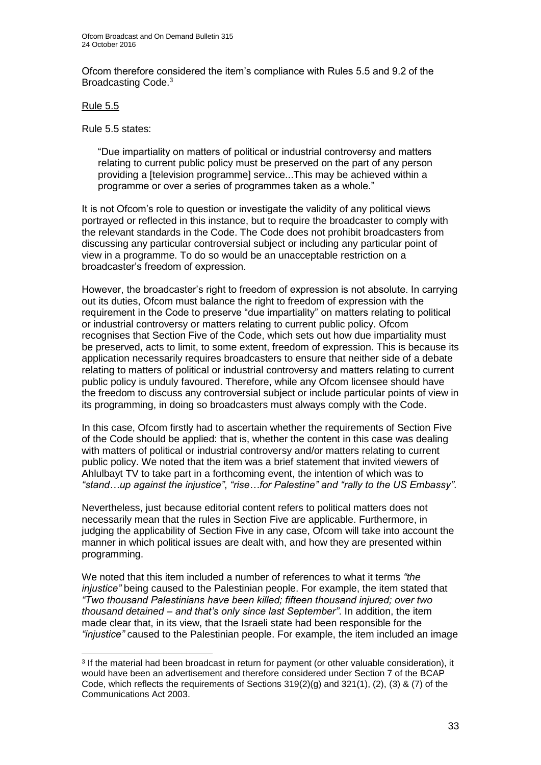Ofcom therefore considered the item's compliance with Rules 5.5 and 9.2 of the Broadcasting Code.[3]

Rule 5.5

Rule 5.5 states:

> "Due impartiality on matters of political or industrial controversy and matters relating to current public policy must be preserved on the part of any person providing a [television programme] service...This may be achieved within a programme or over a series of programmes taken as a whole."

It is not Ofcom's role to question or investigate the validity of any political views portrayed or reflected in this instance, but to require the broadcaster to comply with the relevant standards in the Code. The Code does not prohibit broadcasters from discussing any particular controversial subject or including any particular point of view in a programme. To do so would be an unacceptable restriction on a broadcaster's freedom of expression.

However, the broadcaster's right to freedom of expression is not absolute. In carrying out its duties, Ofcom must balance the right to freedom of expression with the requirement in the Code to preserve "due impartiality" on matters relating to political or industrial controversy or matters relating to current public policy. Ofcom recognises that Section Five of the Code, which sets out how due impartiality must be preserved, acts to limit, to some extent, freedom of expression. This is because its application necessarily requires broadcasters to ensure that neither side of a debate relating to matters of political or industrial controversy and matters relating to current public policy is unduly favoured. Therefore, while any Ofcom licensee should have the freedom to discuss any controversial subject or include particular points of view in its programming, in doing so broadcasters must always comply with the Code.

In this case, Ofcom firstly had to ascertain whether the requirements of Section Five of the Code should be applied: that is, whether the content in this case was dealing with matters of political or industrial controversy and/or matters relating to current public policy. We noted that the item was a brief statement that invited viewers of Ahlulbayt TV to take part in a forthcoming event, the intention of which was to *"stand…up against the injustice"*, *"rise…for Palestine"* and *"rally to the US Embassy"*.

Nevertheless, just because editorial content refers to political matters does not necessarily mean that the rules in Section Five are applicable. Furthermore, in judging the applicability of Section Five in any case, Ofcom will take into account the manner in which political issues are dealt with, and how they are presented within programming.

We noted that this item included a number of references to what it terms *"the injustice"* being caused to the Palestinian people. For example, the item stated that *"Two thousand Palestinians have been killed; fifteen thousand injured; over two thousand detained – and that's only since last September"*. In addition, the item made clear that, in its view, that the Israeli state had been responsible for the *"injustice"* caused to the Palestinian people. For example, the item included an image

[3] If the material had been broadcast in return for payment (or other valuable consideration), it would have been an advertisement and therefore considered under Section 7 of the BCAP Code, which reflects the requirements of Sections 319(2)(g) and 321(1), (2), (3) & (7) of the Communications Act 2003.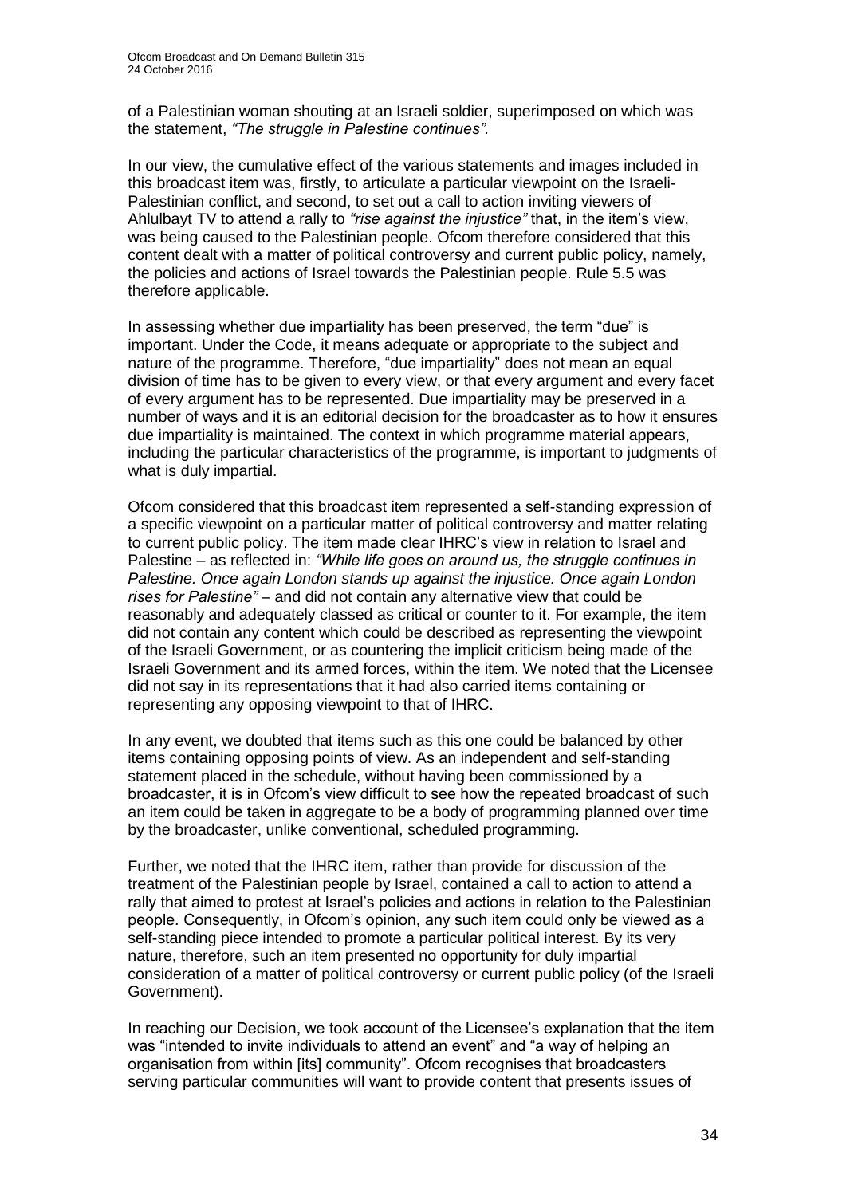of a Palestinian woman shouting at an Israeli soldier, superimposed on which was the statement, *"The struggle in Palestine continues".*

In our view, the cumulative effect of the various statements and images included in this broadcast item was, firstly, to articulate a particular viewpoint on the Israeli-Palestinian conflict, and second, to set out a call to action inviting viewers of Ahlulbayt TV to attend a rally to *"rise against the injustice"* that, in the item's view, was being caused to the Palestinian people. Ofcom therefore considered that this content dealt with a matter of political controversy and current public policy, namely, the policies and actions of Israel towards the Palestinian people. Rule 5.5 was therefore applicable.

In assessing whether due impartiality has been preserved, the term "due" is important. Under the Code, it means adequate or appropriate to the subject and nature of the programme. Therefore, "due impartiality" does not mean an equal division of time has to be given to every view, or that every argument and every facet of every argument has to be represented. Due impartiality may be preserved in a number of ways and it is an editorial decision for the broadcaster as to how it ensures due impartiality is maintained. The context in which programme material appears, including the particular characteristics of the programme, is important to judgments of what is duly impartial.

Ofcom considered that this broadcast item represented a self-standing expression of a specific viewpoint on a particular matter of political controversy and matter relating to current public policy. The item made clear IHRC's view in relation to Israel and Palestine – as reflected in: *"While life goes on around us, the struggle continues in Palestine. Once again London stands up against the injustice. Once again London rises for Palestine"* – and did not contain any alternative view that could be reasonably and adequately classed as critical or counter to it. For example, the item did not contain any content which could be described as representing the viewpoint of the Israeli Government, or as countering the implicit criticism being made of the Israeli Government and its armed forces, within the item. We noted that the Licensee did not say in its representations that it had also carried items containing or representing any opposing viewpoint to that of IHRC.

In any event, we doubted that items such as this one could be balanced by other items containing opposing points of view. As an independent and self-standing statement placed in the schedule, without having been commissioned by a broadcaster, it is in Ofcom's view difficult to see how the repeated broadcast of such an item could be taken in aggregate to be a body of programming planned over time by the broadcaster, unlike conventional, scheduled programming.

Further, we noted that the IHRC item, rather than provide for discussion of the treatment of the Palestinian people by Israel, contained a call to action to attend a rally that aimed to protest at Israel's policies and actions in relation to the Palestinian people. Consequently, in Ofcom's opinion, any such item could only be viewed as a self-standing piece intended to promote a particular political interest. By its very nature, therefore, such an item presented no opportunity for duly impartial consideration of a matter of political controversy or current public policy (of the Israeli Government).

In reaching our Decision, we took account of the Licensee's explanation that the item was "intended to invite individuals to attend an event" and "a way of helping an organisation from within [its] community". Ofcom recognises that broadcasters serving particular communities will want to provide content that presents issues of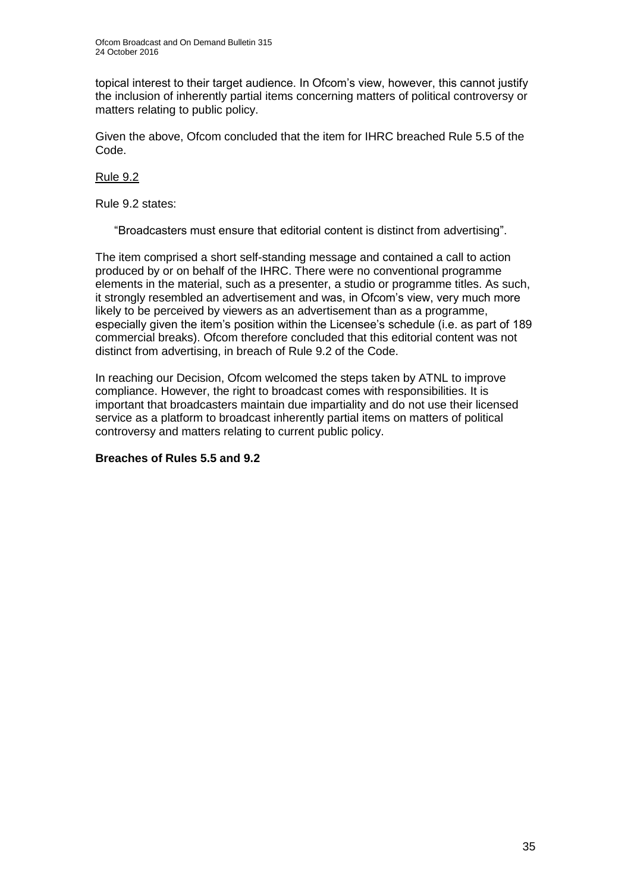topical interest to their target audience. In Ofcom's view, however, this cannot justify the inclusion of inherently partial items concerning matters of political controversy or matters relating to public policy.

Given the above, Ofcom concluded that the item for IHRC breached Rule 5.5 of the Code.

Rule 9.2

Rule 9.2 states:

> "Broadcasters must ensure that editorial content is distinct from advertising".

The item comprised a short self-standing message and contained a call to action produced by or on behalf of the IHRC. There were no conventional programme elements in the material, such as a presenter, a studio or programme titles. As such, it strongly resembled an advertisement and was, in Ofcom's view, very much more likely to be perceived by viewers as an advertisement than as a programme, especially given the item's position within the Licensee's schedule (i.e. as part of 189 commercial breaks). Ofcom therefore concluded that this editorial content was not distinct from advertising, in breach of Rule 9.2 of the Code.

In reaching our Decision, Ofcom welcomed the steps taken by ATNL to improve compliance. However, the right to broadcast comes with responsibilities. It is important that broadcasters maintain due impartiality and do not use their licensed service as a platform to broadcast inherently partial items on matters of political controversy and matters relating to current public policy.

**Breaches of Rules 5.5 and 9.2**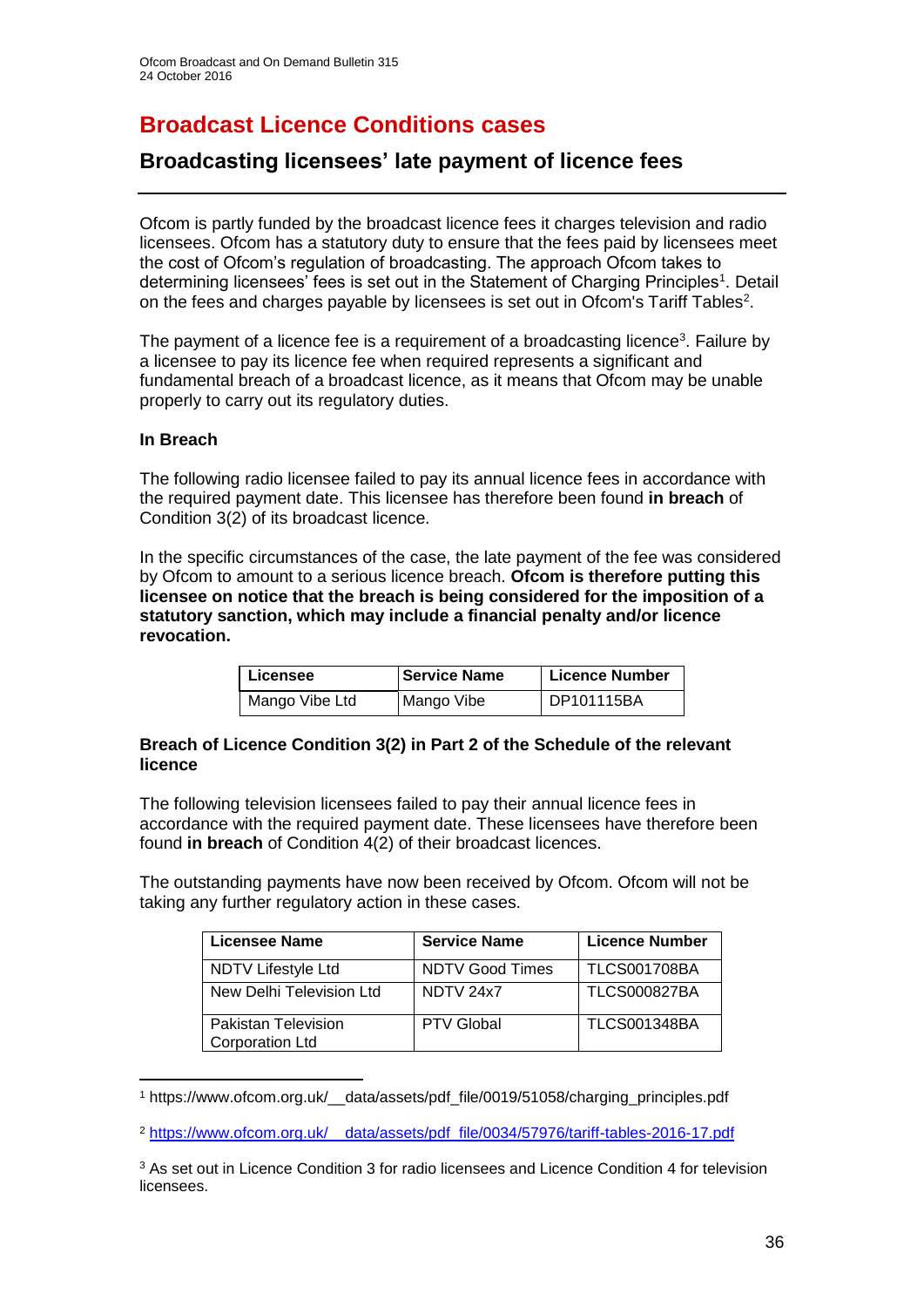# Broadcast Licence Conditions cases

## Broadcasting licensees' late payment of licence fees

Ofcom is partly funded by the broadcast licence fees it charges television and radio licensees. Ofcom has a statutory duty to ensure that the fees paid by licensees meet the cost of Ofcom's regulation of broadcasting. The approach Ofcom takes to determining licensees' fees is set out in the Statement of Charging Principles[1]. Detail on the fees and charges payable by licensees is set out in Ofcom's Tariff Tables[2].

The payment of a licence fee is a requirement of a broadcasting licence[3]. Failure by a licensee to pay its licence fee when required represents a significant and fundamental breach of a broadcast licence, as it means that Ofcom may be unable properly to carry out its regulatory duties.

**In Breach**

The following radio licensee failed to pay its annual licence fees in accordance with the required payment date. This licensee has therefore been found **in breach** of Condition 3(2) of its broadcast licence.

In the specific circumstances of the case, the late payment of the fee was considered by Ofcom to amount to a serious licence breach. **Ofcom is therefore putting this licensee on notice that the breach is being considered for the imposition of a statutory sanction, which may include a financial penalty and/or licence revocation.**

| Licensee | Service Name | Licence Number |
|---|---|---|
| Mango Vibe Ltd | Mango Vibe | DP101115BA |

**Breach of Licence Condition 3(2) in Part 2 of the Schedule of the relevant licence**

The following television licensees failed to pay their annual licence fees in accordance with the required payment date. These licensees have therefore been found **in breach** of Condition 4(2) of their broadcast licences.

The outstanding payments have now been received by Ofcom. Ofcom will not be taking any further regulatory action in these cases.

| Licensee Name | Service Name | Licence Number |
|---|---|---|
| NDTV Lifestyle Ltd | NDTV Good Times | TLCS001708BA |
| New Delhi Television Ltd | NDTV 24x7 | TLCS000827BA |
| Pakistan Television Corporation Ltd | PTV Global | TLCS001348BA |

[1] https://www.ofcom.org.uk/__data/assets/pdf_file/0019/51058/charging_principles.pdf

[2] https://www.ofcom.org.uk/__data/assets/pdf_file/0034/57976/tariff-tables-2016-17.pdf

[3] As set out in Licence Condition 3 for radio licensees and Licence Condition 4 for television licensees.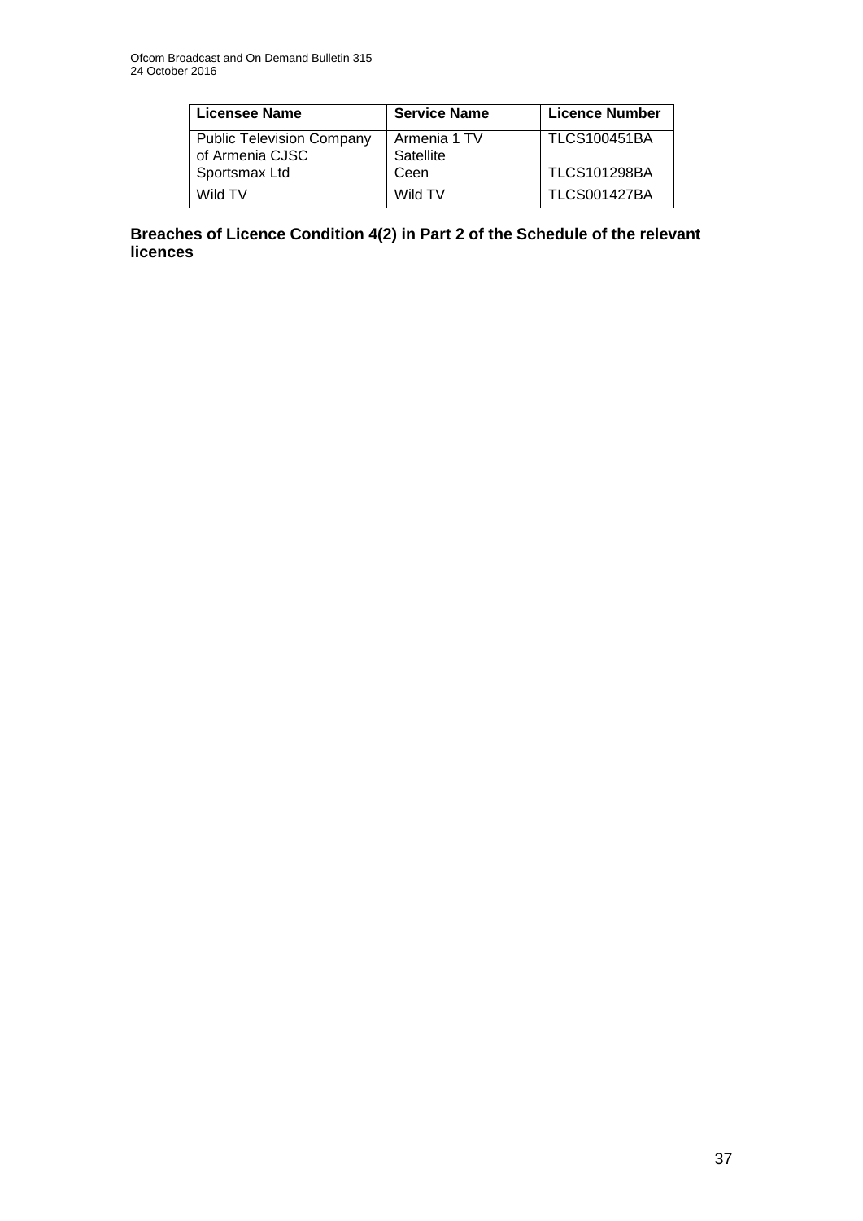| Licensee Name | Service Name | Licence Number |
|---|---|---|
| Public Television Company of Armenia CJSC | Armenia 1 TV Satellite | TLCS100451BA |
| Sportsmax Ltd | Ceen | TLCS101298BA |
| Wild TV | Wild TV | TLCS001427BA |

**Breaches of Licence Condition 4(2) in Part 2 of the Schedule of the relevant licences**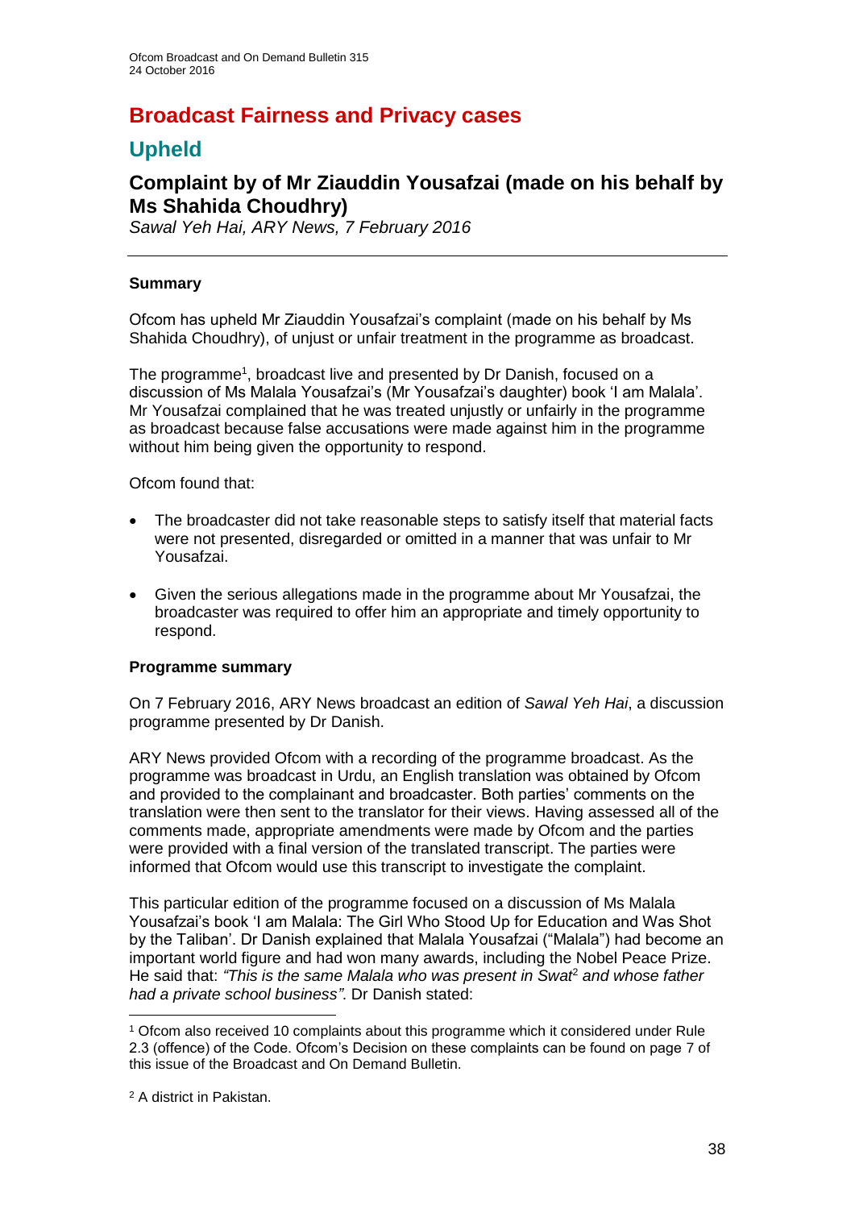# Broadcast Fairness and Privacy cases

## Upheld

### Complaint by of Mr Ziauddin Yousafzai (made on his behalf by Ms Shahida Choudhry)

*Sawal Yeh Hai, ARY News, 7 February 2016*

---

**Summary**

Ofcom has upheld Mr Ziauddin Yousafzai's complaint (made on his behalf by Ms Shahida Choudhry), of unjust or unfair treatment in the programme as broadcast.

The programme[1], broadcast live and presented by Dr Danish, focused on a discussion of Ms Malala Yousafzai's (Mr Yousafzai's daughter) book 'I am Malala'. Mr Yousafzai complained that he was treated unjustly or unfairly in the programme as broadcast because false accusations were made against him in the programme without him being given the opportunity to respond.

Ofcom found that:

- The broadcaster did not take reasonable steps to satisfy itself that material facts were not presented, disregarded or omitted in a manner that was unfair to Mr Yousafzai.
- Given the serious allegations made in the programme about Mr Yousafzai, the broadcaster was required to offer him an appropriate and timely opportunity to respond.

**Programme summary**

On 7 February 2016, ARY News broadcast an edition of *Sawal Yeh Hai*, a discussion programme presented by Dr Danish.

ARY News provided Ofcom with a recording of the programme broadcast. As the programme was broadcast in Urdu, an English translation was obtained by Ofcom and provided to the complainant and broadcaster. Both parties' comments on the translation were then sent to the translator for their views. Having assessed all of the comments made, appropriate amendments were made by Ofcom and the parties were provided with a final version of the translated transcript. The parties were informed that Ofcom would use this transcript to investigate the complaint.

This particular edition of the programme focused on a discussion of Ms Malala Yousafzai's book 'I am Malala: The Girl Who Stood Up for Education and Was Shot by the Taliban'. Dr Danish explained that Malala Yousafzai ("Malala") had become an important world figure and had won many awards, including the Nobel Peace Prize. He said that: *"This is the same Malala who was present in Swat*[2] *and whose father had a private school business"*. Dr Danish stated:

---

[1] Ofcom also received 10 complaints about this programme which it considered under Rule 2.3 (offence) of the Code. Ofcom's Decision on these complaints can be found on page 7 of this issue of the Broadcast and On Demand Bulletin.

[2] A district in Pakistan.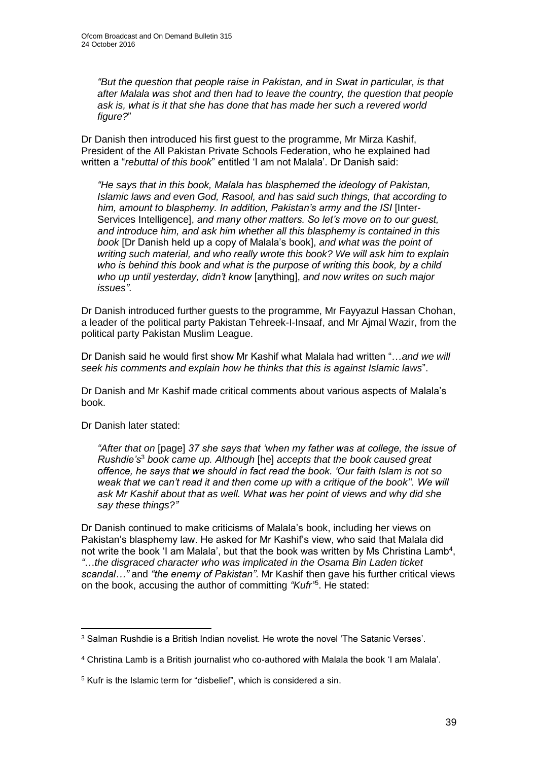> *"But the question that people raise in Pakistan, and in Swat in particular, is that after Malala was shot and then had to leave the country, the question that people ask is, what is it that she has done that has made her such a revered world figure?"*

Dr Danish then introduced his first guest to the programme, Mr Mirza Kashif, President of the All Pakistan Private Schools Federation, who he explained had written a "*rebuttal of this book*" entitled 'I am not Malala'. Dr Danish said:

> *"He says that in this book, Malala has blasphemed the ideology of Pakistan, Islamic laws and even God, Rasool, and has said such things, that according to him, amount to blasphemy. In addition, Pakistan's army and the ISI* [Inter-Services Intelligence], *and many other matters. So let's move on to our guest, and introduce him, and ask him whether all this blasphemy is contained in this book* [Dr Danish held up a copy of Malala's book], *and what was the point of writing such material, and who really wrote this book? We will ask him to explain who is behind this book and what is the purpose of writing this book, by a child who up until yesterday, didn't know* [anything], *and now writes on such major issues".*

Dr Danish introduced further guests to the programme, Mr Fayyazul Hassan Chohan, a leader of the political party Pakistan Tehreek-I-Insaaf, and Mr Ajmal Wazir, from the political party Pakistan Muslim League.

Dr Danish said he would first show Mr Kashif what Malala had written "…*and we will seek his comments and explain how he thinks that this is against Islamic laws*".

Dr Danish and Mr Kashif made critical comments about various aspects of Malala's book.

Dr Danish later stated:

> *"After that on* [page] *37 she says that 'when my father was at college, the issue of Rushdie's*[3] *book came up. Although* [he] *accepts that the book caused great offence, he says that we should in fact read the book. 'Our faith Islam is not so weak that we can't read it and then come up with a critique of the book''. We will ask Mr Kashif about that as well. What was her point of views and why did she say these things?"*

Dr Danish continued to make criticisms of Malala's book, including her views on Pakistan's blasphemy law. He asked for Mr Kashif's view, who said that Malala did not write the book 'I am Malala', but that the book was written by Ms Christina Lamb[4], *"…the disgraced character who was implicated in the Osama Bin Laden ticket scandal…"* and *"the enemy of Pakistan"*. Mr Kashif then gave his further critical views on the book, accusing the author of committing *"Kufr"*[5]. He stated:

---

[3] Salman Rushdie is a British Indian novelist. He wrote the novel 'The Satanic Verses'.

[4] Christina Lamb is a British journalist who co-authored with Malala the book 'I am Malala'.

[5] Kufr is the Islamic term for "disbelief", which is considered a sin.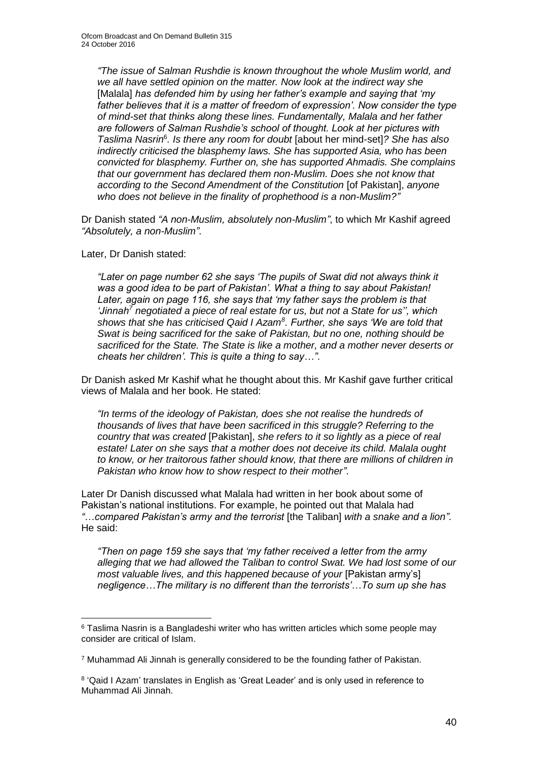*"The issue of Salman Rushdie is known throughout the whole Muslim world, and we all have settled opinion on the matter. Now look at the indirect way she* [Malala] *has defended him by using her father's example and saying that 'my father believes that it is a matter of freedom of expression'. Now consider the type of mind-set that thinks along these lines. Fundamentally, Malala and her father are followers of Salman Rushdie's school of thought. Look at her pictures with Taslima Nasrin*[6]*. Is there any room for doubt* [about her mind-set]*? She has also indirectly criticised the blasphemy laws. She has supported Asia, who has been convicted for blasphemy. Further on, she has supported Ahmadis. She complains that our government has declared them non-Muslim. Does she not know that according to the Second Amendment of the Constitution* [of Pakistan], *anyone who does not believe in the finality of prophethood is a non-Muslim?"*

Dr Danish stated *"A non-Muslim, absolutely non-Muslim"*, to which Mr Kashif agreed *"Absolutely, a non-Muslim"*.

Later, Dr Danish stated:

*"Later on page number 62 she says 'The pupils of Swat did not always think it was a good idea to be part of Pakistan'. What a thing to say about Pakistan! Later, again on page 116, she says that 'my father says the problem is that 'Jinnah*[7] *negotiated a piece of real estate for us, but not a State for us'', which shows that she has criticised Qaid I Azam*[8]*. Further, she says 'We are told that Swat is being sacrificed for the sake of Pakistan, but no one, nothing should be sacrificed for the State. The State is like a mother, and a mother never deserts or cheats her children'. This is quite a thing to say…"*.

Dr Danish asked Mr Kashif what he thought about this. Mr Kashif gave further critical views of Malala and her book. He stated:

*"In terms of the ideology of Pakistan, does she not realise the hundreds of thousands of lives that have been sacrificed in this struggle? Referring to the country that was created* [Pakistan], *she refers to it so lightly as a piece of real estate! Later on she says that a mother does not deceive its child. Malala ought to know, or her traitorous father should know, that there are millions of children in Pakistan who know how to show respect to their mother"*.

Later Dr Danish discussed what Malala had written in her book about some of Pakistan's national institutions. For example, he pointed out that Malala had *"…compared Pakistan's army and the terrorist* [the Taliban] *with a snake and a lion"*. He said:

*"Then on page 159 she says that 'my father received a letter from the army alleging that we had allowed the Taliban to control Swat. We had lost some of our most valuable lives, and this happened because of your* [Pakistan army's] *negligence…The military is no different than the terrorists'…To sum up she has*

---

[6] Taslima Nasrin is a Bangladeshi writer who has written articles which some people may consider are critical of Islam.

[7] Muhammad Ali Jinnah is generally considered to be the founding father of Pakistan.

[8] 'Qaid I Azam' translates in English as 'Great Leader' and is only used in reference to Muhammad Ali Jinnah.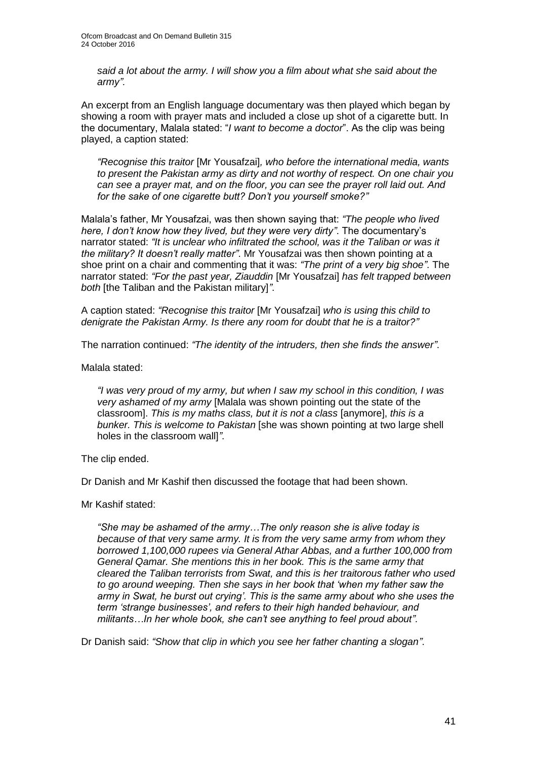*said a lot about the army. I will show you a film about what she said about the army".*

An excerpt from an English language documentary was then played which began by showing a room with prayer mats and included a close up shot of a cigarette butt. In the documentary, Malala stated: "*I want to become a doctor*". As the clip was being played, a caption stated:

> *"Recognise this traitor* [Mr Yousafzai]*, who before the international media, wants to present the Pakistan army as dirty and not worthy of respect. On one chair you can see a prayer mat, and on the floor, you can see the prayer roll laid out. And for the sake of one cigarette butt? Don't you yourself smoke?"*

Malala's father, Mr Yousafzai, was then shown saying that: *"The people who lived here, I don't know how they lived, but they were very dirty"*. The documentary's narrator stated: *"It is unclear who infiltrated the school, was it the Taliban or was it the military? It doesn't really matter"*. Mr Yousafzai was then shown pointing at a shoe print on a chair and commenting that it was: *"The print of a very big shoe"*. The narrator stated: *"For the past year, Ziauddin* [Mr Yousafzai] *has felt trapped between both* [the Taliban and the Pakistan military]*"*.

A caption stated: *"Recognise this traitor* [Mr Yousafzai] *who is using this child to denigrate the Pakistan Army. Is there any room for doubt that he is a traitor?"*

The narration continued: *"The identity of the intruders, then she finds the answer"*.

Malala stated:

> *"I was very proud of my army, but when I saw my school in this condition, I was very ashamed of my army* [Malala was shown pointing out the state of the classroom]. *This is my maths class, but it is not a class* [anymore], *this is a bunker. This is welcome to Pakistan* [she was shown pointing at two large shell holes in the classroom wall]*"*.

The clip ended.

Dr Danish and Mr Kashif then discussed the footage that had been shown.

Mr Kashif stated:

> *"She may be ashamed of the army…The only reason she is alive today is because of that very same army. It is from the very same army from whom they borrowed 1,100,000 rupees via General Athar Abbas, and a further 100,000 from General Qamar. She mentions this in her book. This is the same army that cleared the Taliban terrorists from Swat, and this is her traitorous father who used to go around weeping. Then she says in her book that 'when my father saw the army in Swat, he burst out crying'. This is the same army about who she uses the term 'strange businesses', and refers to their high handed behaviour, and militants…In her whole book, she can't see anything to feel proud about"*.

Dr Danish said: *"Show that clip in which you see her father chanting a slogan"*.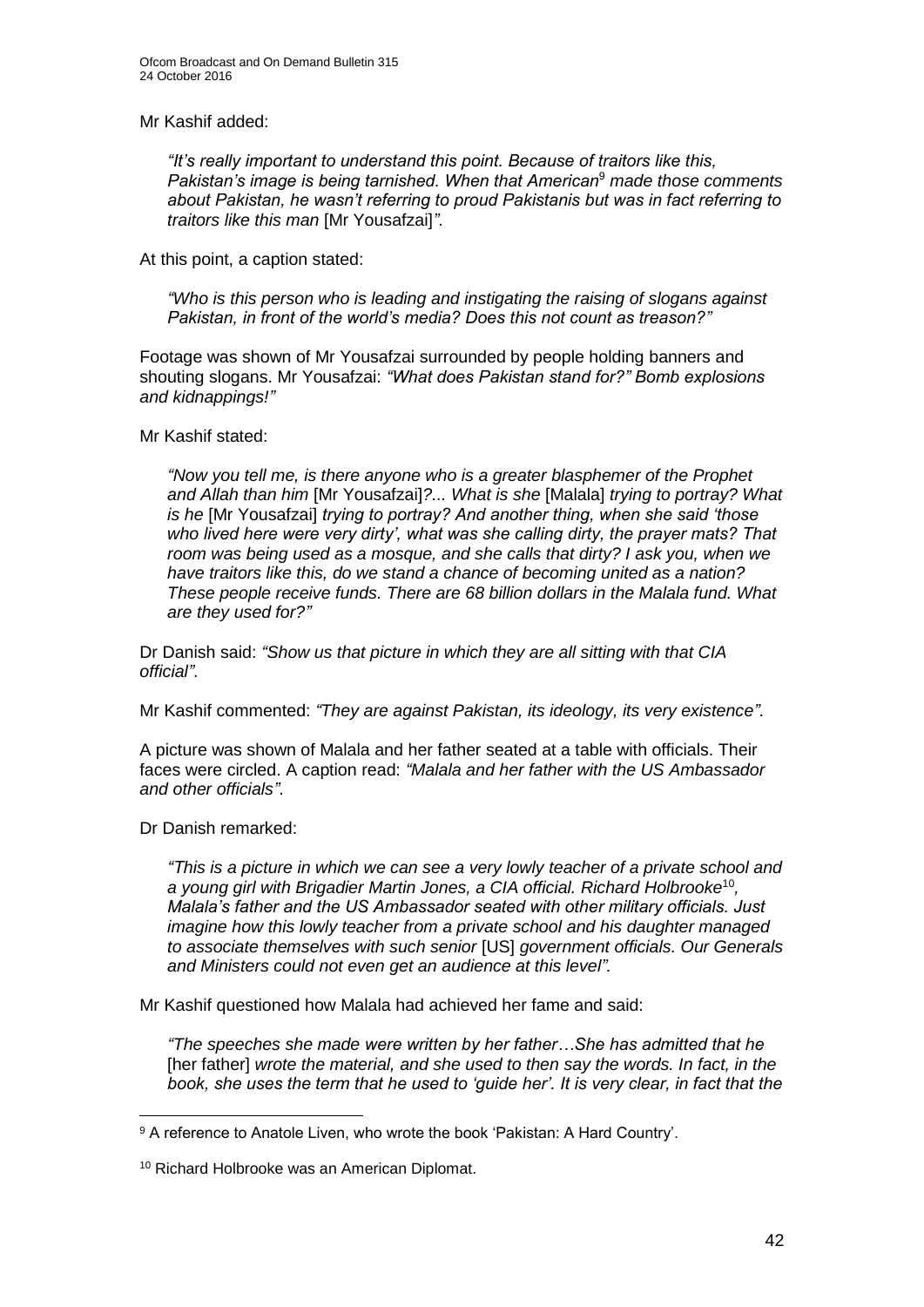Mr Kashif added:

> *"It's really important to understand this point. Because of traitors like this, Pakistan's image is being tarnished. When that American*[9] *made those comments about Pakistan, he wasn't referring to proud Pakistanis but was in fact referring to traitors like this man* [Mr Yousafzai]*"*.

At this point, a caption stated:

> *"Who is this person who is leading and instigating the raising of slogans against Pakistan, in front of the world's media? Does this not count as treason?"*

Footage was shown of Mr Yousafzai surrounded by people holding banners and shouting slogans. Mr Yousafzai: *"What does Pakistan stand for?" Bomb explosions and kidnappings!"*

Mr Kashif stated:

> *"Now you tell me, is there anyone who is a greater blasphemer of the Prophet and Allah than him* [Mr Yousafzai]*?... What is she* [Malala] *trying to portray? What is he* [Mr Yousafzai] *trying to portray? And another thing, when she said 'those who lived here were very dirty', what was she calling dirty, the prayer mats? That room was being used as a mosque, and she calls that dirty? I ask you, when we have traitors like this, do we stand a chance of becoming united as a nation? These people receive funds. There are 68 billion dollars in the Malala fund. What are they used for?"*

Dr Danish said: *"Show us that picture in which they are all sitting with that CIA official"*.

Mr Kashif commented: *"They are against Pakistan, its ideology, its very existence"*.

A picture was shown of Malala and her father seated at a table with officials. Their faces were circled. A caption read: *"Malala and her father with the US Ambassador and other officials"*.

Dr Danish remarked:

> *"This is a picture in which we can see a very lowly teacher of a private school and a young girl with Brigadier Martin Jones, a CIA official. Richard Holbrooke*[10]*, Malala's father and the US Ambassador seated with other military officials. Just imagine how this lowly teacher from a private school and his daughter managed to associate themselves with such senior* [US] *government officials. Our Generals and Ministers could not even get an audience at this level".*

Mr Kashif questioned how Malala had achieved her fame and said:

> *"The speeches she made were written by her father…She has admitted that he* [her father] *wrote the material, and she used to then say the words. In fact, in the book, she uses the term that he used to 'guide her'. It is very clear, in fact that the*

---

[9] A reference to Anatole Liven, who wrote the book 'Pakistan: A Hard Country'.

[10] Richard Holbrooke was an American Diplomat.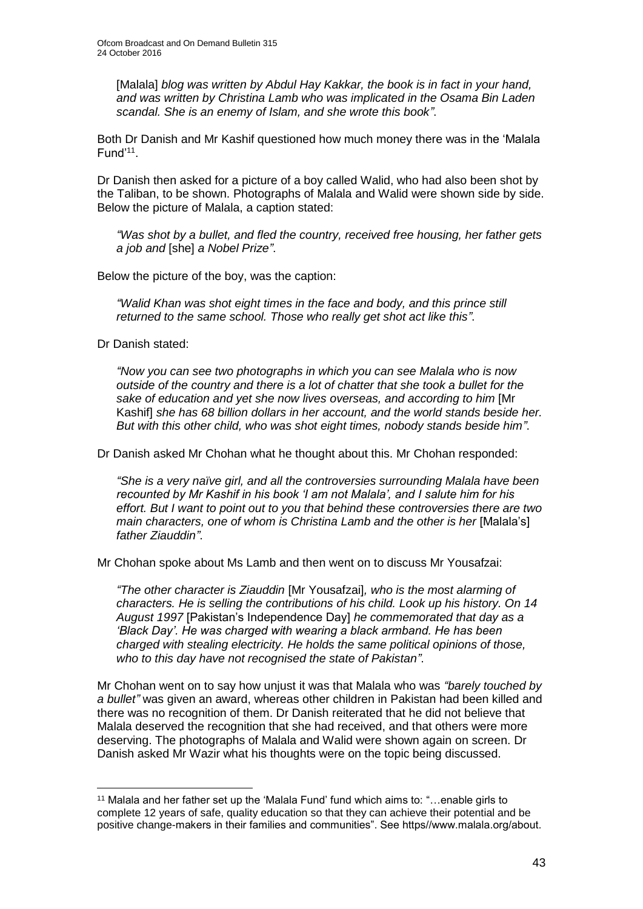[Malala] *blog was written by Abdul Hay Kakkar, the book is in fact in your hand, and was written by Christina Lamb who was implicated in the Osama Bin Laden scandal. She is an enemy of Islam, and she wrote this book"*.

Both Dr Danish and Mr Kashif questioned how much money there was in the 'Malala Fund'[11].

Dr Danish then asked for a picture of a boy called Walid, who had also been shot by the Taliban, to be shown. Photographs of Malala and Walid were shown side by side. Below the picture of Malala, a caption stated:

> *"Was shot by a bullet, and fled the country, received free housing, her father gets a job and* [she] *a Nobel Prize"*.

Below the picture of the boy, was the caption:

> *"Walid Khan was shot eight times in the face and body, and this prince still returned to the same school. Those who really get shot act like this"*.

Dr Danish stated:

> *"Now you can see two photographs in which you can see Malala who is now outside of the country and there is a lot of chatter that she took a bullet for the sake of education and yet she now lives overseas, and according to him* [Mr Kashif] *she has 68 billion dollars in her account, and the world stands beside her. But with this other child, who was shot eight times, nobody stands beside him"*.

Dr Danish asked Mr Chohan what he thought about this. Mr Chohan responded:

> *"She is a very naïve girl, and all the controversies surrounding Malala have been recounted by Mr Kashif in his book 'I am not Malala', and I salute him for his effort. But I want to point out to you that behind these controversies there are two main characters, one of whom is Christina Lamb and the other is her* [Malala's] *father Ziauddin"*.

Mr Chohan spoke about Ms Lamb and then went on to discuss Mr Yousafzai:

> *"The other character is Ziauddin* [Mr Yousafzai]*, who is the most alarming of characters. He is selling the contributions of his child. Look up his history. On 14 August 1997* [Pakistan's Independence Day] *he commemorated that day as a 'Black Day'. He was charged with wearing a black armband. He has been charged with stealing electricity. He holds the same political opinions of those, who to this day have not recognised the state of Pakistan"*.

Mr Chohan went on to say how unjust it was that Malala who was *"barely touched by a bullet"* was given an award, whereas other children in Pakistan had been killed and there was no recognition of them. Dr Danish reiterated that he did not believe that Malala deserved the recognition that she had received, and that others were more deserving. The photographs of Malala and Walid were shown again on screen. Dr Danish asked Mr Wazir what his thoughts were on the topic being discussed.

---

[11] Malala and her father set up the 'Malala Fund' fund which aims to: "…enable girls to complete 12 years of safe, quality education so that they can achieve their potential and be positive change-makers in their families and communities". See https//www.malala.org/about.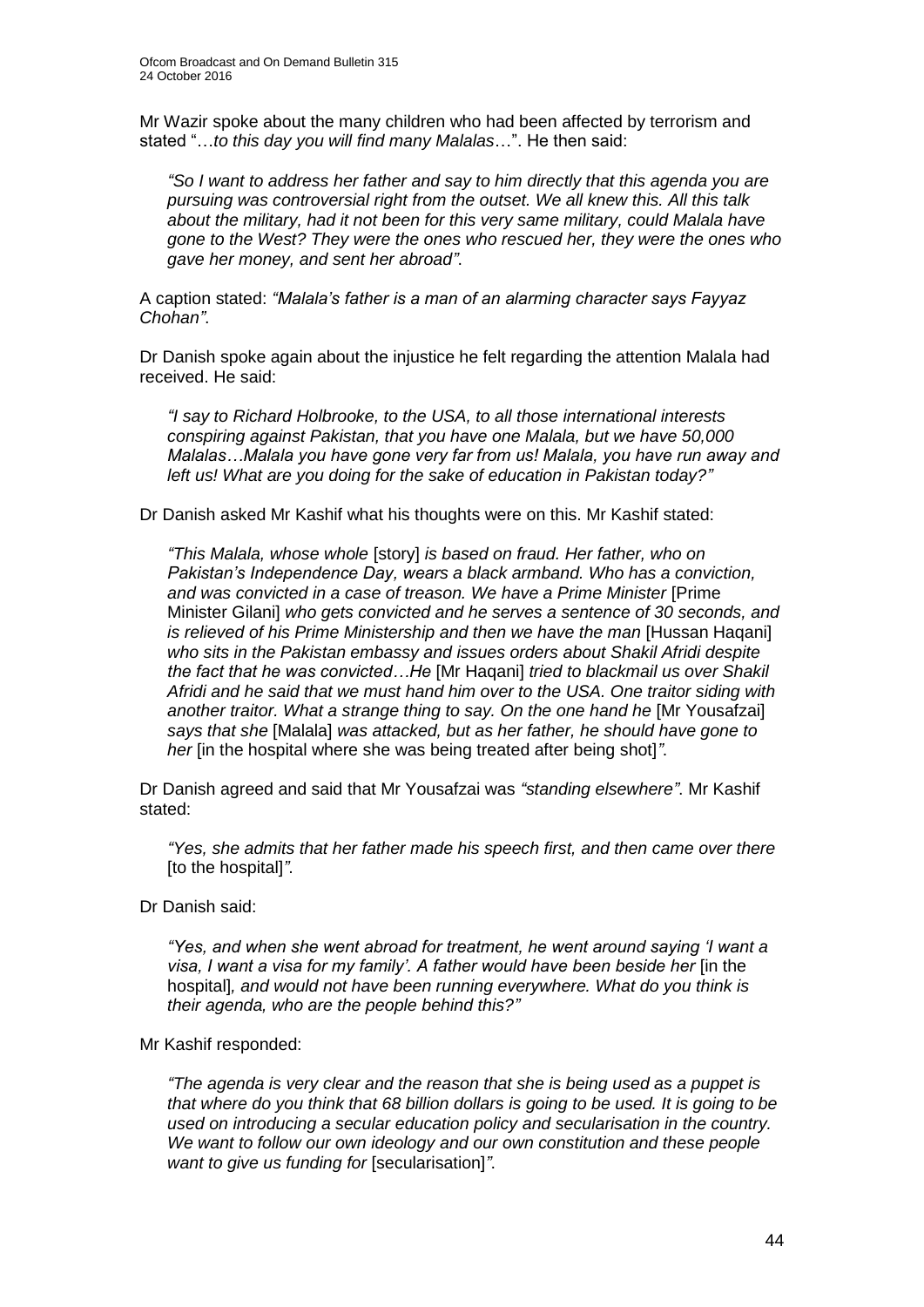Mr Wazir spoke about the many children who had been affected by terrorism and stated "…*to this day you will find many Malalas*…". He then said:

> *"So I want to address her father and say to him directly that this agenda you are pursuing was controversial right from the outset. We all knew this. All this talk about the military, had it not been for this very same military, could Malala have gone to the West? They were the ones who rescued her, they were the ones who gave her money, and sent her abroad".*

A caption stated: *"Malala's father is a man of an alarming character says Fayyaz Chohan".*

Dr Danish spoke again about the injustice he felt regarding the attention Malala had received. He said:

> *"I say to Richard Holbrooke, to the USA, to all those international interests conspiring against Pakistan, that you have one Malala, but we have 50,000 Malalas…Malala you have gone very far from us! Malala, you have run away and left us! What are you doing for the sake of education in Pakistan today?"*

Dr Danish asked Mr Kashif what his thoughts were on this. Mr Kashif stated:

> *"This Malala, whose whole* [story] *is based on fraud. Her father, who on Pakistan's Independence Day, wears a black armband. Who has a conviction, and was convicted in a case of treason. We have a Prime Minister* [Prime Minister Gilani] *who gets convicted and he serves a sentence of 30 seconds, and is relieved of his Prime Ministership and then we have the man* [Hussan Haqani] *who sits in the Pakistan embassy and issues orders about Shakil Afridi despite the fact that he was convicted…He* [Mr Haqani] *tried to blackmail us over Shakil Afridi and he said that we must hand him over to the USA. One traitor siding with another traitor. What a strange thing to say. On the one hand he* [Mr Yousafzai] *says that she* [Malala] *was attacked, but as her father, he should have gone to her* [in the hospital where she was being treated after being shot]*".*

Dr Danish agreed and said that Mr Yousafzai was *"standing elsewhere"*. Mr Kashif stated:

> *"Yes, she admits that her father made his speech first, and then came over there* [to the hospital]*".*

Dr Danish said:

> *"Yes, and when she went abroad for treatment, he went around saying 'I want a visa, I want a visa for my family'. A father would have been beside her* [in the hospital]*, and would not have been running everywhere. What do you think is their agenda, who are the people behind this?"*

Mr Kashif responded:

> *"The agenda is very clear and the reason that she is being used as a puppet is that where do you think that 68 billion dollars is going to be used. It is going to be used on introducing a secular education policy and secularisation in the country. We want to follow our own ideology and our own constitution and these people want to give us funding for* [secularisation]*".*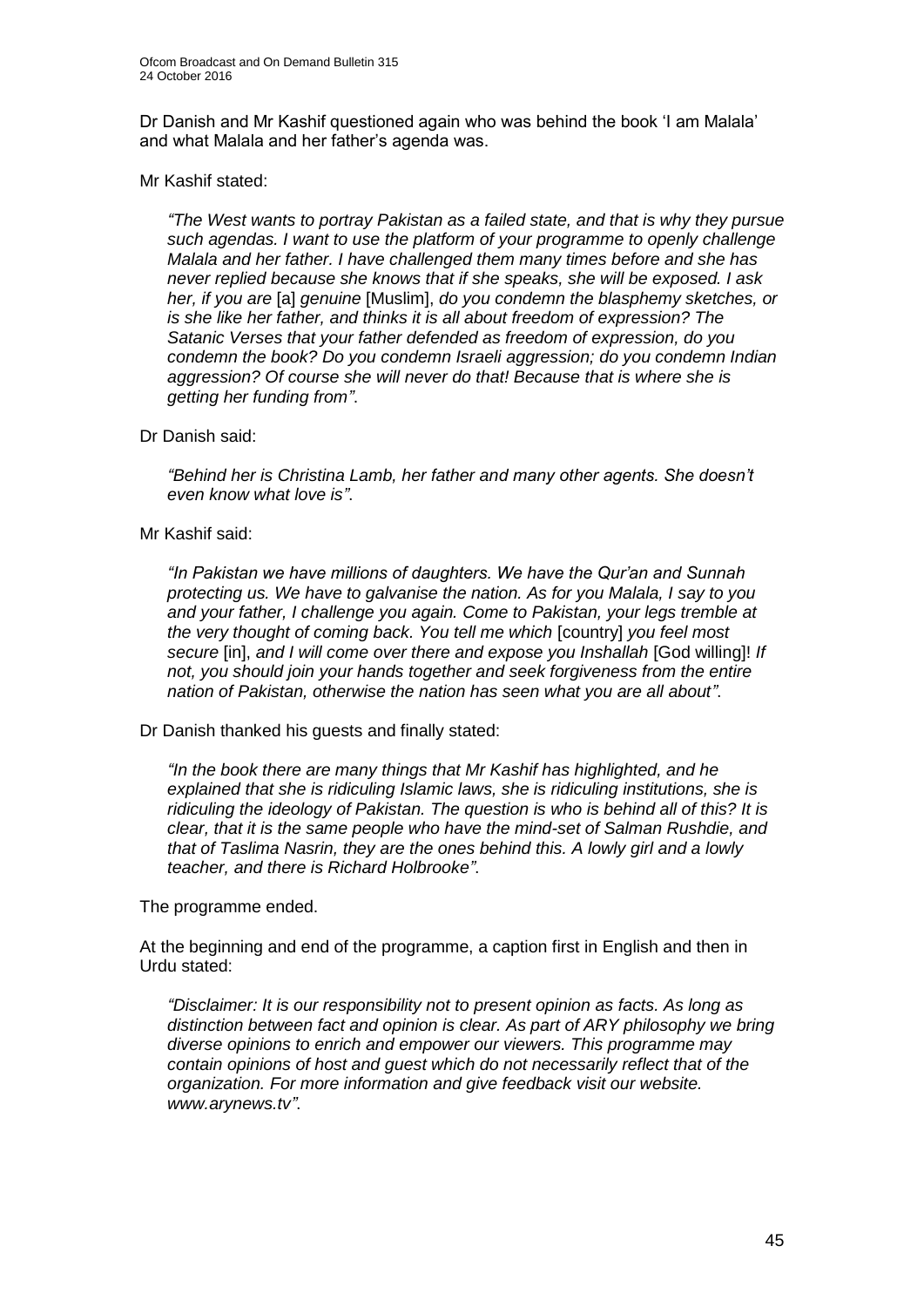Dr Danish and Mr Kashif questioned again who was behind the book 'I am Malala' and what Malala and her father's agenda was.

Mr Kashif stated:

> *"The West wants to portray Pakistan as a failed state, and that is why they pursue such agendas. I want to use the platform of your programme to openly challenge Malala and her father. I have challenged them many times before and she has never replied because she knows that if she speaks, she will be exposed. I ask her, if you are* [a] *genuine* [Muslim], *do you condemn the blasphemy sketches, or is she like her father, and thinks it is all about freedom of expression? The Satanic Verses that your father defended as freedom of expression, do you condemn the book? Do you condemn Israeli aggression; do you condemn Indian aggression? Of course she will never do that! Because that is where she is getting her funding from"*.

Dr Danish said:

> *"Behind her is Christina Lamb, her father and many other agents. She doesn't even know what love is"*.

Mr Kashif said:

> *"In Pakistan we have millions of daughters. We have the Qur'an and Sunnah protecting us. We have to galvanise the nation. As for you Malala, I say to you and your father, I challenge you again. Come to Pakistan, your legs tremble at the very thought of coming back. You tell me which* [country] *you feel most secure* [in], *and I will come over there and expose you Inshallah* [God willing]! *If not, you should join your hands together and seek forgiveness from the entire nation of Pakistan, otherwise the nation has seen what you are all about"*.

Dr Danish thanked his guests and finally stated:

> *"In the book there are many things that Mr Kashif has highlighted, and he explained that she is ridiculing Islamic laws, she is ridiculing institutions, she is ridiculing the ideology of Pakistan. The question is who is behind all of this? It is clear, that it is the same people who have the mind-set of Salman Rushdie, and that of Taslima Nasrin, they are the ones behind this. A lowly girl and a lowly teacher, and there is Richard Holbrooke"*.

The programme ended.

At the beginning and end of the programme, a caption first in English and then in Urdu stated:

> *"Disclaimer: It is our responsibility not to present opinion as facts. As long as distinction between fact and opinion is clear. As part of ARY philosophy we bring diverse opinions to enrich and empower our viewers. This programme may contain opinions of host and guest which do not necessarily reflect that of the organization. For more information and give feedback visit our website. www.arynews.tv"*.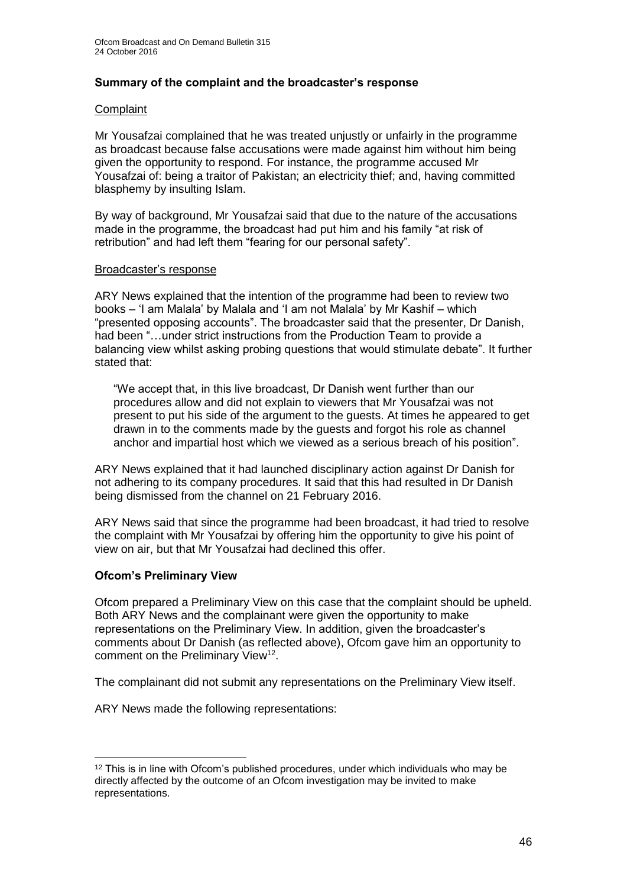### Summary of the complaint and the broadcaster's response

#### Complaint

Mr Yousafzai complained that he was treated unjustly or unfairly in the programme as broadcast because false accusations were made against him without him being given the opportunity to respond. For instance, the programme accused Mr Yousafzai of: being a traitor of Pakistan; an electricity thief; and, having committed blasphemy by insulting Islam.

By way of background, Mr Yousafzai said that due to the nature of the accusations made in the programme, the broadcast had put him and his family "at risk of retribution" and had left them "fearing for our personal safety".

#### Broadcaster's response

ARY News explained that the intention of the programme had been to review two books – 'I am Malala' by Malala and 'I am not Malala' by Mr Kashif – which "presented opposing accounts". The broadcaster said that the presenter, Dr Danish, had been "…under strict instructions from the Production Team to provide a balancing view whilst asking probing questions that would stimulate debate". It further stated that:

> "We accept that, in this live broadcast, Dr Danish went further than our procedures allow and did not explain to viewers that Mr Yousafzai was not present to put his side of the argument to the guests. At times he appeared to get drawn in to the comments made by the guests and forgot his role as channel anchor and impartial host which we viewed as a serious breach of his position".

ARY News explained that it had launched disciplinary action against Dr Danish for not adhering to its company procedures. It said that this had resulted in Dr Danish being dismissed from the channel on 21 February 2016.

ARY News said that since the programme had been broadcast, it had tried to resolve the complaint with Mr Yousafzai by offering him the opportunity to give his point of view on air, but that Mr Yousafzai had declined this offer.

### Ofcom's Preliminary View

Ofcom prepared a Preliminary View on this case that the complaint should be upheld. Both ARY News and the complainant were given the opportunity to make representations on the Preliminary View. In addition, given the broadcaster's comments about Dr Danish (as reflected above), Ofcom gave him an opportunity to comment on the Preliminary View[12].

The complainant did not submit any representations on the Preliminary View itself.

ARY News made the following representations:

---

[12] This is in line with Ofcom's published procedures, under which individuals who may be directly affected by the outcome of an Ofcom investigation may be invited to make representations.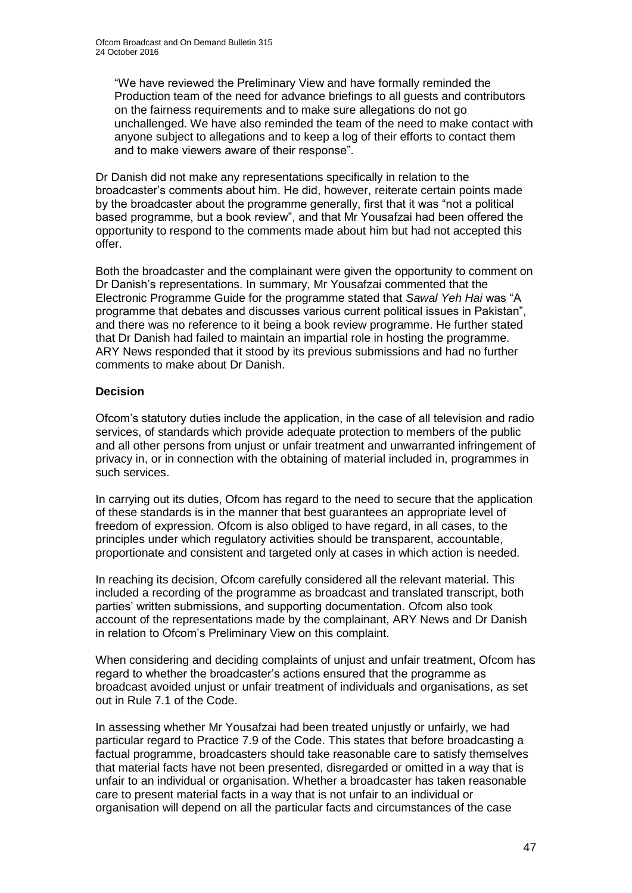"We have reviewed the Preliminary View and have formally reminded the Production team of the need for advance briefings to all guests and contributors on the fairness requirements and to make sure allegations do not go unchallenged. We have also reminded the team of the need to make contact with anyone subject to allegations and to keep a log of their efforts to contact them and to make viewers aware of their response".

Dr Danish did not make any representations specifically in relation to the broadcaster's comments about him. He did, however, reiterate certain points made by the broadcaster about the programme generally, first that it was "not a political based programme, but a book review", and that Mr Yousafzai had been offered the opportunity to respond to the comments made about him but had not accepted this offer.

Both the broadcaster and the complainant were given the opportunity to comment on Dr Danish's representations. In summary, Mr Yousafzai commented that the Electronic Programme Guide for the programme stated that *Sawal Yeh Hai* was "A programme that debates and discusses various current political issues in Pakistan", and there was no reference to it being a book review programme. He further stated that Dr Danish had failed to maintain an impartial role in hosting the programme. ARY News responded that it stood by its previous submissions and had no further comments to make about Dr Danish.

**Decision**

Ofcom's statutory duties include the application, in the case of all television and radio services, of standards which provide adequate protection to members of the public and all other persons from unjust or unfair treatment and unwarranted infringement of privacy in, or in connection with the obtaining of material included in, programmes in such services.

In carrying out its duties, Ofcom has regard to the need to secure that the application of these standards is in the manner that best guarantees an appropriate level of freedom of expression. Ofcom is also obliged to have regard, in all cases, to the principles under which regulatory activities should be transparent, accountable, proportionate and consistent and targeted only at cases in which action is needed.

In reaching its decision, Ofcom carefully considered all the relevant material. This included a recording of the programme as broadcast and translated transcript, both parties' written submissions, and supporting documentation. Ofcom also took account of the representations made by the complainant, ARY News and Dr Danish in relation to Ofcom's Preliminary View on this complaint.

When considering and deciding complaints of unjust and unfair treatment, Ofcom has regard to whether the broadcaster's actions ensured that the programme as broadcast avoided unjust or unfair treatment of individuals and organisations, as set out in Rule 7.1 of the Code.

In assessing whether Mr Yousafzai had been treated unjustly or unfairly, we had particular regard to Practice 7.9 of the Code. This states that before broadcasting a factual programme, broadcasters should take reasonable care to satisfy themselves that material facts have not been presented, disregarded or omitted in a way that is unfair to an individual or organisation. Whether a broadcaster has taken reasonable care to present material facts in a way that is not unfair to an individual or organisation will depend on all the particular facts and circumstances of the case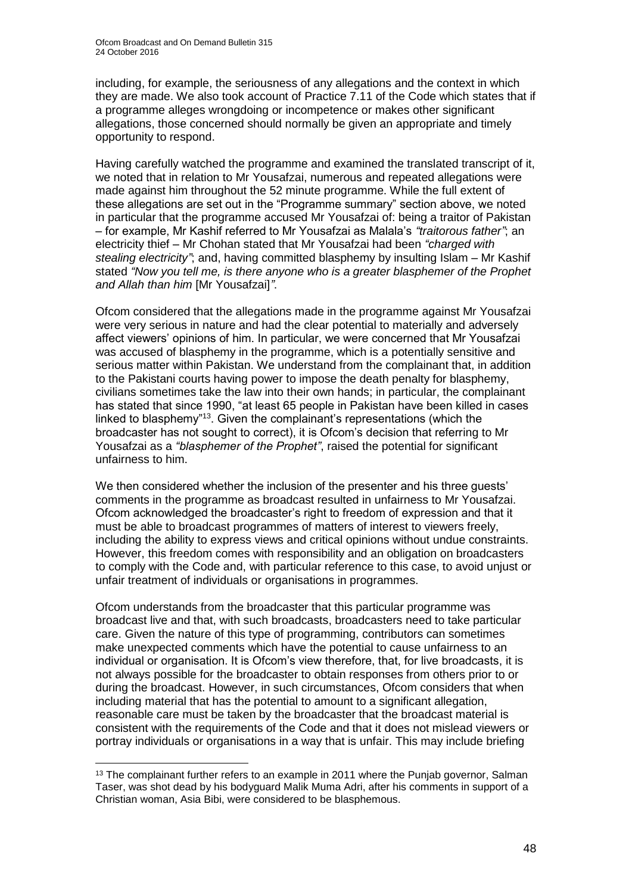including, for example, the seriousness of any allegations and the context in which they are made. We also took account of Practice 7.11 of the Code which states that if a programme alleges wrongdoing or incompetence or makes other significant allegations, those concerned should normally be given an appropriate and timely opportunity to respond.

Having carefully watched the programme and examined the translated transcript of it, we noted that in relation to Mr Yousafzai, numerous and repeated allegations were made against him throughout the 52 minute programme. While the full extent of these allegations are set out in the "Programme summary" section above, we noted in particular that the programme accused Mr Yousafzai of: being a traitor of Pakistan – for example, Mr Kashif referred to Mr Yousafzai as Malala's *"traitorous father"*; an electricity thief – Mr Chohan stated that Mr Yousafzai had been *"charged with stealing electricity"*; and, having committed blasphemy by insulting Islam – Mr Kashif stated *"Now you tell me, is there anyone who is a greater blasphemer of the Prophet and Allah than him* [Mr Yousafzai]*"*.

Ofcom considered that the allegations made in the programme against Mr Yousafzai were very serious in nature and had the clear potential to materially and adversely affect viewers' opinions of him. In particular, we were concerned that Mr Yousafzai was accused of blasphemy in the programme, which is a potentially sensitive and serious matter within Pakistan. We understand from the complainant that, in addition to the Pakistani courts having power to impose the death penalty for blasphemy, civilians sometimes take the law into their own hands; in particular, the complainant has stated that since 1990, "at least 65 people in Pakistan have been killed in cases linked to blasphemy"[13]. Given the complainant's representations (which the broadcaster has not sought to correct), it is Ofcom's decision that referring to Mr Yousafzai as a *"blasphemer of the Prophet"*, raised the potential for significant unfairness to him.

We then considered whether the inclusion of the presenter and his three guests' comments in the programme as broadcast resulted in unfairness to Mr Yousafzai. Ofcom acknowledged the broadcaster's right to freedom of expression and that it must be able to broadcast programmes of matters of interest to viewers freely, including the ability to express views and critical opinions without undue constraints. However, this freedom comes with responsibility and an obligation on broadcasters to comply with the Code and, with particular reference to this case, to avoid unjust or unfair treatment of individuals or organisations in programmes.

Ofcom understands from the broadcaster that this particular programme was broadcast live and that, with such broadcasts, broadcasters need to take particular care. Given the nature of this type of programming, contributors can sometimes make unexpected comments which have the potential to cause unfairness to an individual or organisation. It is Ofcom's view therefore, that, for live broadcasts, it is not always possible for the broadcaster to obtain responses from others prior to or during the broadcast. However, in such circumstances, Ofcom considers that when including material that has the potential to amount to a significant allegation, reasonable care must be taken by the broadcaster that the broadcast material is consistent with the requirements of the Code and that it does not mislead viewers or portray individuals or organisations in a way that is unfair. This may include briefing

---

[13] The complainant further refers to an example in 2011 where the Punjab governor, Salman Taser, was shot dead by his bodyguard Malik Muma Adri, after his comments in support of a Christian woman, Asia Bibi, were considered to be blasphemous.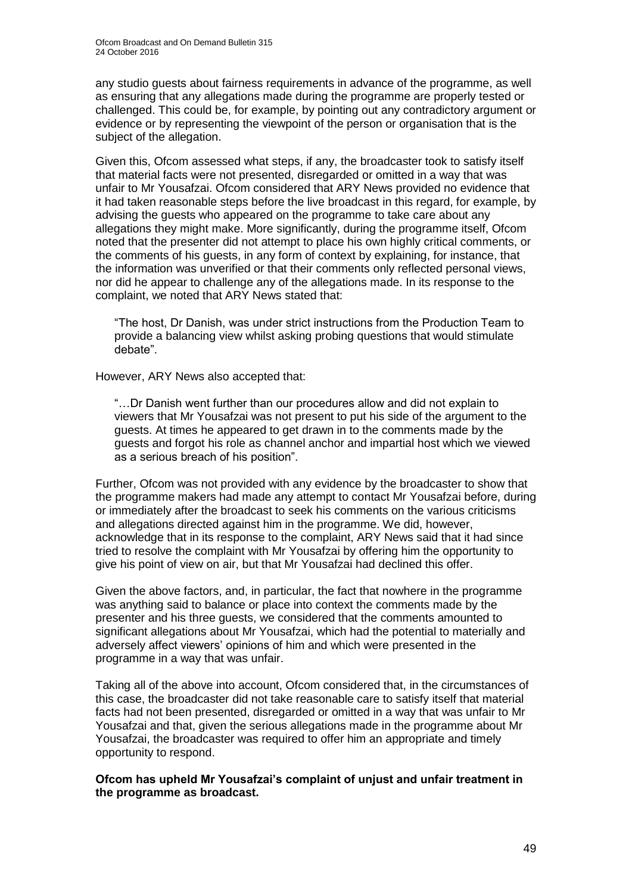any studio guests about fairness requirements in advance of the programme, as well as ensuring that any allegations made during the programme are properly tested or challenged. This could be, for example, by pointing out any contradictory argument or evidence or by representing the viewpoint of the person or organisation that is the subject of the allegation.

Given this, Ofcom assessed what steps, if any, the broadcaster took to satisfy itself that material facts were not presented, disregarded or omitted in a way that was unfair to Mr Yousafzai. Ofcom considered that ARY News provided no evidence that it had taken reasonable steps before the live broadcast in this regard, for example, by advising the guests who appeared on the programme to take care about any allegations they might make. More significantly, during the programme itself, Ofcom noted that the presenter did not attempt to place his own highly critical comments, or the comments of his guests, in any form of context by explaining, for instance, that the information was unverified or that their comments only reflected personal views, nor did he appear to challenge any of the allegations made. In its response to the complaint, we noted that ARY News stated that:

> "The host, Dr Danish, was under strict instructions from the Production Team to provide a balancing view whilst asking probing questions that would stimulate debate".

However, ARY News also accepted that:

> "…Dr Danish went further than our procedures allow and did not explain to viewers that Mr Yousafzai was not present to put his side of the argument to the guests. At times he appeared to get drawn in to the comments made by the guests and forgot his role as channel anchor and impartial host which we viewed as a serious breach of his position".

Further, Ofcom was not provided with any evidence by the broadcaster to show that the programme makers had made any attempt to contact Mr Yousafzai before, during or immediately after the broadcast to seek his comments on the various criticisms and allegations directed against him in the programme. We did, however, acknowledge that in its response to the complaint, ARY News said that it had since tried to resolve the complaint with Mr Yousafzai by offering him the opportunity to give his point of view on air, but that Mr Yousafzai had declined this offer.

Given the above factors, and, in particular, the fact that nowhere in the programme was anything said to balance or place into context the comments made by the presenter and his three guests, we considered that the comments amounted to significant allegations about Mr Yousafzai, which had the potential to materially and adversely affect viewers' opinions of him and which were presented in the programme in a way that was unfair.

Taking all of the above into account, Ofcom considered that, in the circumstances of this case, the broadcaster did not take reasonable care to satisfy itself that material facts had not been presented, disregarded or omitted in a way that was unfair to Mr Yousafzai and that, given the serious allegations made in the programme about Mr Yousafzai, the broadcaster was required to offer him an appropriate and timely opportunity to respond.

**Ofcom has upheld Mr Yousafzai's complaint of unjust and unfair treatment in the programme as broadcast.**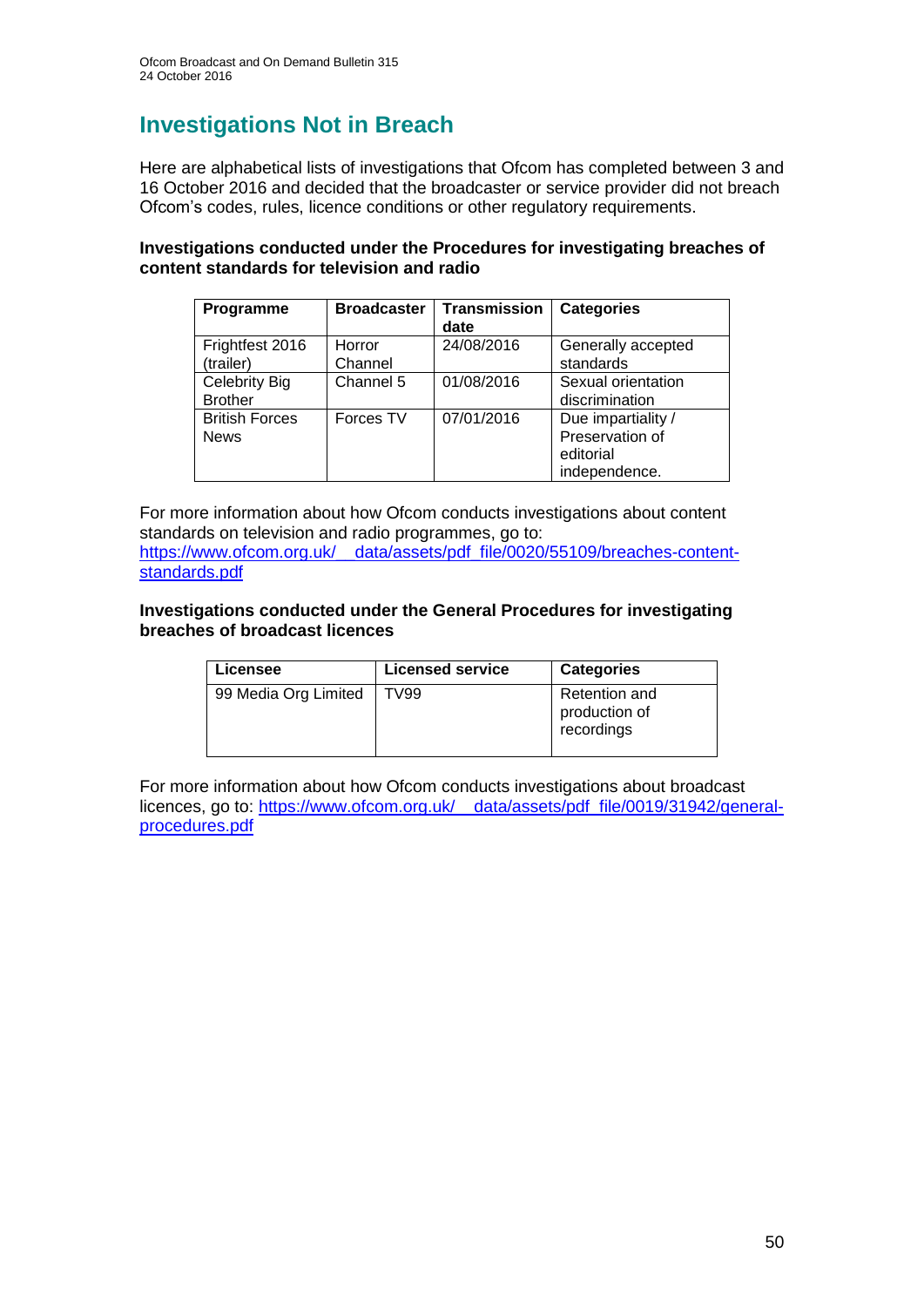## Investigations Not in Breach

Here are alphabetical lists of investigations that Ofcom has completed between 3 and 16 October 2016 and decided that the broadcaster or service provider did not breach Ofcom's codes, rules, licence conditions or other regulatory requirements.

**Investigations conducted under the Procedures for investigating breaches of content standards for television and radio**

| Programme | Broadcaster | Transmission date | Categories |
|---|---|---|---|
| Frightfest 2016 (trailer) | Horror Channel | 24/08/2016 | Generally accepted standards |
| Celebrity Big Brother | Channel 5 | 01/08/2016 | Sexual orientation discrimination |
| British Forces News | Forces TV | 07/01/2016 | Due impartiality / Preservation of editorial independence. |

For more information about how Ofcom conducts investigations about content standards on television and radio programmes, go to: https://www.ofcom.org.uk/__data/assets/pdf_file/0020/55109/breaches-content-standards.pdf

**Investigations conducted under the General Procedures for investigating breaches of broadcast licences**

| Licensee | Licensed service | Categories |
|---|---|---|
| 99 Media Org Limited | TV99 | Retention and production of recordings |

For more information about how Ofcom conducts investigations about broadcast licences, go to: https://www.ofcom.org.uk/__data/assets/pdf_file/0019/31942/general-procedures.pdf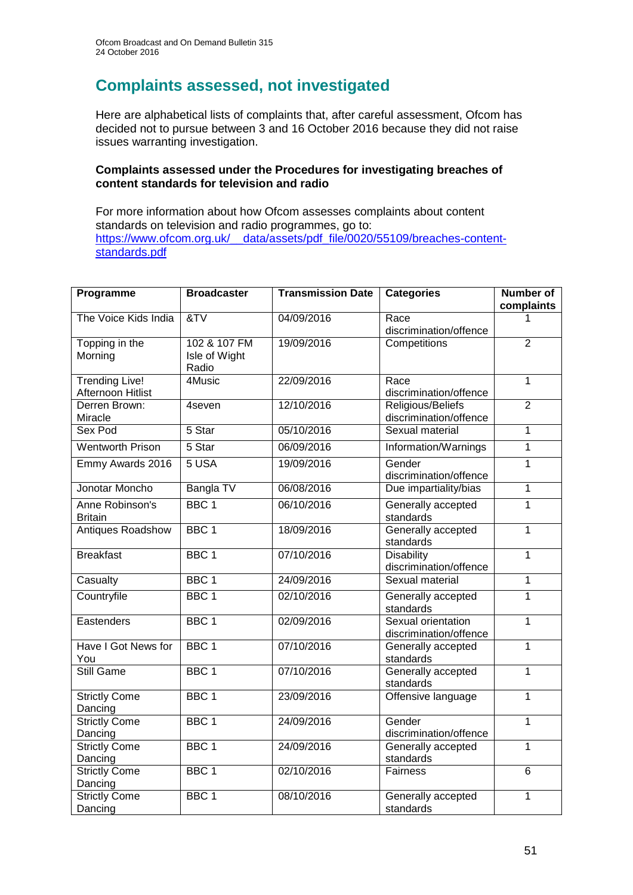# Complaints assessed, not investigated

Here are alphabetical lists of complaints that, after careful assessment, Ofcom has decided not to pursue between 3 and 16 October 2016 because they did not raise issues warranting investigation.

### Complaints assessed under the Procedures for investigating breaches of content standards for television and radio

For more information about how Ofcom assesses complaints about content standards on television and radio programmes, go to:
https://www.ofcom.org.uk/__data/assets/pdf_file/0020/55109/breaches-content-standards.pdf

| Programme | Broadcaster | Transmission Date | Categories | Number of complaints |
|---|---|---|---|---|
| The Voice Kids India | &TV | 04/09/2016 | Race discrimination/offence | 1 |
| Topping in the Morning | 102 & 107 FM Isle of Wight Radio | 19/09/2016 | Competitions | 2 |
| Trending Live! Afternoon Hitlist | 4Music | 22/09/2016 | Race discrimination/offence | 1 |
| Derren Brown: Miracle | 4seven | 12/10/2016 | Religious/Beliefs discrimination/offence | 2 |
| Sex Pod | 5 Star | 05/10/2016 | Sexual material | 1 |
| Wentworth Prison | 5 Star | 06/09/2016 | Information/Warnings | 1 |
| Emmy Awards 2016 | 5 USA | 19/09/2016 | Gender discrimination/offence | 1 |
| Jonotar Moncho | Bangla TV | 06/08/2016 | Due impartiality/bias | 1 |
| Anne Robinson's Britain | BBC 1 | 06/10/2016 | Generally accepted standards | 1 |
| Antiques Roadshow | BBC 1 | 18/09/2016 | Generally accepted standards | 1 |
| Breakfast | BBC 1 | 07/10/2016 | Disability discrimination/offence | 1 |
| Casualty | BBC 1 | 24/09/2016 | Sexual material | 1 |
| Countryfile | BBC 1 | 02/10/2016 | Generally accepted standards | 1 |
| Eastenders | BBC 1 | 02/09/2016 | Sexual orientation discrimination/offence | 1 |
| Have I Got News for You | BBC 1 | 07/10/2016 | Generally accepted standards | 1 |
| Still Game | BBC 1 | 07/10/2016 | Generally accepted standards | 1 |
| Strictly Come Dancing | BBC 1 | 23/09/2016 | Offensive language | 1 |
| Strictly Come Dancing | BBC 1 | 24/09/2016 | Gender discrimination/offence | 1 |
| Strictly Come Dancing | BBC 1 | 24/09/2016 | Generally accepted standards | 1 |
| Strictly Come Dancing | BBC 1 | 02/10/2016 | Fairness | 6 |
| Strictly Come Dancing | BBC 1 | 08/10/2016 | Generally accepted standards | 1 |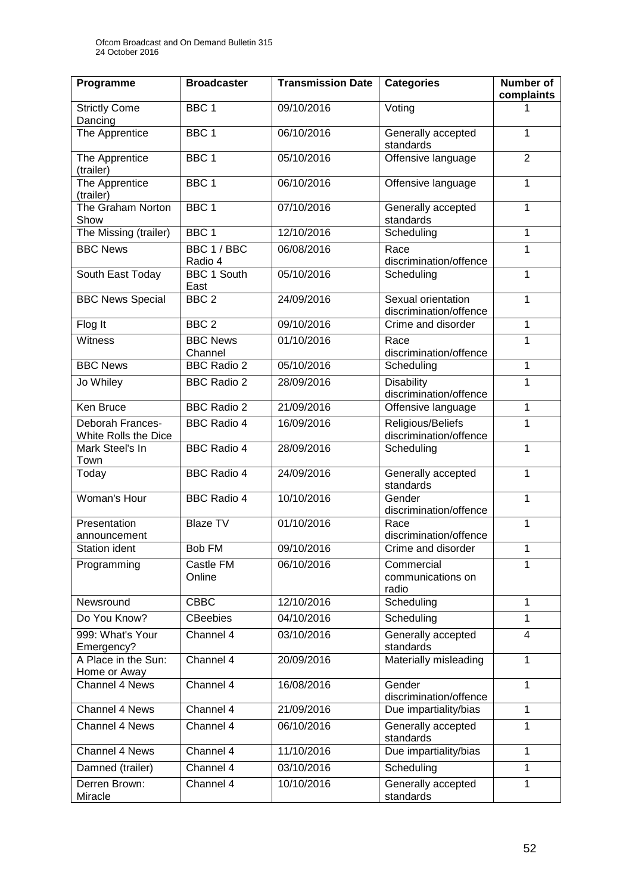| Programme | Broadcaster | Transmission Date | Categories | Number of complaints |
|---|---|---|---|---|
| Strictly Come Dancing | BBC 1 | 09/10/2016 | Voting | 1 |
| The Apprentice | BBC 1 | 06/10/2016 | Generally accepted standards | 1 |
| The Apprentice (trailer) | BBC 1 | 05/10/2016 | Offensive language | 2 |
| The Apprentice (trailer) | BBC 1 | 06/10/2016 | Offensive language | 1 |
| The Graham Norton Show | BBC 1 | 07/10/2016 | Generally accepted standards | 1 |
| The Missing (trailer) | BBC 1 | 12/10/2016 | Scheduling | 1 |
| BBC News | BBC 1 / BBC Radio 4 | 06/08/2016 | Race discrimination/offence | 1 |
| South East Today | BBC 1 South East | 05/10/2016 | Scheduling | 1 |
| BBC News Special | BBC 2 | 24/09/2016 | Sexual orientation discrimination/offence | 1 |
| Flog It | BBC 2 | 09/10/2016 | Crime and disorder | 1 |
| Witness | BBC News Channel | 01/10/2016 | Race discrimination/offence | 1 |
| BBC News | BBC Radio 2 | 05/10/2016 | Scheduling | 1 |
| Jo Whiley | BBC Radio 2 | 28/09/2016 | Disability discrimination/offence | 1 |
| Ken Bruce | BBC Radio 2 | 21/09/2016 | Offensive language | 1 |
| Deborah Frances-White Rolls the Dice | BBC Radio 4 | 16/09/2016 | Religious/Beliefs discrimination/offence | 1 |
| Mark Steel's In Town | BBC Radio 4 | 28/09/2016 | Scheduling | 1 |
| Today | BBC Radio 4 | 24/09/2016 | Generally accepted standards | 1 |
| Woman's Hour | BBC Radio 4 | 10/10/2016 | Gender discrimination/offence | 1 |
| Presentation announcement | Blaze TV | 01/10/2016 | Race discrimination/offence | 1 |
| Station ident | Bob FM | 09/10/2016 | Crime and disorder | 1 |
| Programming | Castle FM Online | 06/10/2016 | Commercial communications on radio | 1 |
| Newsround | CBBC | 12/10/2016 | Scheduling | 1 |
| Do You Know? | CBeebies | 04/10/2016 | Scheduling | 1 |
| 999: What's Your Emergency? | Channel 4 | 03/10/2016 | Generally accepted standards | 4 |
| A Place in the Sun: Home or Away | Channel 4 | 20/09/2016 | Materially misleading | 1 |
| Channel 4 News | Channel 4 | 16/08/2016 | Gender discrimination/offence | 1 |
| Channel 4 News | Channel 4 | 21/09/2016 | Due impartiality/bias | 1 |
| Channel 4 News | Channel 4 | 06/10/2016 | Generally accepted standards | 1 |
| Channel 4 News | Channel 4 | 11/10/2016 | Due impartiality/bias | 1 |
| Damned (trailer) | Channel 4 | 03/10/2016 | Scheduling | 1 |
| Derren Brown: Miracle | Channel 4 | 10/10/2016 | Generally accepted standards | 1 |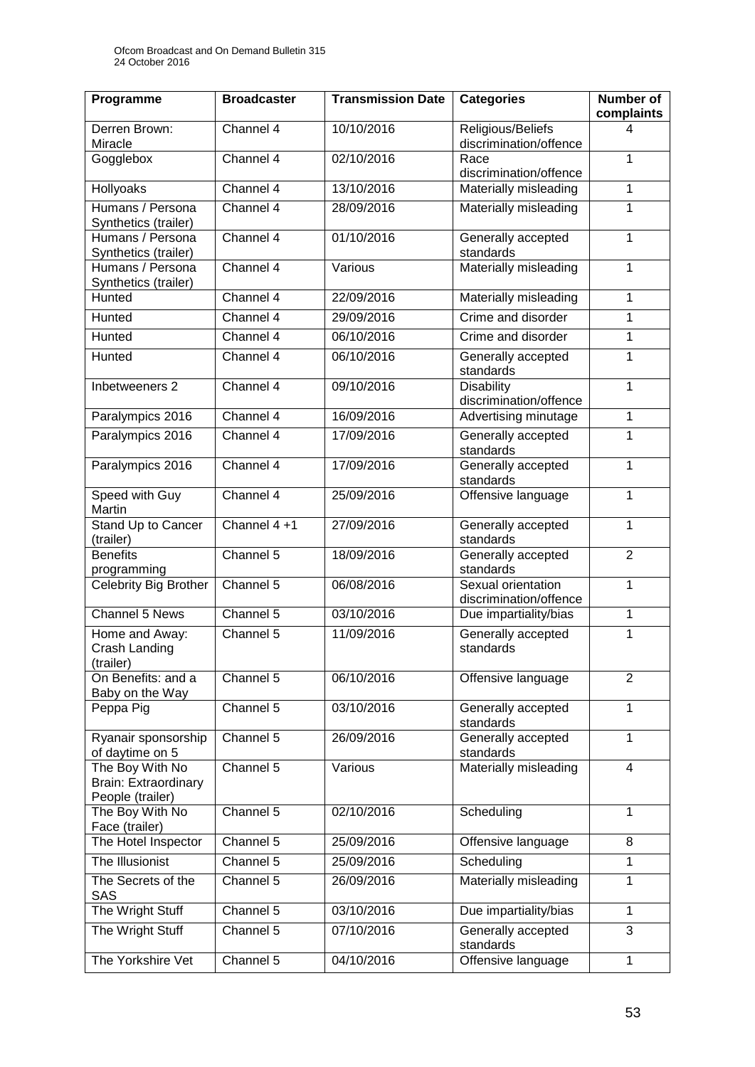| Programme | Broadcaster | Transmission Date | Categories | Number of complaints |
|---|---|---|---|---|
| Derren Brown: Miracle | Channel 4 | 10/10/2016 | Religious/Beliefs discrimination/offence | 4 |
| Gogglebox | Channel 4 | 02/10/2016 | Race discrimination/offence | 1 |
| Hollyoaks | Channel 4 | 13/10/2016 | Materially misleading | 1 |
| Humans / Persona Synthetics (trailer) | Channel 4 | 28/09/2016 | Materially misleading | 1 |
| Humans / Persona Synthetics (trailer) | Channel 4 | 01/10/2016 | Generally accepted standards | 1 |
| Humans / Persona Synthetics (trailer) | Channel 4 | Various | Materially misleading | 1 |
| Hunted | Channel 4 | 22/09/2016 | Materially misleading | 1 |
| Hunted | Channel 4 | 29/09/2016 | Crime and disorder | 1 |
| Hunted | Channel 4 | 06/10/2016 | Crime and disorder | 1 |
| Hunted | Channel 4 | 06/10/2016 | Generally accepted standards | 1 |
| Inbetweeners 2 | Channel 4 | 09/10/2016 | Disability discrimination/offence | 1 |
| Paralympics 2016 | Channel 4 | 16/09/2016 | Advertising minutage | 1 |
| Paralympics 2016 | Channel 4 | 17/09/2016 | Generally accepted standards | 1 |
| Paralympics 2016 | Channel 4 | 17/09/2016 | Generally accepted standards | 1 |
| Speed with Guy Martin | Channel 4 | 25/09/2016 | Offensive language | 1 |
| Stand Up to Cancer (trailer) | Channel 4 +1 | 27/09/2016 | Generally accepted standards | 1 |
| Benefits programming | Channel 5 | 18/09/2016 | Generally accepted standards | 2 |
| Celebrity Big Brother | Channel 5 | 06/08/2016 | Sexual orientation discrimination/offence | 1 |
| Channel 5 News | Channel 5 | 03/10/2016 | Due impartiality/bias | 1 |
| Home and Away: Crash Landing (trailer) | Channel 5 | 11/09/2016 | Generally accepted standards | 1 |
| On Benefits: and a Baby on the Way | Channel 5 | 06/10/2016 | Offensive language | 2 |
| Peppa Pig | Channel 5 | 03/10/2016 | Generally accepted standards | 1 |
| Ryanair sponsorship of daytime on 5 | Channel 5 | 26/09/2016 | Generally accepted standards | 1 |
| The Boy With No Brain: Extraordinary People (trailer) | Channel 5 | Various | Materially misleading | 4 |
| The Boy With No Face (trailer) | Channel 5 | 02/10/2016 | Scheduling | 1 |
| The Hotel Inspector | Channel 5 | 25/09/2016 | Offensive language | 8 |
| The Illusionist | Channel 5 | 25/09/2016 | Scheduling | 1 |
| The Secrets of the SAS | Channel 5 | 26/09/2016 | Materially misleading | 1 |
| The Wright Stuff | Channel 5 | 03/10/2016 | Due impartiality/bias | 1 |
| The Wright Stuff | Channel 5 | 07/10/2016 | Generally accepted standards | 3 |
| The Yorkshire Vet | Channel 5 | 04/10/2016 | Offensive language | 1 |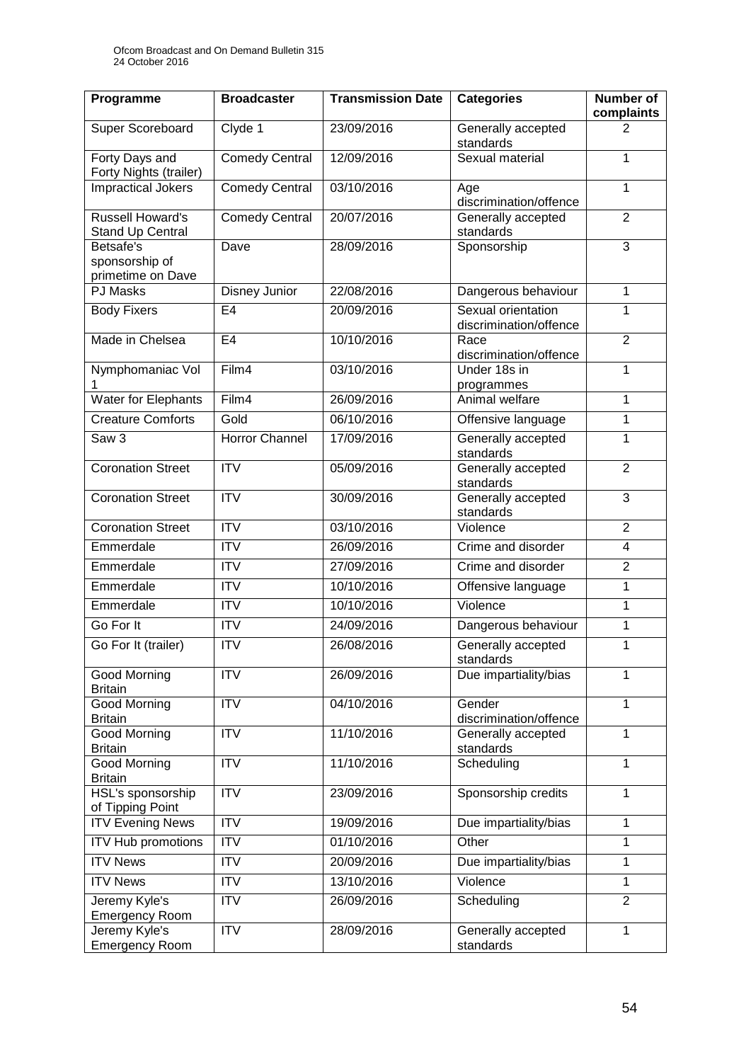| Programme | Broadcaster | Transmission Date | Categories | Number of complaints |
|---|---|---|---|---|
| Super Scoreboard | Clyde 1 | 23/09/2016 | Generally accepted standards | 2 |
| Forty Days and Forty Nights (trailer) | Comedy Central | 12/09/2016 | Sexual material | 1 |
| Impractical Jokers | Comedy Central | 03/10/2016 | Age discrimination/offence | 1 |
| Russell Howard's Stand Up Central | Comedy Central | 20/07/2016 | Generally accepted standards | 2 |
| Betsafe's sponsorship of primetime on Dave | Dave | 28/09/2016 | Sponsorship | 3 |
| PJ Masks | Disney Junior | 22/08/2016 | Dangerous behaviour | 1 |
| Body Fixers | E4 | 20/09/2016 | Sexual orientation discrimination/offence | 1 |
| Made in Chelsea | E4 | 10/10/2016 | Race discrimination/offence | 2 |
| Nymphomaniac Vol 1 | Film4 | 03/10/2016 | Under 18s in programmes | 1 |
| Water for Elephants | Film4 | 26/09/2016 | Animal welfare | 1 |
| Creature Comforts | Gold | 06/10/2016 | Offensive language | 1 |
| Saw 3 | Horror Channel | 17/09/2016 | Generally accepted standards | 1 |
| Coronation Street | ITV | 05/09/2016 | Generally accepted standards | 2 |
| Coronation Street | ITV | 30/09/2016 | Generally accepted standards | 3 |
| Coronation Street | ITV | 03/10/2016 | Violence | 2 |
| Emmerdale | ITV | 26/09/2016 | Crime and disorder | 4 |
| Emmerdale | ITV | 27/09/2016 | Crime and disorder | 2 |
| Emmerdale | ITV | 10/10/2016 | Offensive language | 1 |
| Emmerdale | ITV | 10/10/2016 | Violence | 1 |
| Go For It | ITV | 24/09/2016 | Dangerous behaviour | 1 |
| Go For It (trailer) | ITV | 26/08/2016 | Generally accepted standards | 1 |
| Good Morning Britain | ITV | 26/09/2016 | Due impartiality/bias | 1 |
| Good Morning Britain | ITV | 04/10/2016 | Gender discrimination/offence | 1 |
| Good Morning Britain | ITV | 11/10/2016 | Generally accepted standards | 1 |
| Good Morning Britain | ITV | 11/10/2016 | Scheduling | 1 |
| HSL's sponsorship of Tipping Point | ITV | 23/09/2016 | Sponsorship credits | 1 |
| ITV Evening News | ITV | 19/09/2016 | Due impartiality/bias | 1 |
| ITV Hub promotions | ITV | 01/10/2016 | Other | 1 |
| ITV News | ITV | 20/09/2016 | Due impartiality/bias | 1 |
| ITV News | ITV | 13/10/2016 | Violence | 1 |
| Jeremy Kyle's Emergency Room | ITV | 26/09/2016 | Scheduling | 2 |
| Jeremy Kyle's Emergency Room | ITV | 28/09/2016 | Generally accepted standards | 1 |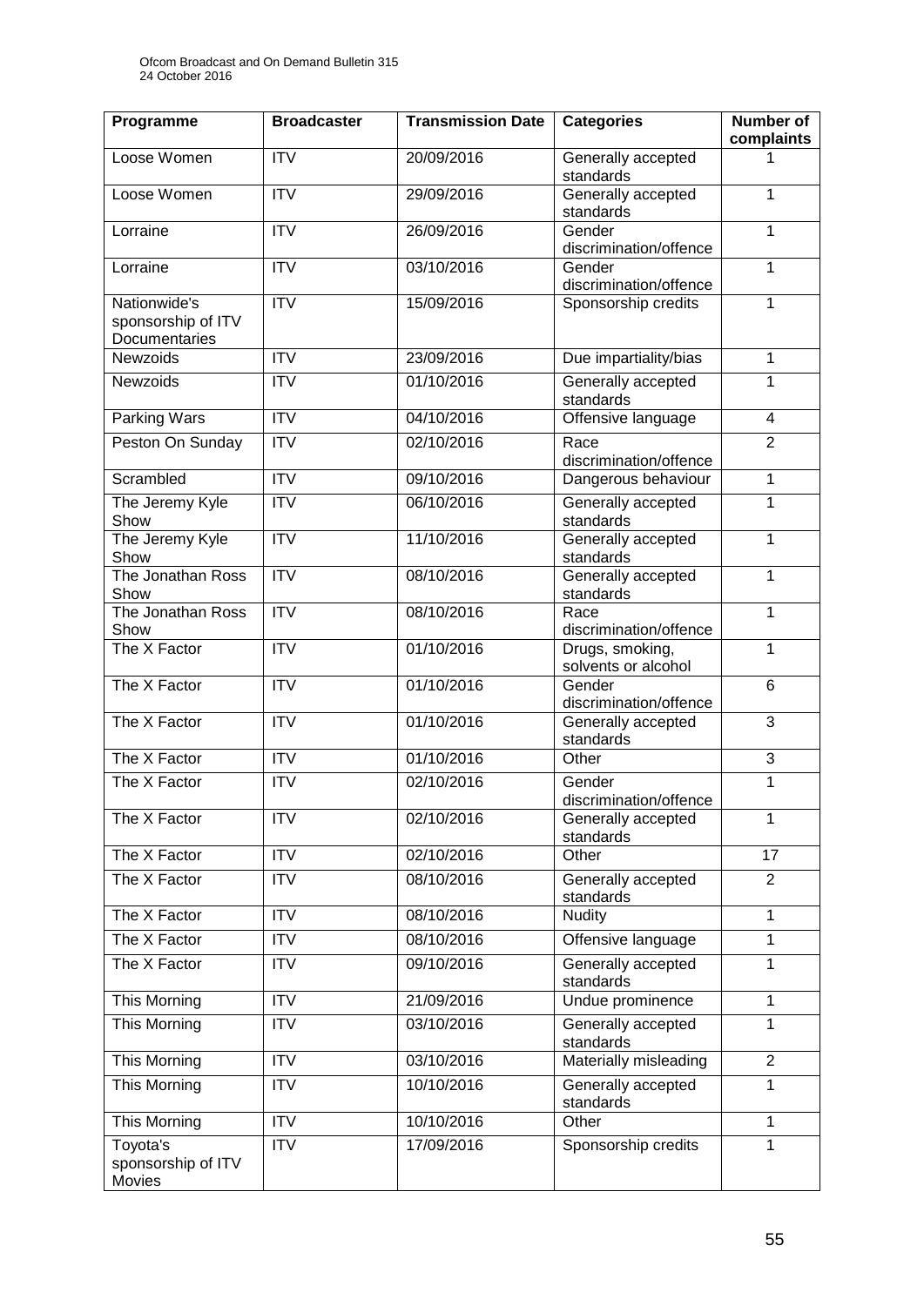| Programme | Broadcaster | Transmission Date | Categories | Number of complaints |
|---|---|---|---|---|
| Loose Women | ITV | 20/09/2016 | Generally accepted standards | 1 |
| Loose Women | ITV | 29/09/2016 | Generally accepted standards | 1 |
| Lorraine | ITV | 26/09/2016 | Gender discrimination/offence | 1 |
| Lorraine | ITV | 03/10/2016 | Gender discrimination/offence | 1 |
| Nationwide's sponsorship of ITV Documentaries | ITV | 15/09/2016 | Sponsorship credits | 1 |
| Newzoids | ITV | 23/09/2016 | Due impartiality/bias | 1 |
| Newzoids | ITV | 01/10/2016 | Generally accepted standards | 1 |
| Parking Wars | ITV | 04/10/2016 | Offensive language | 4 |
| Peston On Sunday | ITV | 02/10/2016 | Race discrimination/offence | 2 |
| Scrambled | ITV | 09/10/2016 | Dangerous behaviour | 1 |
| The Jeremy Kyle Show | ITV | 06/10/2016 | Generally accepted standards | 1 |
| The Jeremy Kyle Show | ITV | 11/10/2016 | Generally accepted standards | 1 |
| The Jonathan Ross Show | ITV | 08/10/2016 | Generally accepted standards | 1 |
| The Jonathan Ross Show | ITV | 08/10/2016 | Race discrimination/offence | 1 |
| The X Factor | ITV | 01/10/2016 | Drugs, smoking, solvents or alcohol | 1 |
| The X Factor | ITV | 01/10/2016 | Gender discrimination/offence | 6 |
| The X Factor | ITV | 01/10/2016 | Generally accepted standards | 3 |
| The X Factor | ITV | 01/10/2016 | Other | 3 |
| The X Factor | ITV | 02/10/2016 | Gender discrimination/offence | 1 |
| The X Factor | ITV | 02/10/2016 | Generally accepted standards | 1 |
| The X Factor | ITV | 02/10/2016 | Other | 17 |
| The X Factor | ITV | 08/10/2016 | Generally accepted standards | 2 |
| The X Factor | ITV | 08/10/2016 | Nudity | 1 |
| The X Factor | ITV | 08/10/2016 | Offensive language | 1 |
| The X Factor | ITV | 09/10/2016 | Generally accepted standards | 1 |
| This Morning | ITV | 21/09/2016 | Undue prominence | 1 |
| This Morning | ITV | 03/10/2016 | Generally accepted standards | 1 |
| This Morning | ITV | 03/10/2016 | Materially misleading | 2 |
| This Morning | ITV | 10/10/2016 | Generally accepted standards | 1 |
| This Morning | ITV | 10/10/2016 | Other | 1 |
| Toyota's sponsorship of ITV Movies | ITV | 17/09/2016 | Sponsorship credits | 1 |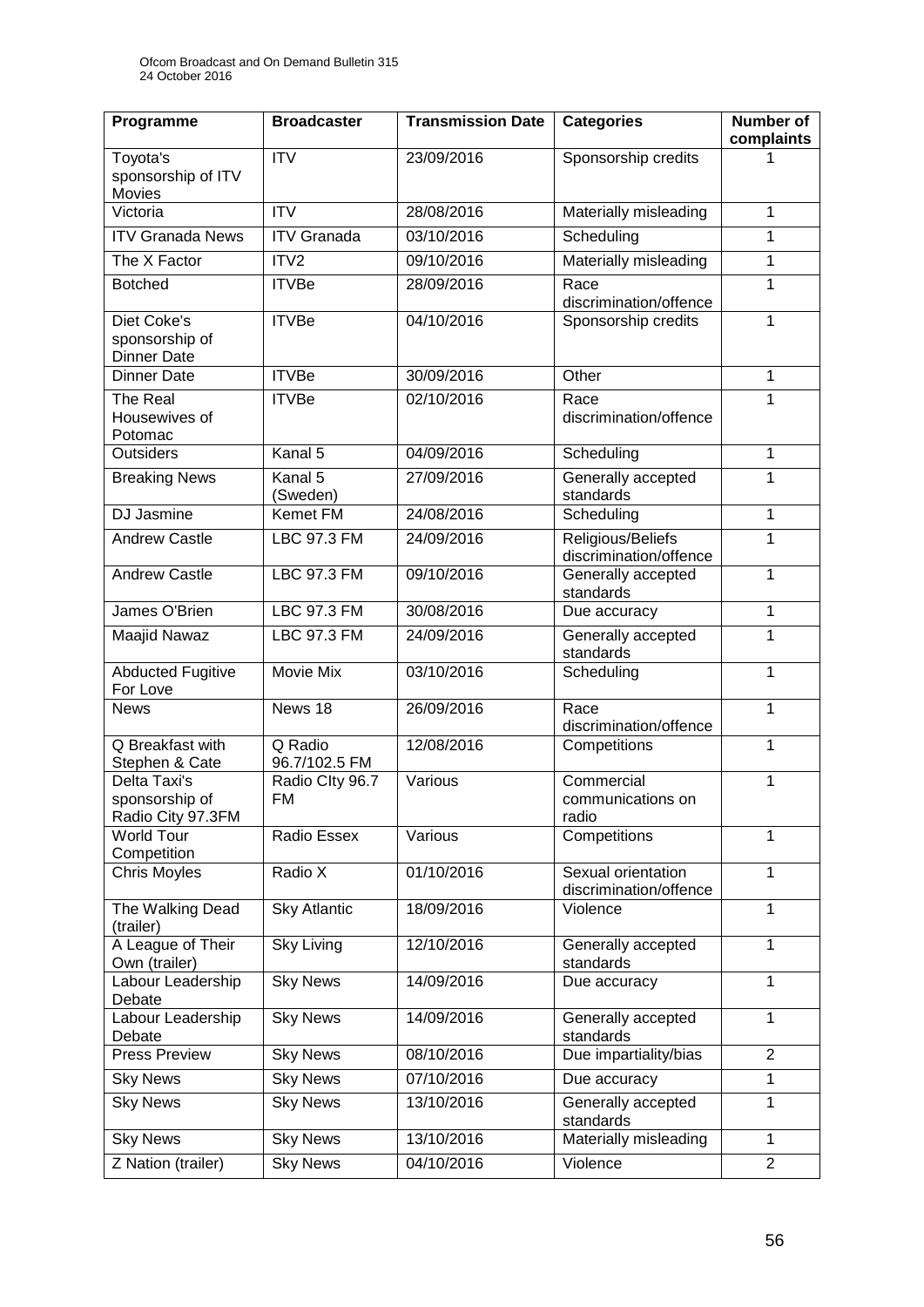| Programme | Broadcaster | Transmission Date | Categories | Number of complaints |
|---|---|---|---|---|
| Toyota's sponsorship of ITV Movies | ITV | 23/09/2016 | Sponsorship credits | 1 |
| Victoria | ITV | 28/08/2016 | Materially misleading | 1 |
| ITV Granada News | ITV Granada | 03/10/2016 | Scheduling | 1 |
| The X Factor | ITV2 | 09/10/2016 | Materially misleading | 1 |
| Botched | ITVBe | 28/09/2016 | Race discrimination/offence | 1 |
| Diet Coke's sponsorship of Dinner Date | ITVBe | 04/10/2016 | Sponsorship credits | 1 |
| Dinner Date | ITVBe | 30/09/2016 | Other | 1 |
| The Real Housewives of Potomac | ITVBe | 02/10/2016 | Race discrimination/offence | 1 |
| Outsiders | Kanal 5 | 04/09/2016 | Scheduling | 1 |
| Breaking News | Kanal 5 (Sweden) | 27/09/2016 | Generally accepted standards | 1 |
| DJ Jasmine | Kemet FM | 24/08/2016 | Scheduling | 1 |
| Andrew Castle | LBC 97.3 FM | 24/09/2016 | Religious/Beliefs discrimination/offence | 1 |
| Andrew Castle | LBC 97.3 FM | 09/10/2016 | Generally accepted standards | 1 |
| James O'Brien | LBC 97.3 FM | 30/08/2016 | Due accuracy | 1 |
| Maajid Nawaz | LBC 97.3 FM | 24/09/2016 | Generally accepted standards | 1 |
| Abducted Fugitive For Love | Movie Mix | 03/10/2016 | Scheduling | 1 |
| News | News 18 | 26/09/2016 | Race discrimination/offence | 1 |
| Q Breakfast with Stephen & Cate | Q Radio 96.7/102.5 FM | 12/08/2016 | Competitions | 1 |
| Delta Taxi's sponsorship of Radio City 97.3FM | Radio CIty 96.7 FM | Various | Commercial communications on radio | 1 |
| World Tour Competition | Radio Essex | Various | Competitions | 1 |
| Chris Moyles | Radio X | 01/10/2016 | Sexual orientation discrimination/offence | 1 |
| The Walking Dead (trailer) | Sky Atlantic | 18/09/2016 | Violence | 1 |
| A League of Their Own (trailer) | Sky Living | 12/10/2016 | Generally accepted standards | 1 |
| Labour Leadership Debate | Sky News | 14/09/2016 | Due accuracy | 1 |
| Labour Leadership Debate | Sky News | 14/09/2016 | Generally accepted standards | 1 |
| Press Preview | Sky News | 08/10/2016 | Due impartiality/bias | 2 |
| Sky News | Sky News | 07/10/2016 | Due accuracy | 1 |
| Sky News | Sky News | 13/10/2016 | Generally accepted standards | 1 |
| Sky News | Sky News | 13/10/2016 | Materially misleading | 1 |
| Z Nation (trailer) | Sky News | 04/10/2016 | Violence | 2 |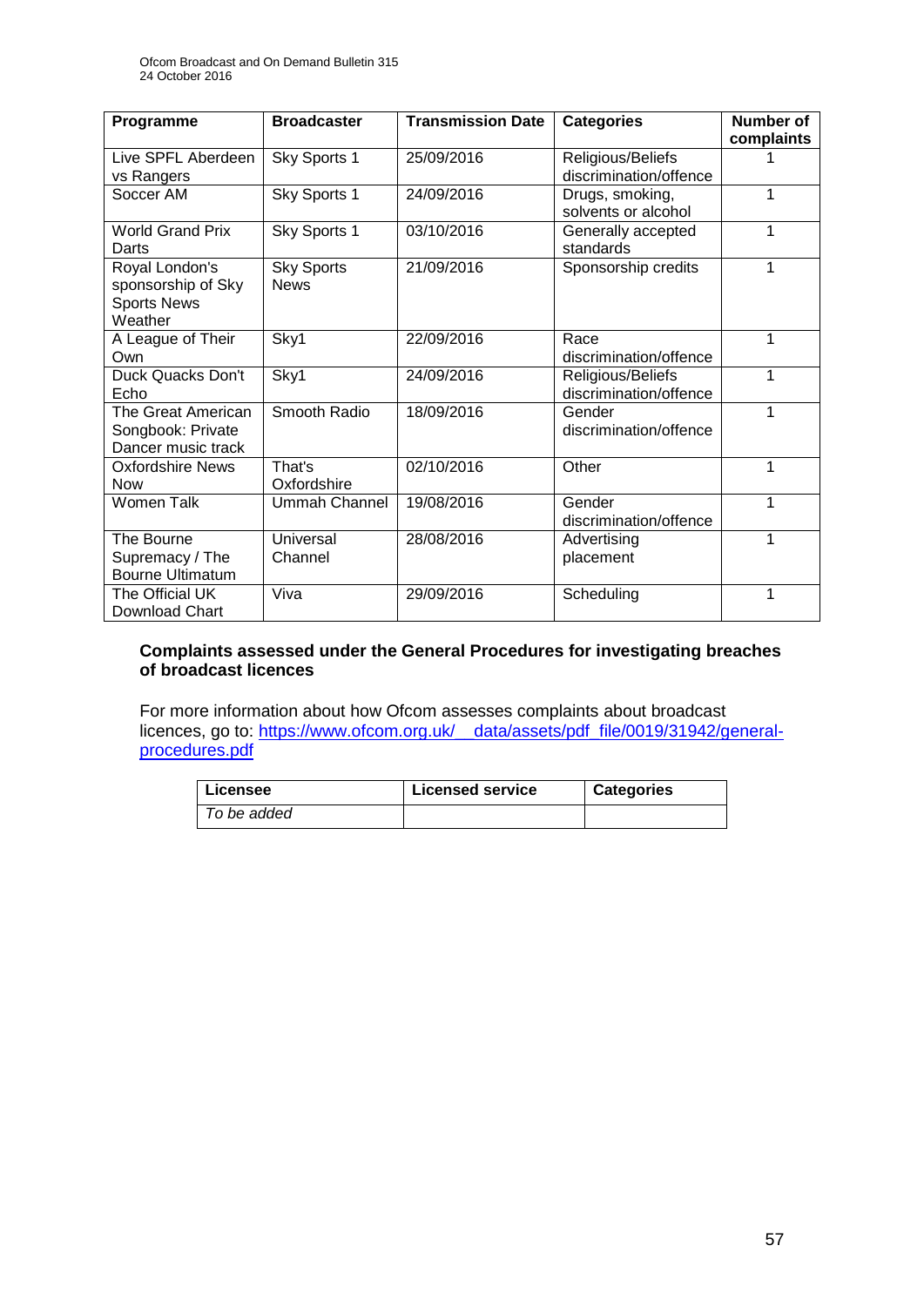| Programme | Broadcaster | Transmission Date | Categories | Number of complaints |
|---|---|---|---|---|
| Live SPFL Aberdeen vs Rangers | Sky Sports 1 | 25/09/2016 | Religious/Beliefs discrimination/offence | 1 |
| Soccer AM | Sky Sports 1 | 24/09/2016 | Drugs, smoking, solvents or alcohol | 1 |
| World Grand Prix Darts | Sky Sports 1 | 03/10/2016 | Generally accepted standards | 1 |
| Royal London's sponsorship of Sky Sports News Weather | Sky Sports News | 21/09/2016 | Sponsorship credits | 1 |
| A League of Their Own | Sky1 | 22/09/2016 | Race discrimination/offence | 1 |
| Duck Quacks Don't Echo | Sky1 | 24/09/2016 | Religious/Beliefs discrimination/offence | 1 |
| The Great American Songbook: Private Dancer music track | Smooth Radio | 18/09/2016 | Gender discrimination/offence | 1 |
| Oxfordshire News Now | That's Oxfordshire | 02/10/2016 | Other | 1 |
| Women Talk | Ummah Channel | 19/08/2016 | Gender discrimination/offence | 1 |
| The Bourne Supremacy / The Bourne Ultimatum | Universal Channel | 28/08/2016 | Advertising placement | 1 |
| The Official UK Download Chart | Viva | 29/09/2016 | Scheduling | 1 |

**Complaints assessed under the General Procedures for investigating breaches of broadcast licences**

For more information about how Ofcom assesses complaints about broadcast licences, go to: https://www.ofcom.org.uk/__data/assets/pdf_file/0019/31942/general-procedures.pdf

| Licensee | Licensed service | Categories |
|---|---|---|
| *To be added* | | |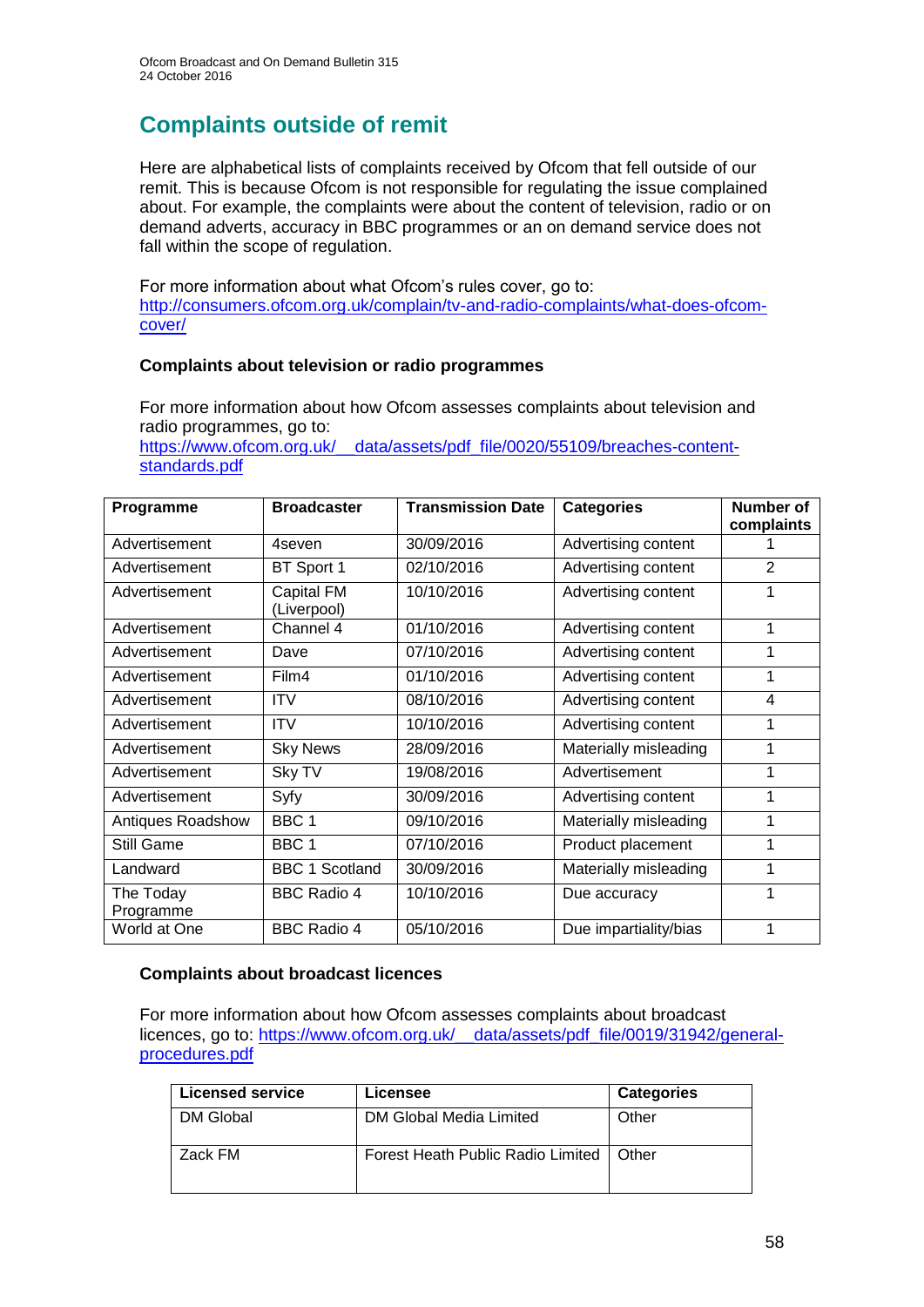# Complaints outside of remit

Here are alphabetical lists of complaints received by Ofcom that fell outside of our remit. This is because Ofcom is not responsible for regulating the issue complained about. For example, the complaints were about the content of television, radio or on demand adverts, accuracy in BBC programmes or an on demand service does not fall within the scope of regulation.

For more information about what Ofcom's rules cover, go to: [http://consumers.ofcom.org.uk/complain/tv-and-radio-complaints/what-does-ofcom-cover/](http://consumers.ofcom.org.uk/complain/tv-and-radio-complaints/what-does-ofcom-cover/)

### Complaints about television or radio programmes

For more information about how Ofcom assesses complaints about television and radio programmes, go to: [https://www.ofcom.org.uk/__data/assets/pdf_file/0020/55109/breaches-content-standards.pdf](https://www.ofcom.org.uk/__data/assets/pdf_file/0020/55109/breaches-content-standards.pdf)

| Programme | Broadcaster | Transmission Date | Categories | Number of complaints |
|---|---|---|---|---|
| Advertisement | 4seven | 30/09/2016 | Advertising content | 1 |
| Advertisement | BT Sport 1 | 02/10/2016 | Advertising content | 2 |
| Advertisement | Capital FM (Liverpool) | 10/10/2016 | Advertising content | 1 |
| Advertisement | Channel 4 | 01/10/2016 | Advertising content | 1 |
| Advertisement | Dave | 07/10/2016 | Advertising content | 1 |
| Advertisement | Film4 | 01/10/2016 | Advertising content | 1 |
| Advertisement | ITV | 08/10/2016 | Advertising content | 4 |
| Advertisement | ITV | 10/10/2016 | Advertising content | 1 |
| Advertisement | Sky News | 28/09/2016 | Materially misleading | 1 |
| Advertisement | Sky TV | 19/08/2016 | Advertisement | 1 |
| Advertisement | Syfy | 30/09/2016 | Advertising content | 1 |
| Antiques Roadshow | BBC 1 | 09/10/2016 | Materially misleading | 1 |
| Still Game | BBC 1 | 07/10/2016 | Product placement | 1 |
| Landward | BBC 1 Scotland | 30/09/2016 | Materially misleading | 1 |
| The Today Programme | BBC Radio 4 | 10/10/2016 | Due accuracy | 1 |
| World at One | BBC Radio 4 | 05/10/2016 | Due impartiality/bias | 1 |

### Complaints about broadcast licences

For more information about how Ofcom assesses complaints about broadcast licences, go to: [https://www.ofcom.org.uk/__data/assets/pdf_file/0019/31942/general-procedures.pdf](https://www.ofcom.org.uk/__data/assets/pdf_file/0019/31942/general-procedures.pdf)

| Licensed service | Licensee | Categories |
|---|---|---|
| DM Global | DM Global Media Limited | Other |
| Zack FM | Forest Heath Public Radio Limited | Other |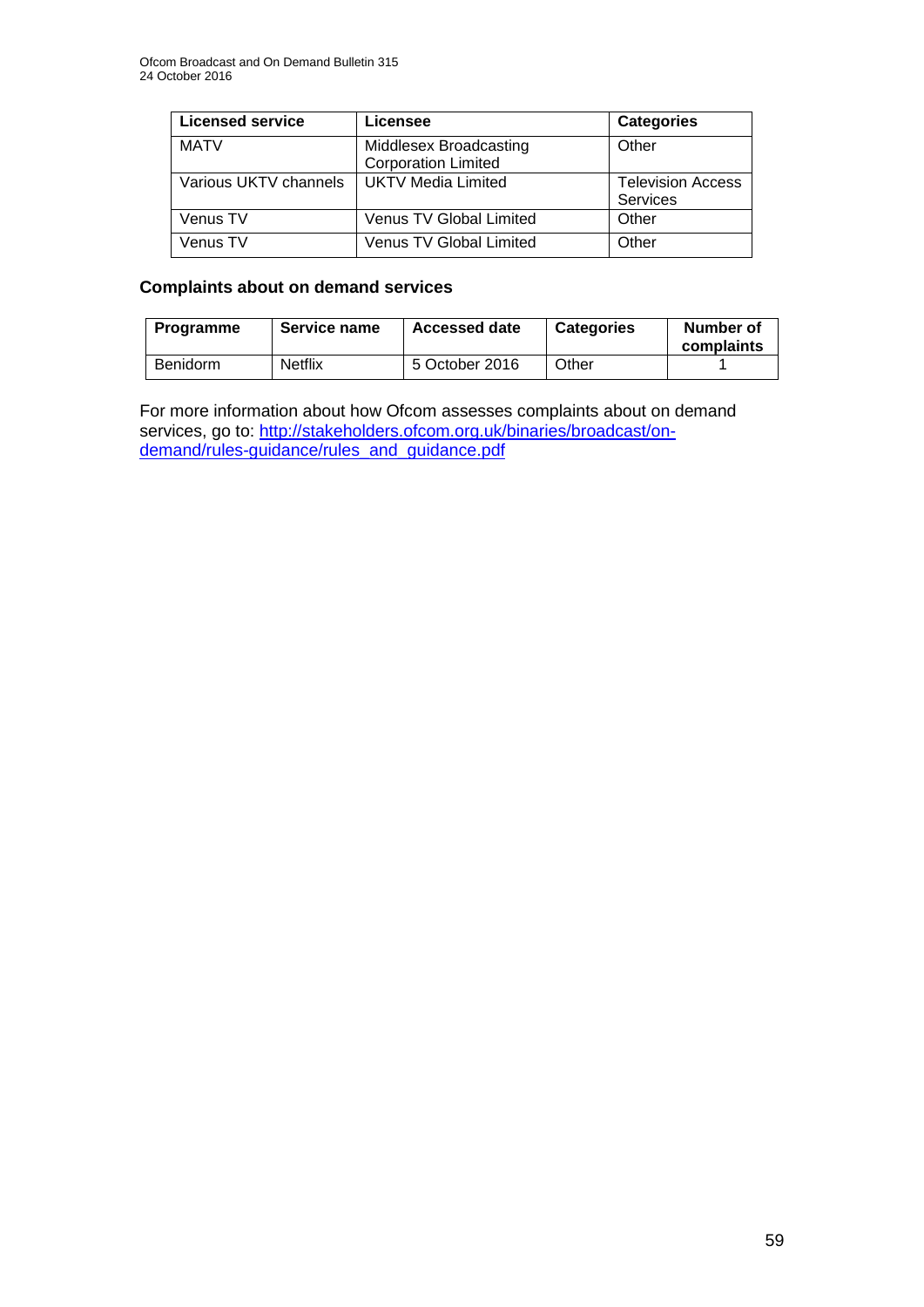| Licensed service | Licensee | Categories |
| --- | --- | --- |
| MATV | Middlesex Broadcasting Corporation Limited | Other |
| Various UKTV channels | UKTV Media Limited | Television Access Services |
| Venus TV | Venus TV Global Limited | Other |
| Venus TV | Venus TV Global Limited | Other |

#### Complaints about on demand services

| Programme | Service name | Accessed date | Categories | Number of complaints |
| --- | --- | --- | --- | --- |
| Benidorm | Netflix | 5 October 2016 | Other | 1 |

For more information about how Ofcom assesses complaints about on demand services, go to: [http://stakeholders.ofcom.org.uk/binaries/broadcast/on-demand/rules-guidance/rules_and_guidance.pdf](http://stakeholders.ofcom.org.uk/binaries/broadcast/on-demand/rules-guidance/rules_and_guidance.pdf)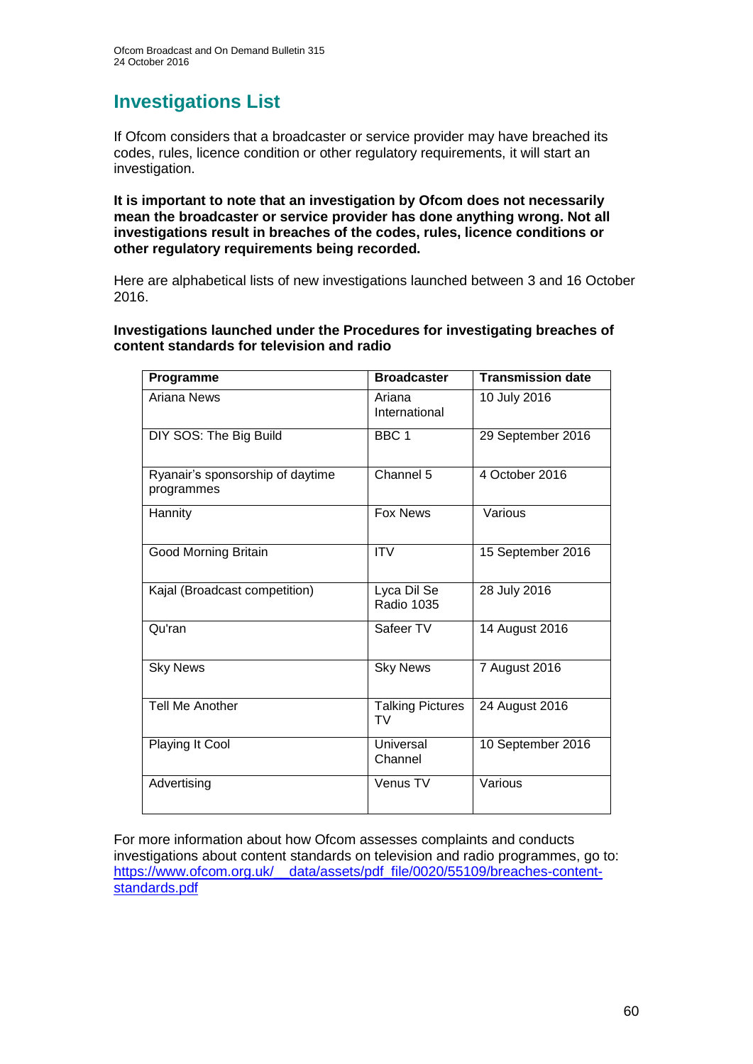# Investigations List

If Ofcom considers that a broadcaster or service provider may have breached its codes, rules, licence condition or other regulatory requirements, it will start an investigation.

**It is important to note that an investigation by Ofcom does not necessarily mean the broadcaster or service provider has done anything wrong. Not all investigations result in breaches of the codes, rules, licence conditions or other regulatory requirements being recorded.**

Here are alphabetical lists of new investigations launched between 3 and 16 October 2016.

**Investigations launched under the Procedures for investigating breaches of content standards for television and radio**

| Programme | Broadcaster | Transmission date |
|---|---|---|
| Ariana News | Ariana International | 10 July 2016 |
| DIY SOS: The Big Build | BBC 1 | 29 September 2016 |
| Ryanair's sponsorship of daytime programmes | Channel 5 | 4 October 2016 |
| Hannity | Fox News | Various |
| Good Morning Britain | ITV | 15 September 2016 |
| Kajal (Broadcast competition) | Lyca Dil Se Radio 1035 | 28 July 2016 |
| Qu'ran | Safeer TV | 14 August 2016 |
| Sky News | Sky News | 7 August 2016 |
| Tell Me Another | Talking Pictures TV | 24 August 2016 |
| Playing It Cool | Universal Channel | 10 September 2016 |
| Advertising | Venus TV | Various |

For more information about how Ofcom assesses complaints and conducts investigations about content standards on television and radio programmes, go to: https://www.ofcom.org.uk/__data/assets/pdf_file/0020/55109/breaches-content-standards.pdf